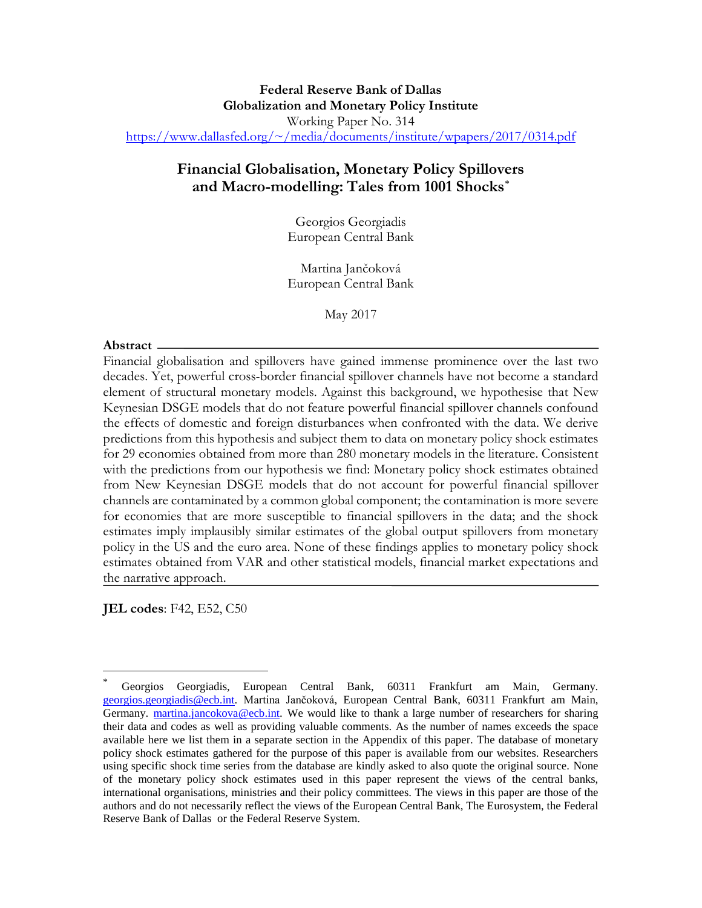**Federal Reserve Bank of Dallas**
**Globalization and Monetary Policy Institute**
Working Paper No. 314
https://www.dallasfed.org/~/media/documents/institute/wpapers/2017/0314.pdf

# Financial Globalisation, Monetary Policy Spillovers and Macro-modelling: Tales from 1001 Shocks[*]

Georgios Georgiadis
European Central Bank

Martina Jančoková
European Central Bank

May 2017

**Abstract**

Financial globalisation and spillovers have gained immense prominence over the last two decades. Yet, powerful cross-border financial spillover channels have not become a standard element of structural monetary models. Against this background, we hypothesise that New Keynesian DSGE models that do not feature powerful financial spillover channels confound the effects of domestic and foreign disturbances when confronted with the data. We derive predictions from this hypothesis and subject them to data on monetary policy shock estimates for 29 economies obtained from more than 280 monetary models in the literature. Consistent with the predictions from our hypothesis we find: Monetary policy shock estimates obtained from New Keynesian DSGE models that do not account for powerful financial spillover channels are contaminated by a common global component; the contamination is more severe for economies that are more susceptible to financial spillovers in the data; and the shock estimates imply implausibly similar estimates of the global output spillovers from monetary policy in the US and the euro area. None of these findings applies to monetary policy shock estimates obtained from VAR and other statistical models, financial market expectations and the narrative approach.

**JEL codes**: F42, E52, C50

---

[*] Georgios Georgiadis, European Central Bank, 60311 Frankfurt am Main, Germany. georgios.georgiadis@ecb.int. Martina Jančoková, European Central Bank, 60311 Frankfurt am Main, Germany. martina.jancokova@ecb.int. We would like to thank a large number of researchers for sharing their data and codes as well as providing valuable comments. As the number of names exceeds the space available here we list them in a separate section in the Appendix of this paper. The database of monetary policy shock estimates gathered for the purpose of this paper is available from our websites. Researchers using specific shock time series from the database are kindly asked to also quote the original source. None of the monetary policy shock estimates used in this paper represent the views of the central banks, international organisations, ministries and their policy committees. The views in this paper are those of the authors and do not necessarily reflect the views of the European Central Bank, The Eurosystem, the Federal Reserve Bank of Dallas or the Federal Reserve System.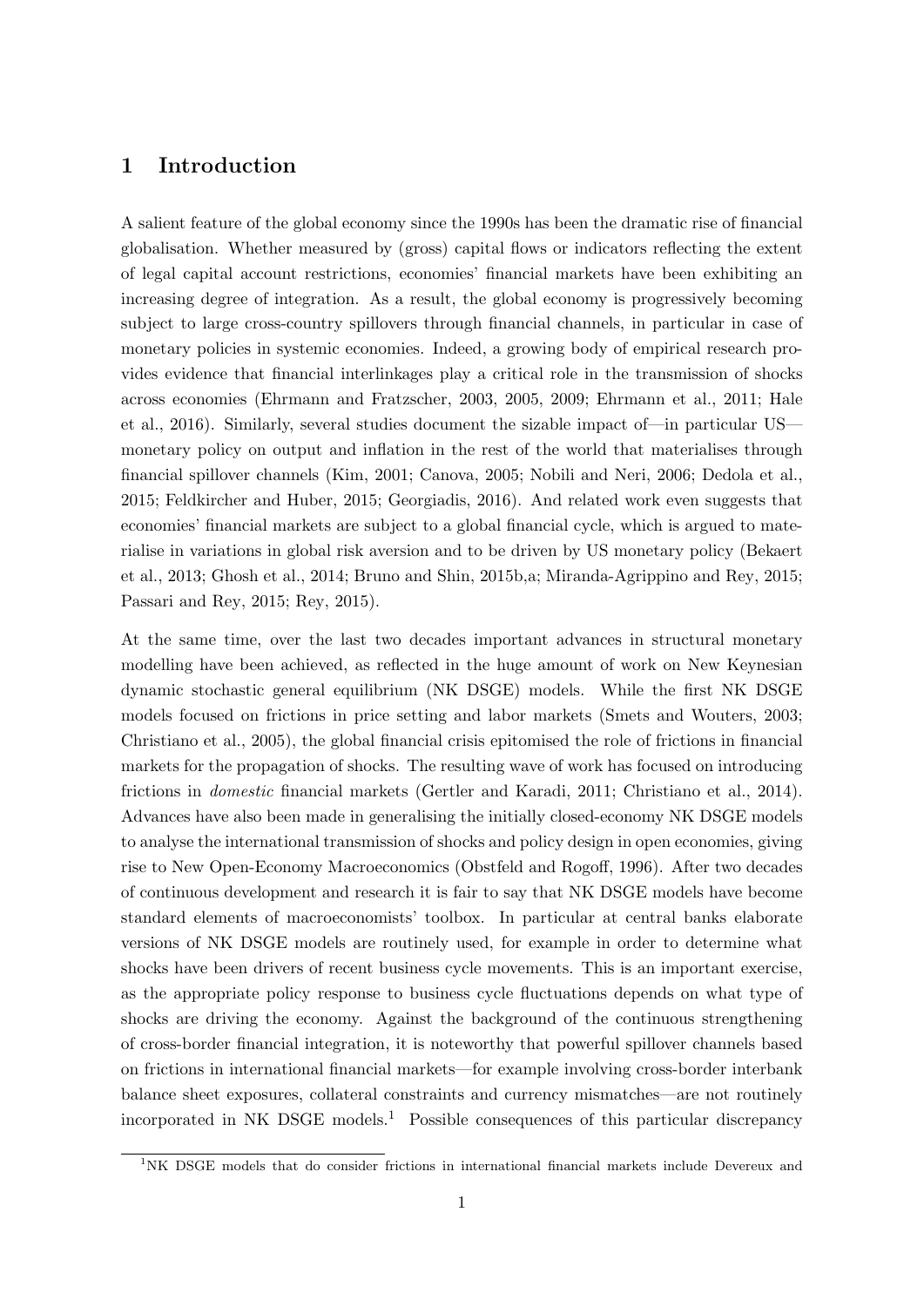# 1 Introduction

A salient feature of the global economy since the 1990s has been the dramatic rise of financial globalisation. Whether measured by (gross) capital flows or indicators reflecting the extent of legal capital account restrictions, economies' financial markets have been exhibiting an increasing degree of integration. As a result, the global economy is progressively becoming subject to large cross-country spillovers through financial channels, in particular in case of monetary policies in systemic economies. Indeed, a growing body of empirical research provides evidence that financial interlinkages play a critical role in the transmission of shocks across economies (Ehrmann and Fratzscher, 2003, 2005, 2009; Ehrmann et al., 2011; Hale et al., 2016). Similarly, several studies document the sizable impact of—in particular US—monetary policy on output and inflation in the rest of the world that materialises through financial spillover channels (Kim, 2001; Canova, 2005; Nobili and Neri, 2006; Dedola et al., 2015; Feldkircher and Huber, 2015; Georgiadis, 2016). And related work even suggests that economies' financial markets are subject to a global financial cycle, which is argued to materialise in variations in global risk aversion and to be driven by US monetary policy (Bekaert et al., 2013; Ghosh et al., 2014; Bruno and Shin, 2015b,a; Miranda-Agrippino and Rey, 2015; Passari and Rey, 2015; Rey, 2015).

At the same time, over the last two decades important advances in structural monetary modelling have been achieved, as reflected in the huge amount of work on New Keynesian dynamic stochastic general equilibrium (NK DSGE) models. While the first NK DSGE models focused on frictions in price setting and labor markets (Smets and Wouters, 2003; Christiano et al., 2005), the global financial crisis epitomised the role of frictions in financial markets for the propagation of shocks. The resulting wave of work has focused on introducing frictions in *domestic* financial markets (Gertler and Karadi, 2011; Christiano et al., 2014). Advances have also been made in generalising the initially closed-economy NK DSGE models to analyse the international transmission of shocks and policy design in open economies, giving rise to New Open-Economy Macroeconomics (Obstfeld and Rogoff, 1996). After two decades of continuous development and research it is fair to say that NK DSGE models have become standard elements of macroeconomists' toolbox. In particular at central banks elaborate versions of NK DSGE models are routinely used, for example in order to determine what shocks have been drivers of recent business cycle movements. This is an important exercise, as the appropriate policy response to business cycle fluctuations depends on what type of shocks are driving the economy. Against the background of the continuous strengthening of cross-border financial integration, it is noteworthy that powerful spillover channels based on frictions in international financial markets—for example involving cross-border interbank balance sheet exposures, collateral constraints and currency mismatches—are not routinely incorporated in NK DSGE models.[1] Possible consequences of this particular discrepancy

[1] NK DSGE models that do consider frictions in international financial markets include Devereux and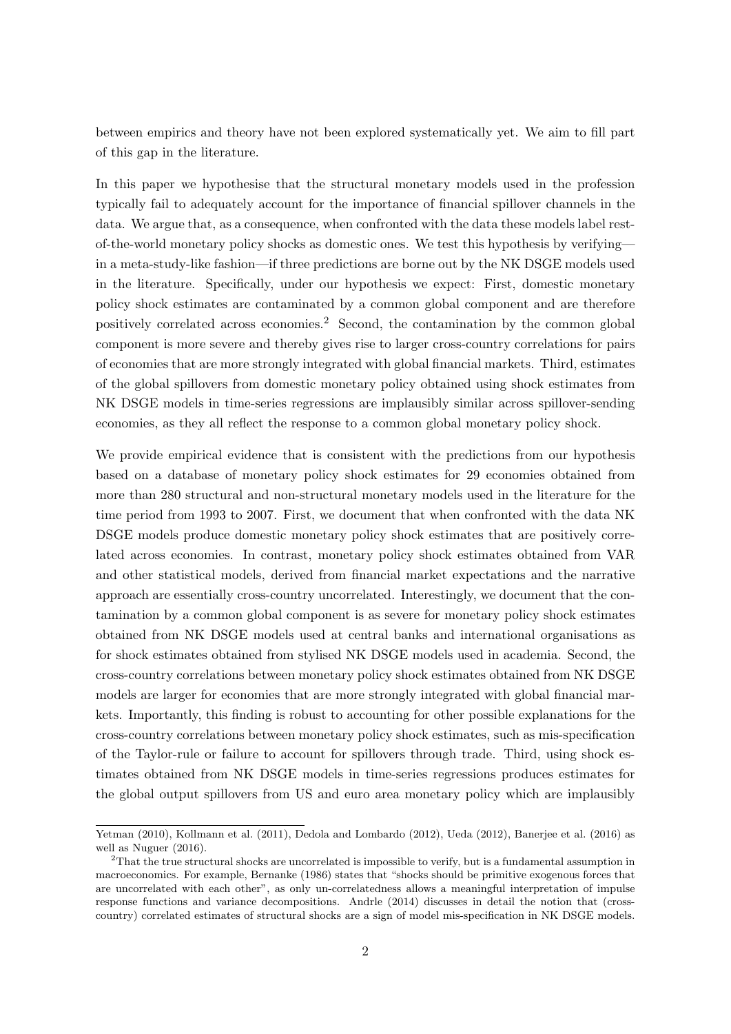between empirics and theory have not been explored systematically yet. We aim to fill part of this gap in the literature.

In this paper we hypothesise that the structural monetary models used in the profession typically fail to adequately account for the importance of financial spillover channels in the data. We argue that, as a consequence, when confronted with the data these models label rest-of-the-world monetary policy shocks as domestic ones. We test this hypothesis by verifying—in a meta-study-like fashion—if three predictions are borne out by the NK DSGE models used in the literature. Specifically, under our hypothesis we expect: First, domestic monetary policy shock estimates are contaminated by a common global component and are therefore positively correlated across economies.[2] Second, the contamination by the common global component is more severe and thereby gives rise to larger cross-country correlations for pairs of economies that are more strongly integrated with global financial markets. Third, estimates of the global spillovers from domestic monetary policy obtained using shock estimates from NK DSGE models in time-series regressions are implausibly similar across spillover-sending economies, as they all reflect the response to a common global monetary policy shock.

We provide empirical evidence that is consistent with the predictions from our hypothesis based on a database of monetary policy shock estimates for 29 economies obtained from more than 280 structural and non-structural monetary models used in the literature for the time period from 1993 to 2007. First, we document that when confronted with the data NK DSGE models produce domestic monetary policy shock estimates that are positively correlated across economies. In contrast, monetary policy shock estimates obtained from VAR and other statistical models, derived from financial market expectations and the narrative approach are essentially cross-country uncorrelated. Interestingly, we document that the contamination by a common global component is as severe for monetary policy shock estimates obtained from NK DSGE models used at central banks and international organisations as for shock estimates obtained from stylised NK DSGE models used in academia. Second, the cross-country correlations between monetary policy shock estimates obtained from NK DSGE models are larger for economies that are more strongly integrated with global financial markets. Importantly, this finding is robust to accounting for other possible explanations for the cross-country correlations between monetary policy shock estimates, such as mis-specification of the Taylor-rule or failure to account for spillovers through trade. Third, using shock estimates obtained from NK DSGE models in time-series regressions produces estimates for the global output spillovers from US and euro area monetary policy which are implausibly

---

Yetman (2010), Kollmann et al. (2011), Dedola and Lombardo (2012), Ueda (2012), Banerjee et al. (2016) as well as Nuguer (2016).

[2] That the true structural shocks are uncorrelated is impossible to verify, but is a fundamental assumption in macroeconomics. For example, Bernanke (1986) states that "shocks should be primitive exogenous forces that are uncorrelated with each other", as only un-correlatedness allows a meaningful interpretation of impulse response functions and variance decompositions. Andrle (2014) discusses in detail the notion that (cross-country) correlated estimates of structural shocks are a sign of model mis-specification in NK DSGE models.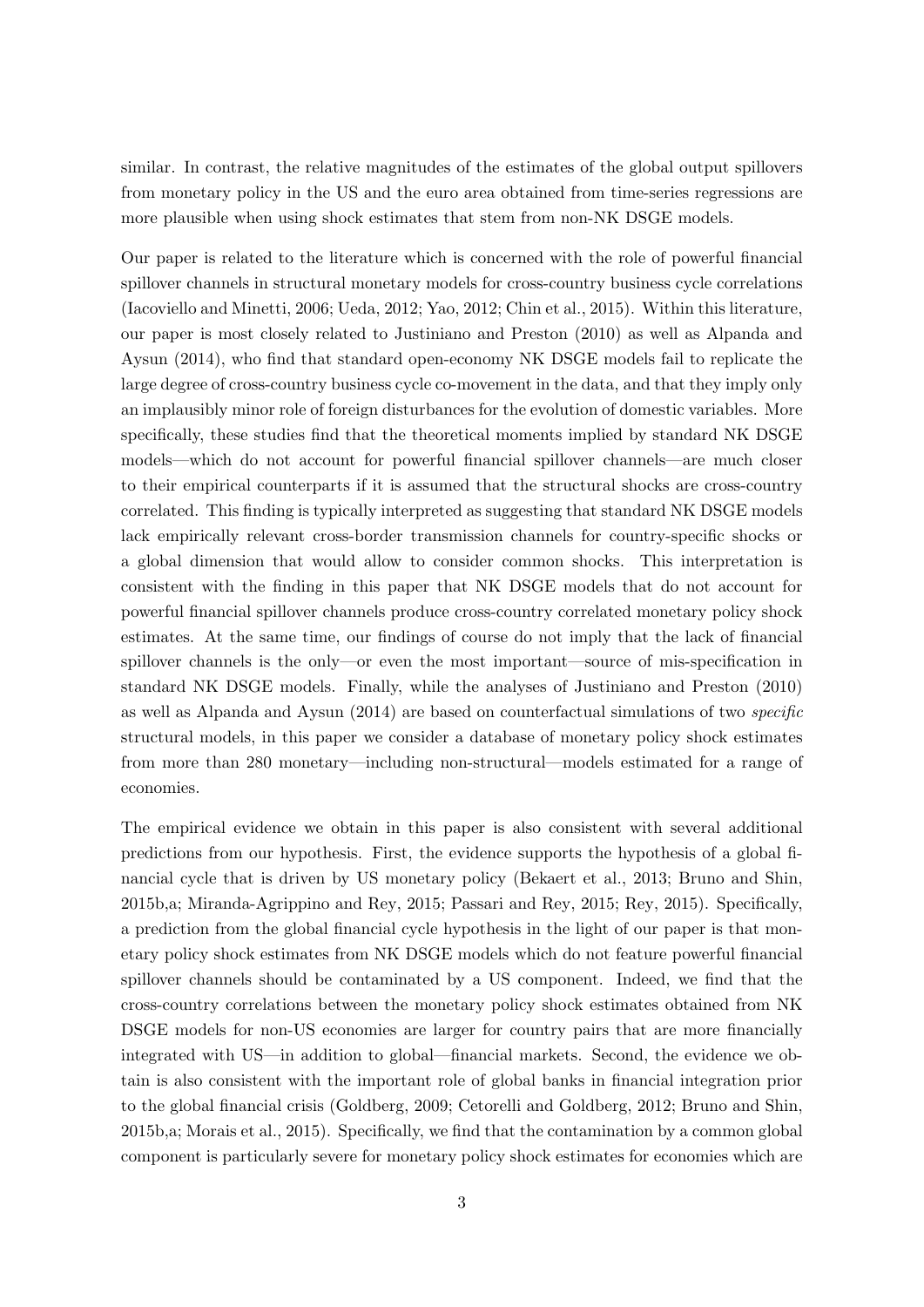similar. In contrast, the relative magnitudes of the estimates of the global output spillovers from monetary policy in the US and the euro area obtained from time-series regressions are more plausible when using shock estimates that stem from non-NK DSGE models.

Our paper is related to the literature which is concerned with the role of powerful financial spillover channels in structural monetary models for cross-country business cycle correlations (Iacoviello and Minetti, 2006; Ueda, 2012; Yao, 2012; Chin et al., 2015). Within this literature, our paper is most closely related to Justiniano and Preston (2010) as well as Alpanda and Aysun (2014), who find that standard open-economy NK DSGE models fail to replicate the large degree of cross-country business cycle co-movement in the data, and that they imply only an implausibly minor role of foreign disturbances for the evolution of domestic variables. More specifically, these studies find that the theoretical moments implied by standard NK DSGE models—which do not account for powerful financial spillover channels—are much closer to their empirical counterparts if it is assumed that the structural shocks are cross-country correlated. This finding is typically interpreted as suggesting that standard NK DSGE models lack empirically relevant cross-border transmission channels for country-specific shocks or a global dimension that would allow to consider common shocks. This interpretation is consistent with the finding in this paper that NK DSGE models that do not account for powerful financial spillover channels produce cross-country correlated monetary policy shock estimates. At the same time, our findings of course do not imply that the lack of financial spillover channels is the only—or even the most important—source of mis-specification in standard NK DSGE models. Finally, while the analyses of Justiniano and Preston (2010) as well as Alpanda and Aysun (2014) are based on counterfactual simulations of two *specific* structural models, in this paper we consider a database of monetary policy shock estimates from more than 280 monetary—including non-structural—models estimated for a range of economies.

The empirical evidence we obtain in this paper is also consistent with several additional predictions from our hypothesis. First, the evidence supports the hypothesis of a global financial cycle that is driven by US monetary policy (Bekaert et al., 2013; Bruno and Shin, 2015b,a; Miranda-Agrippino and Rey, 2015; Passari and Rey, 2015; Rey, 2015). Specifically, a prediction from the global financial cycle hypothesis in the light of our paper is that monetary policy shock estimates from NK DSGE models which do not feature powerful financial spillover channels should be contaminated by a US component. Indeed, we find that the cross-country correlations between the monetary policy shock estimates obtained from NK DSGE models for non-US economies are larger for country pairs that are more financially integrated with US—in addition to global—financial markets. Second, the evidence we obtain is also consistent with the important role of global banks in financial integration prior to the global financial crisis (Goldberg, 2009; Cetorelli and Goldberg, 2012; Bruno and Shin, 2015b,a; Morais et al., 2015). Specifically, we find that the contamination by a common global component is particularly severe for monetary policy shock estimates for economies which are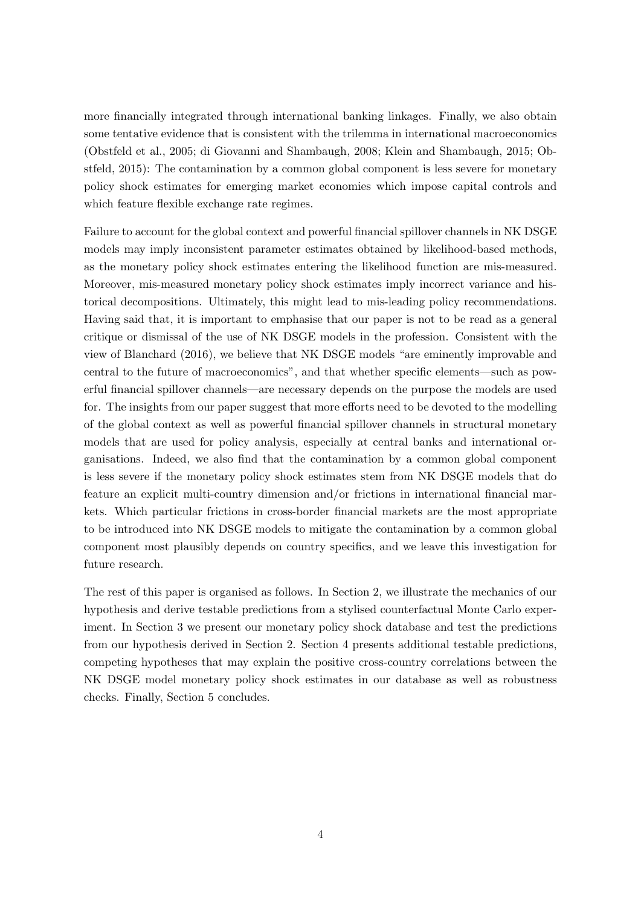more financially integrated through international banking linkages. Finally, we also obtain some tentative evidence that is consistent with the trilemma in international macroeconomics (Obstfeld et al., 2005; di Giovanni and Shambaugh, 2008; Klein and Shambaugh, 2015; Obstfeld, 2015): The contamination by a common global component is less severe for monetary policy shock estimates for emerging market economies which impose capital controls and which feature flexible exchange rate regimes.

Failure to account for the global context and powerful financial spillover channels in NK DSGE models may imply inconsistent parameter estimates obtained by likelihood-based methods, as the monetary policy shock estimates entering the likelihood function are mis-measured. Moreover, mis-measured monetary policy shock estimates imply incorrect variance and historical decompositions. Ultimately, this might lead to mis-leading policy recommendations. Having said that, it is important to emphasise that our paper is not to be read as a general critique or dismissal of the use of NK DSGE models in the profession. Consistent with the view of Blanchard (2016), we believe that NK DSGE models "are eminently improvable and central to the future of macroeconomics", and that whether specific elements—such as powerful financial spillover channels—are necessary depends on the purpose the models are used for. The insights from our paper suggest that more efforts need to be devoted to the modelling of the global context as well as powerful financial spillover channels in structural monetary models that are used for policy analysis, especially at central banks and international organisations. Indeed, we also find that the contamination by a common global component is less severe if the monetary policy shock estimates stem from NK DSGE models that do feature an explicit multi-country dimension and/or frictions in international financial markets. Which particular frictions in cross-border financial markets are the most appropriate to be introduced into NK DSGE models to mitigate the contamination by a common global component most plausibly depends on country specifics, and we leave this investigation for future research.

The rest of this paper is organised as follows. In Section 2, we illustrate the mechanics of our hypothesis and derive testable predictions from a stylised counterfactual Monte Carlo experiment. In Section 3 we present our monetary policy shock database and test the predictions from our hypothesis derived in Section 2. Section 4 presents additional testable predictions, competing hypotheses that may explain the positive cross-country correlations between the NK DSGE model monetary policy shock estimates in our database as well as robustness checks. Finally, Section 5 concludes.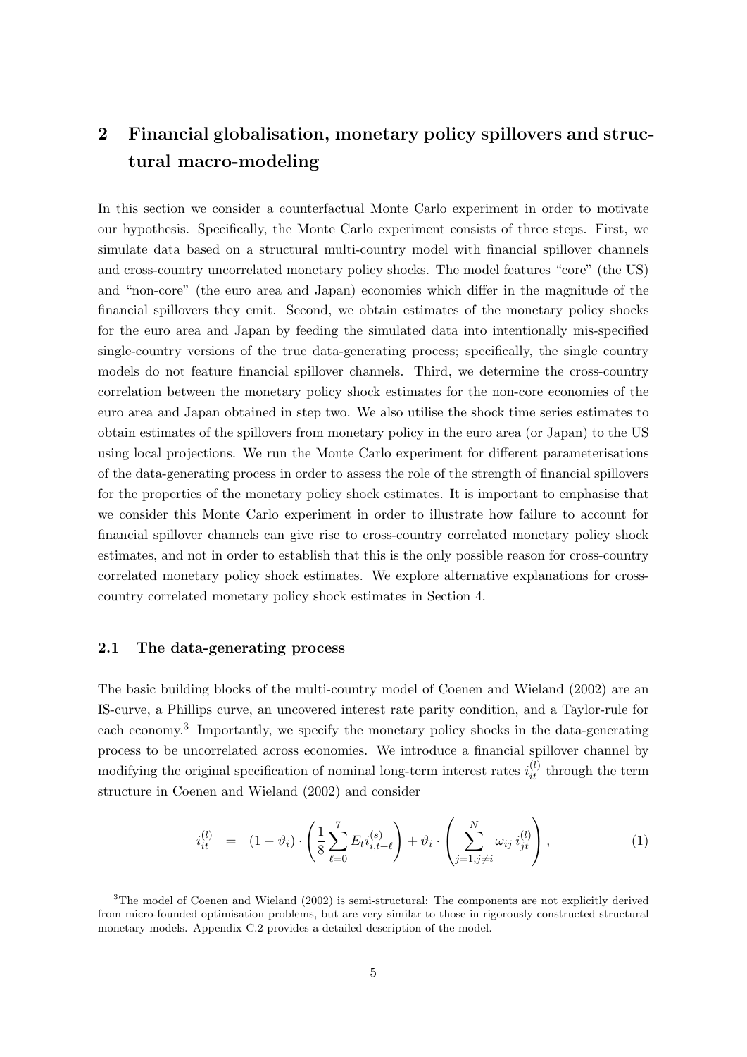## 2 Financial globalisation, monetary policy spillovers and structural macro-modeling

In this section we consider a counterfactual Monte Carlo experiment in order to motivate our hypothesis. Specifically, the Monte Carlo experiment consists of three steps. First, we simulate data based on a structural multi-country model with financial spillover channels and cross-country uncorrelated monetary policy shocks. The model features "core" (the US) and "non-core" (the euro area and Japan) economies which differ in the magnitude of the financial spillovers they emit. Second, we obtain estimates of the monetary policy shocks for the euro area and Japan by feeding the simulated data into intentionally mis-specified single-country versions of the true data-generating process; specifically, the single country models do not feature financial spillover channels. Third, we determine the cross-country correlation between the monetary policy shock estimates for the non-core economies of the euro area and Japan obtained in step two. We also utilise the shock time series estimates to obtain estimates of the spillovers from monetary policy in the euro area (or Japan) to the US using local projections. We run the Monte Carlo experiment for different parameterisations of the data-generating process in order to assess the role of the strength of financial spillovers for the properties of the monetary policy shock estimates. It is important to emphasise that we consider this Monte Carlo experiment in order to illustrate how failure to account for financial spillover channels can give rise to cross-country correlated monetary policy shock estimates, and not in order to establish that this is the only possible reason for cross-country correlated monetary policy shock estimates. We explore alternative explanations for cross-country correlated monetary policy shock estimates in Section 4.

### 2.1 The data-generating process

The basic building blocks of the multi-country model of Coenen and Wieland (2002) are an IS-curve, a Phillips curve, an uncovered interest rate parity condition, and a Taylor-rule for each economy.[3] Importantly, we specify the monetary policy shocks in the data-generating process to be uncorrelated across economies. We introduce a financial spillover channel by modifying the original specification of nominal long-term interest rates $i_{it}^{(l)}$ through the term structure in Coenen and Wieland (2002) and consider

$$i_{it}^{(l)} = (1-\vartheta_i) \cdot \left( \frac{1}{8} \sum_{\ell=0}^{7} E_t i_{i,t+\ell}^{(s)} \right) + \vartheta_i \cdot \left( \sum_{j=1, j\neq i}^{N} \omega_{ij} \, i_{jt}^{(l)} \right), \tag{1}$$

[3] The model of Coenen and Wieland (2002) is semi-structural: The components are not explicitly derived from micro-founded optimisation problems, but are very similar to those in rigorously constructed structural monetary models. Appendix C.2 provides a detailed description of the model.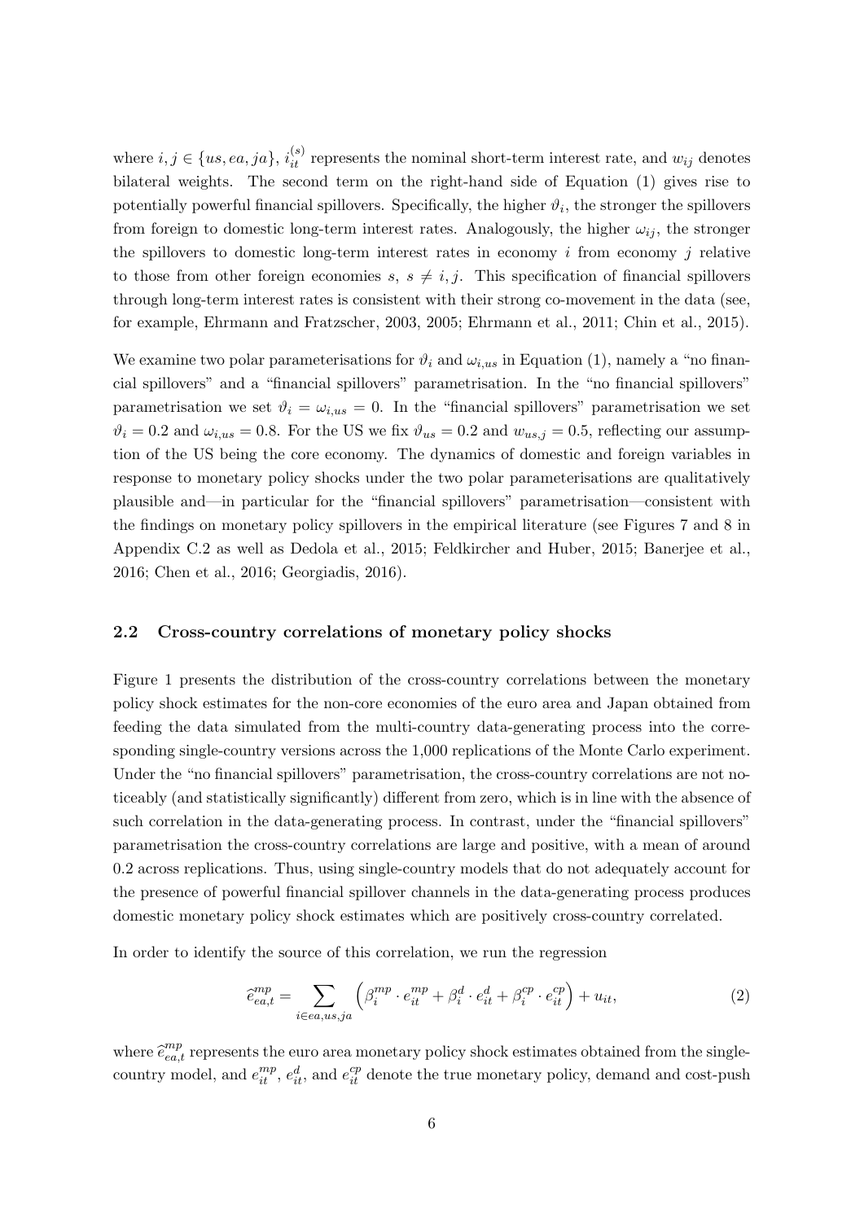where $i, j \in \{us, ea, ja\}$, $i_{it}^{(s)}$ represents the nominal short-term interest rate, and $w_{ij}$ denotes bilateral weights. The second term on the right-hand side of Equation (1) gives rise to potentially powerful financial spillovers. Specifically, the higher $\vartheta_i$, the stronger the spillovers from foreign to domestic long-term interest rates. Analogously, the higher $\omega_{ij}$, the stronger the spillovers to domestic long-term interest rates in economy $i$ from economy $j$ relative to those from other foreign economies $s$, $s \neq i, j$. This specification of financial spillovers through long-term interest rates is consistent with their strong co-movement in the data (see, for example, Ehrmann and Fratzscher, 2003, 2005; Ehrmann et al., 2011; Chin et al., 2015).

We examine two polar parameterisations for $\vartheta_i$ and $\omega_{i,us}$ in Equation (1), namely a "no financial spillovers" and a "financial spillovers" parametrisation. In the "no financial spillovers" parametrisation we set $\vartheta_i = \omega_{i,us} = 0$. In the "financial spillovers" parametrisation we set $\vartheta_i = 0.2$ and $\omega_{i,us} = 0.8$. For the US we fix $\vartheta_{us} = 0.2$ and $w_{us,j} = 0.5$, reflecting our assumption of the US being the core economy. The dynamics of domestic and foreign variables in response to monetary policy shocks under the two polar parameterisations are qualitatively plausible and—in particular for the "financial spillovers" parametrisation—consistent with the findings on monetary policy spillovers in the empirical literature (see Figures 7 and 8 in Appendix C.2 as well as Dedola et al., 2015; Feldkircher and Huber, 2015; Banerjee et al., 2016; Chen et al., 2016; Georgiadis, 2016).

### 2.2 Cross-country correlations of monetary policy shocks

Figure 1 presents the distribution of the cross-country correlations between the monetary policy shock estimates for the non-core economies of the euro area and Japan obtained from feeding the data simulated from the multi-country data-generating process into the corresponding single-country versions across the 1,000 replications of the Monte Carlo experiment. Under the "no financial spillovers" parametrisation, the cross-country correlations are not noticeably (and statistically significantly) different from zero, which is in line with the absence of such correlation in the data-generating process. In contrast, under the "financial spillovers" parametrisation the cross-country correlations are large and positive, with a mean of around 0.2 across replications. Thus, using single-country models that do not adequately account for the presence of powerful financial spillover channels in the data-generating process produces domestic monetary policy shock estimates which are positively cross-country correlated.

In order to identify the source of this correlation, we run the regression

$$\widehat{e}_{ea,t}^{mp} = \sum_{i \in ea,us,ja} \left( \beta_i^{mp} \cdot e_{it}^{mp} + \beta_i^{d} \cdot e_{it}^{d} + \beta_i^{cp} \cdot e_{it}^{cp} \right) + u_{it}, \tag{2}$$

where $\widehat{e}_{ea,t}^{mp}$ represents the euro area monetary policy shock estimates obtained from the single-country model, and $e_{it}^{mp}$, $e_{it}^{d}$, and $e_{it}^{cp}$ denote the true monetary policy, demand and cost-push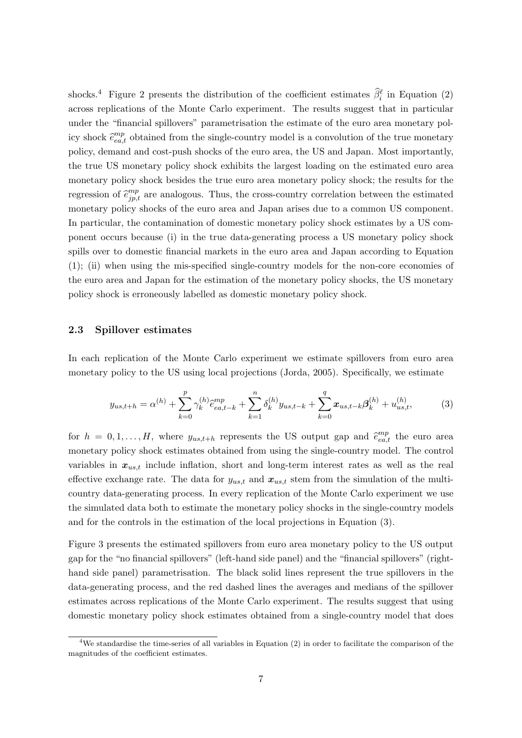shocks.[4] Figure 2 presents the distribution of the coefficient estimates $\widehat{\beta}_i^\ell$ in Equation (2) across replications of the Monte Carlo experiment. The results suggest that in particular under the "financial spillovers" parametrisation the estimate of the euro area monetary policy shock $\widehat{e}_{ea,t}^{mp}$ obtained from the single-country model is a convolution of the true monetary policy, demand and cost-push shocks of the euro area, the US and Japan. Most importantly, the true US monetary policy shock exhibits the largest loading on the estimated euro area monetary policy shock besides the true euro area monetary policy shock; the results for the regression of $\widehat{e}_{jp,t}^{mp}$ are analogous. Thus, the cross-country correlation between the estimated monetary policy shocks of the euro area and Japan arises due to a common US component. In particular, the contamination of domestic monetary policy shock estimates by a US component occurs because (i) in the true data-generating process a US monetary policy shock spills over to domestic financial markets in the euro area and Japan according to Equation (1); (ii) when using the mis-specified single-country models for the non-core economies of the euro area and Japan for the estimation of the monetary policy shocks, the US monetary policy shock is erroneously labelled as domestic monetary policy shock.

### 2.3 Spillover estimates

In each replication of the Monte Carlo experiment we estimate spillovers from euro area monetary policy to the US using local projections (Jorda, 2005). Specifically, we estimate

$$y_{us,t+h} = \alpha^{(h)} + \sum_{k=0}^{p} \gamma_k^{(h)} \widehat{e}_{ea,t-k}^{mp} + \sum_{k=1}^{n} \delta_k^{(h)} y_{us,t-k} + \sum_{k=0}^{q} \boldsymbol{x}_{us,t-k} \boldsymbol{\beta}_k^{(h)} + u_{us,t}^{(h)}, \tag{3}$$

for $h = 0, 1, \ldots, H$, where $y_{us,t+h}$ represents the US output gap and $\widehat{e}_{ea,t}^{mp}$ the euro area monetary policy shock estimates obtained from using the single-country model. The control variables in $\boldsymbol{x}_{us,t}$ include inflation, short and long-term interest rates as well as the real effective exchange rate. The data for $y_{us,t}$ and $\boldsymbol{x}_{us,t}$ stem from the simulation of the multi-country data-generating process. In every replication of the Monte Carlo experiment we use the simulated data both to estimate the monetary policy shocks in the single-country models and for the controls in the estimation of the local projections in Equation (3).

Figure 3 presents the estimated spillovers from euro area monetary policy to the US output gap for the "no financial spillovers" (left-hand side panel) and the "financial spillovers" (right-hand side panel) parametrisation. The black solid lines represent the true spillovers in the data-generating process, and the red dashed lines the averages and medians of the spillover estimates across replications of the Monte Carlo experiment. The results suggest that using domestic monetary policy shock estimates obtained from a single-country model that does

[4] We standardise the time-series of all variables in Equation (2) in order to facilitate the comparison of the magnitudes of the coefficient estimates.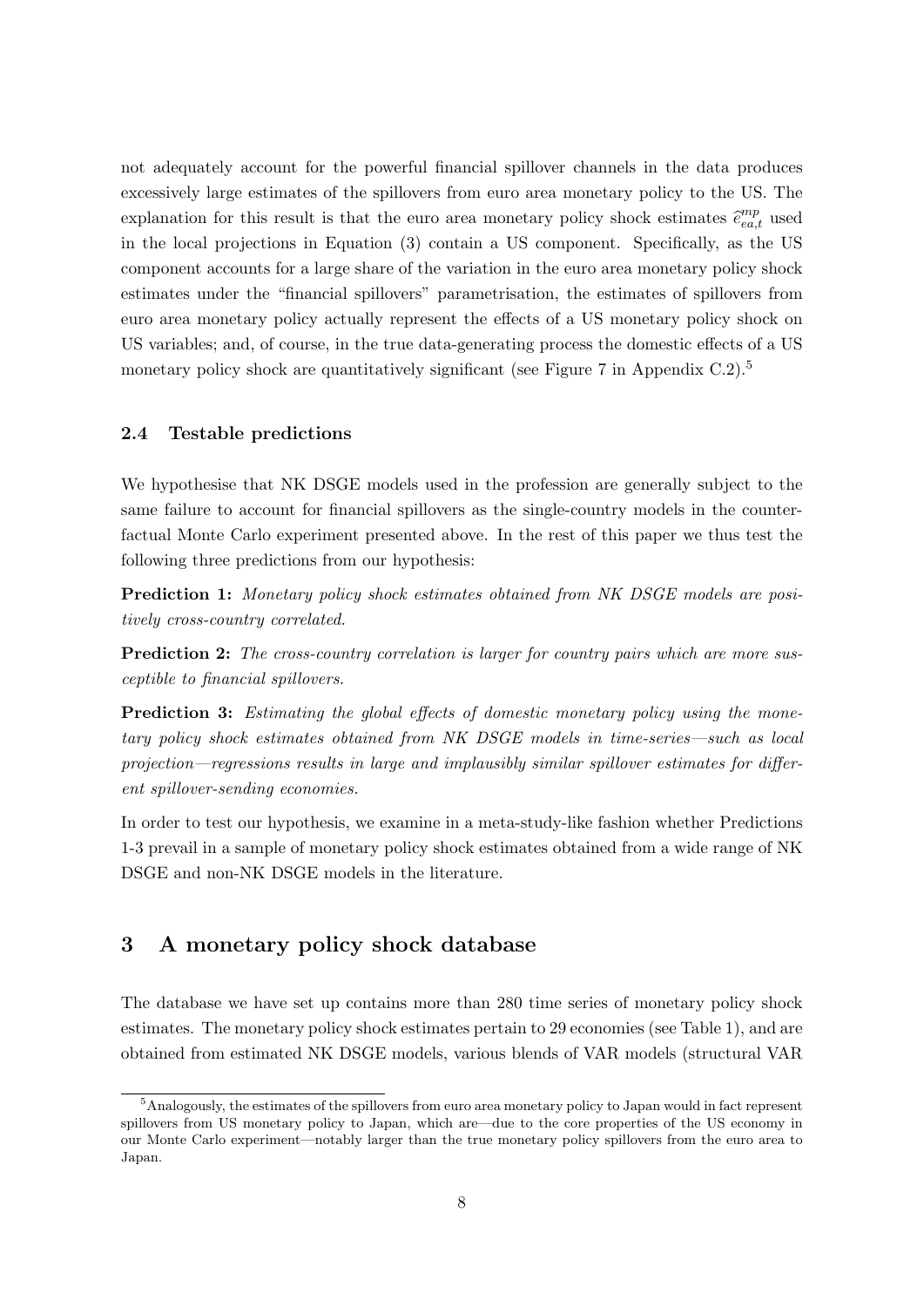not adequately account for the powerful financial spillover channels in the data produces excessively large estimates of the spillovers from euro area monetary policy to the US. The explanation for this result is that the euro area monetary policy shock estimates $\widehat{e}^{mp}_{ea,t}$ used in the local projections in Equation (3) contain a US component. Specifically, as the US component accounts for a large share of the variation in the euro area monetary policy shock estimates under the "financial spillovers" parametrisation, the estimates of spillovers from euro area monetary policy actually represent the effects of a US monetary policy shock on US variables; and, of course, in the true data-generating process the domestic effects of a US monetary policy shock are quantitatively significant (see Figure 7 in Appendix C.2).[5]

### 2.4 Testable predictions

We hypothesise that NK DSGE models used in the profession are generally subject to the same failure to account for financial spillovers as the single-country models in the counterfactual Monte Carlo experiment presented above. In the rest of this paper we thus test the following three predictions from our hypothesis:

**Prediction 1:** *Monetary policy shock estimates obtained from NK DSGE models are positively cross-country correlated.*

**Prediction 2:** *The cross-country correlation is larger for country pairs which are more susceptible to financial spillovers.*

**Prediction 3:** *Estimating the global effects of domestic monetary policy using the monetary policy shock estimates obtained from NK DSGE models in time-series—such as local projection—regressions results in large and implausibly similar spillover estimates for different spillover-sending economies.*

In order to test our hypothesis, we examine in a meta-study-like fashion whether Predictions 1-3 prevail in a sample of monetary policy shock estimates obtained from a wide range of NK DSGE and non-NK DSGE models in the literature.

## 3 A monetary policy shock database

The database we have set up contains more than 280 time series of monetary policy shock estimates. The monetary policy shock estimates pertain to 29 economies (see Table 1), and are obtained from estimated NK DSGE models, various blends of VAR models (structural VAR

[5] Analogously, the estimates of the spillovers from euro area monetary policy to Japan would in fact represent spillovers from US monetary policy to Japan, which are—due to the core properties of the US economy in our Monte Carlo experiment—notably larger than the true monetary policy spillovers from the euro area to Japan.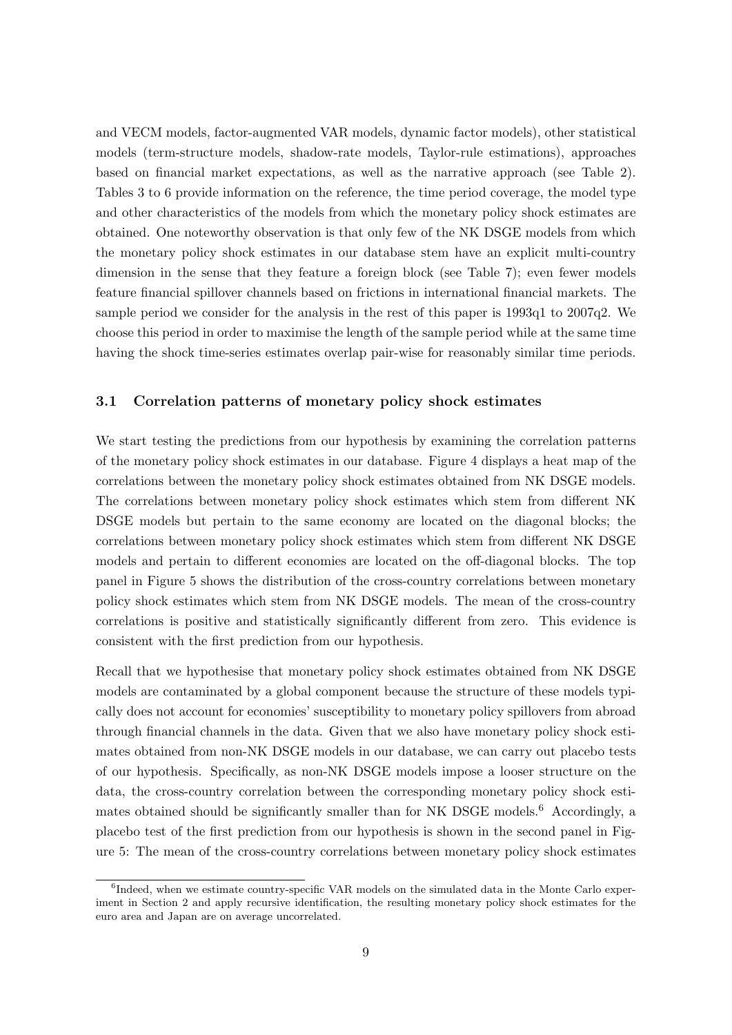and VECM models, factor-augmented VAR models, dynamic factor models), other statistical models (term-structure models, shadow-rate models, Taylor-rule estimations), approaches based on financial market expectations, as well as the narrative approach (see Table 2). Tables 3 to 6 provide information on the reference, the time period coverage, the model type and other characteristics of the models from which the monetary policy shock estimates are obtained. One noteworthy observation is that only few of the NK DSGE models from which the monetary policy shock estimates in our database stem have an explicit multi-country dimension in the sense that they feature a foreign block (see Table 7); even fewer models feature financial spillover channels based on frictions in international financial markets. The sample period we consider for the analysis in the rest of this paper is 1993q1 to 2007q2. We choose this period in order to maximise the length of the sample period while at the same time having the shock time-series estimates overlap pair-wise for reasonably similar time periods.

### 3.1 Correlation patterns of monetary policy shock estimates

We start testing the predictions from our hypothesis by examining the correlation patterns of the monetary policy shock estimates in our database. Figure 4 displays a heat map of the correlations between the monetary policy shock estimates obtained from NK DSGE models. The correlations between monetary policy shock estimates which stem from different NK DSGE models but pertain to the same economy are located on the diagonal blocks; the correlations between monetary policy shock estimates which stem from different NK DSGE models and pertain to different economies are located on the off-diagonal blocks. The top panel in Figure 5 shows the distribution of the cross-country correlations between monetary policy shock estimates which stem from NK DSGE models. The mean of the cross-country correlations is positive and statistically significantly different from zero. This evidence is consistent with the first prediction from our hypothesis.

Recall that we hypothesise that monetary policy shock estimates obtained from NK DSGE models are contaminated by a global component because the structure of these models typically does not account for economies' susceptibility to monetary policy spillovers from abroad through financial channels in the data. Given that we also have monetary policy shock estimates obtained from non-NK DSGE models in our database, we can carry out placebo tests of our hypothesis. Specifically, as non-NK DSGE models impose a looser structure on the data, the cross-country correlation between the corresponding monetary policy shock estimates obtained should be significantly smaller than for NK DSGE models.[6] Accordingly, a placebo test of the first prediction from our hypothesis is shown in the second panel in Figure 5: The mean of the cross-country correlations between monetary policy shock estimates

[6] Indeed, when we estimate country-specific VAR models on the simulated data in the Monte Carlo experiment in Section 2 and apply recursive identification, the resulting monetary policy shock estimates for the euro area and Japan are on average uncorrelated.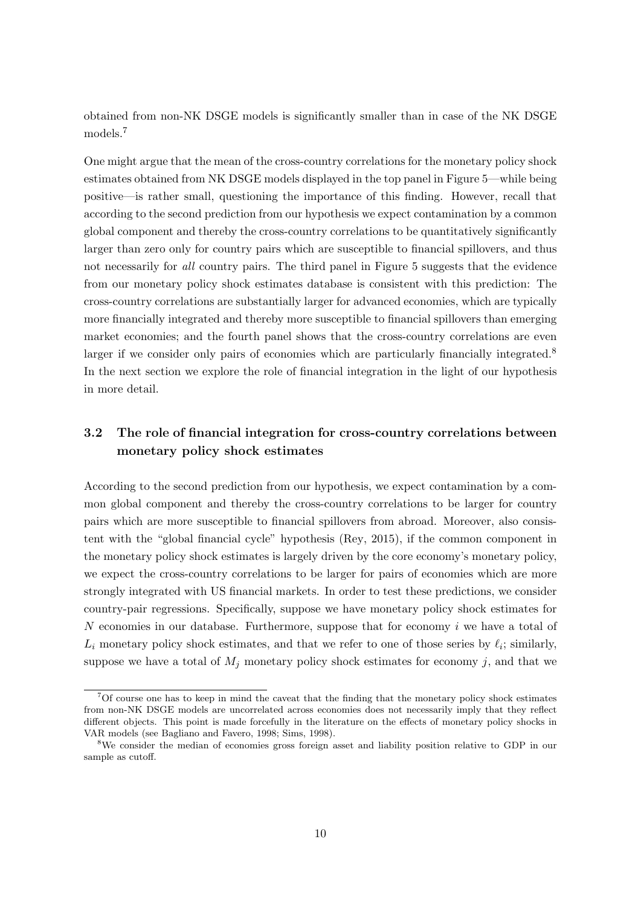obtained from non-NK DSGE models is significantly smaller than in case of the NK DSGE models.[7]

One might argue that the mean of the cross-country correlations for the monetary policy shock estimates obtained from NK DSGE models displayed in the top panel in Figure 5—while being positive—is rather small, questioning the importance of this finding. However, recall that according to the second prediction from our hypothesis we expect contamination by a common global component and thereby the cross-country correlations to be quantitatively significantly larger than zero only for country pairs which are susceptible to financial spillovers, and thus not necessarily for *all* country pairs. The third panel in Figure 5 suggests that the evidence from our monetary policy shock estimates database is consistent with this prediction: The cross-country correlations are substantially larger for advanced economies, which are typically more financially integrated and thereby more susceptible to financial spillovers than emerging market economies; and the fourth panel shows that the cross-country correlations are even larger if we consider only pairs of economies which are particularly financially integrated.[8] In the next section we explore the role of financial integration in the light of our hypothesis in more detail.

### 3.2 The role of financial integration for cross-country correlations between monetary policy shock estimates

According to the second prediction from our hypothesis, we expect contamination by a common global component and thereby the cross-country correlations to be larger for country pairs which are more susceptible to financial spillovers from abroad. Moreover, also consistent with the "global financial cycle" hypothesis (Rey, 2015), if the common component in the monetary policy shock estimates is largely driven by the core economy's monetary policy, we expect the cross-country correlations to be larger for pairs of economies which are more strongly integrated with US financial markets. In order to test these predictions, we consider country-pair regressions. Specifically, suppose we have monetary policy shock estimates for $N$ economies in our database. Furthermore, suppose that for economy $i$ we have a total of $L_i$ monetary policy shock estimates, and that we refer to one of those series by $\ell_i$; similarly, suppose we have a total of $M_j$ monetary policy shock estimates for economy $j$, and that we

[7] Of course one has to keep in mind the caveat that the finding that the monetary policy shock estimates from non-NK DSGE models are uncorrelated across economies does not necessarily imply that they reflect different objects. This point is made forcefully in the literature on the effects of monetary policy shocks in VAR models (see Bagliano and Favero, 1998; Sims, 1998).

[8] We consider the median of economies gross foreign asset and liability position relative to GDP in our sample as cutoff.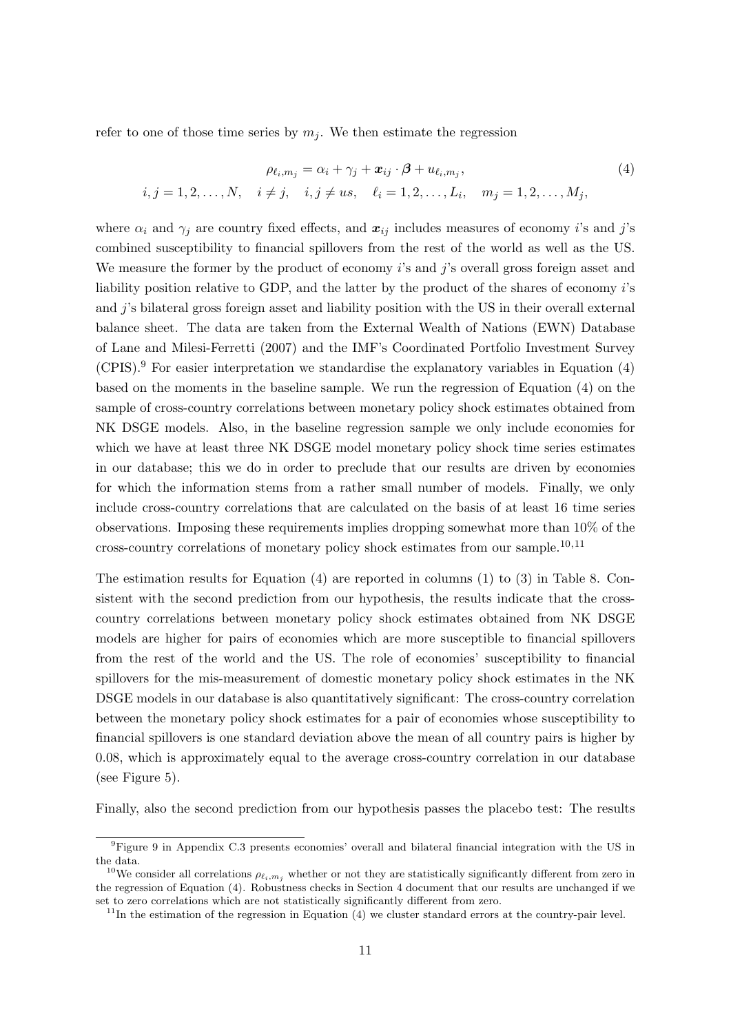refer to one of those time series by $m_j$. We then estimate the regression

$$\rho_{\ell_i,m_j} = \alpha_i + \gamma_j + \boldsymbol{x}_{ij} \cdot \boldsymbol{\beta} + u_{\ell_i,m_j}, \tag{4}$$
$$i,j = 1,2,\ldots,N, \quad i \neq j, \quad i,j \neq us, \quad \ell_i = 1,2,\ldots,L_i, \quad m_j = 1,2,\ldots,M_j,$$

where $\alpha_i$ and $\gamma_j$ are country fixed effects, and $\boldsymbol{x}_{ij}$ includes measures of economy $i$'s and $j$'s combined susceptibility to financial spillovers from the rest of the world as well as the US. We measure the former by the product of economy $i$'s and $j$'s overall gross foreign asset and liability position relative to GDP, and the latter by the product of the shares of economy $i$'s and $j$'s bilateral gross foreign asset and liability position with the US in their overall external balance sheet. The data are taken from the External Wealth of Nations (EWN) Database of Lane and Milesi-Ferretti (2007) and the IMF's Coordinated Portfolio Investment Survey (CPIS).[9] For easier interpretation we standardise the explanatory variables in Equation (4) based on the moments in the baseline sample. We run the regression of Equation (4) on the sample of cross-country correlations between monetary policy shock estimates obtained from NK DSGE models. Also, in the baseline regression sample we only include economies for which we have at least three NK DSGE model monetary policy shock time series estimates in our database; this we do in order to preclude that our results are driven by economies for which the information stems from a rather small number of models. Finally, we only include cross-country correlations that are calculated on the basis of at least 16 time series observations. Imposing these requirements implies dropping somewhat more than 10% of the cross-country correlations of monetary policy shock estimates from our sample.[10,11]

The estimation results for Equation (4) are reported in columns (1) to (3) in Table 8. Consistent with the second prediction from our hypothesis, the results indicate that the cross-country correlations between monetary policy shock estimates obtained from NK DSGE models are higher for pairs of economies which are more susceptible to financial spillovers from the rest of the world and the US. The role of economies' susceptibility to financial spillovers for the mis-measurement of domestic monetary policy shock estimates in the NK DSGE models in our database is also quantitatively significant: The cross-country correlation between the monetary policy shock estimates for a pair of economies whose susceptibility to financial spillovers is one standard deviation above the mean of all country pairs is higher by 0.08, which is approximately equal to the average cross-country correlation in our database (see Figure 5).

Finally, also the second prediction from our hypothesis passes the placebo test: The results

[9] Figure 9 in Appendix C.3 presents economies' overall and bilateral financial integration with the US in the data.

[10] We consider all correlations $\rho_{\ell_i,m_j}$ whether or not they are statistically significantly different from zero in the regression of Equation (4). Robustness checks in Section 4 document that our results are unchanged if we set to zero correlations which are not statistically significantly different from zero.

[11] In the estimation of the regression in Equation (4) we cluster standard errors at the country-pair level.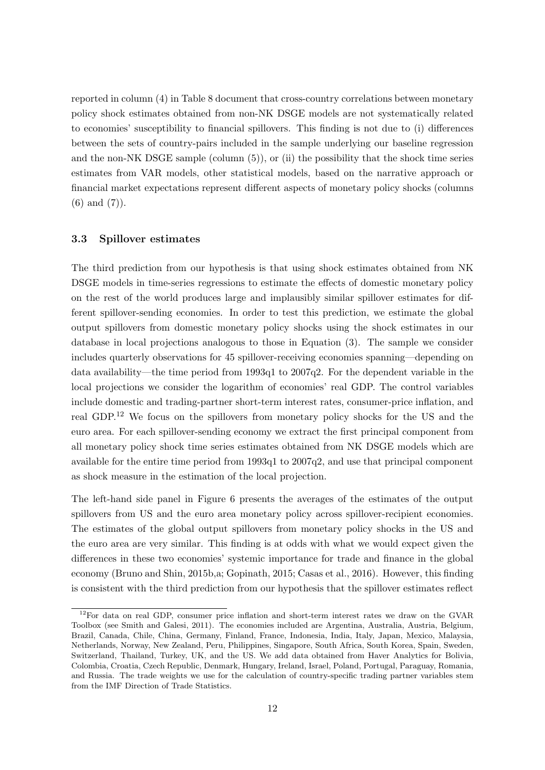reported in column (4) in Table 8 document that cross-country correlations between monetary policy shock estimates obtained from non-NK DSGE models are not systematically related to economies' susceptibility to financial spillovers. This finding is not due to (i) differences between the sets of country-pairs included in the sample underlying our baseline regression and the non-NK DSGE sample (column (5)), or (ii) the possibility that the shock time series estimates from VAR models, other statistical models, based on the narrative approach or financial market expectations represent different aspects of monetary policy shocks (columns (6) and (7)).

### 3.3 Spillover estimates

The third prediction from our hypothesis is that using shock estimates obtained from NK DSGE models in time-series regressions to estimate the effects of domestic monetary policy on the rest of the world produces large and implausibly similar spillover estimates for different spillover-sending economies. In order to test this prediction, we estimate the global output spillovers from domestic monetary policy shocks using the shock estimates in our database in local projections analogous to those in Equation (3). The sample we consider includes quarterly observations for 45 spillover-receiving economies spanning—depending on data availability—the time period from 1993q1 to 2007q2. For the dependent variable in the local projections we consider the logarithm of economies' real GDP. The control variables include domestic and trading-partner short-term interest rates, consumer-price inflation, and real GDP.[12] We focus on the spillovers from monetary policy shocks for the US and the euro area. For each spillover-sending economy we extract the first principal component from all monetary policy shock time series estimates obtained from NK DSGE models which are available for the entire time period from 1993q1 to 2007q2, and use that principal component as shock measure in the estimation of the local projection.

The left-hand side panel in Figure 6 presents the averages of the estimates of the output spillovers from US and the euro area monetary policy across spillover-recipient economies. The estimates of the global output spillovers from monetary policy shocks in the US and the euro area are very similar. This finding is at odds with what we would expect given the differences in these two economies' systemic importance for trade and finance in the global economy (Bruno and Shin, 2015b,a; Gopinath, 2015; Casas et al., 2016). However, this finding is consistent with the third prediction from our hypothesis that the spillover estimates reflect

[12] For data on real GDP, consumer price inflation and short-term interest rates we draw on the GVAR Toolbox (see Smith and Galesi, 2011). The economies included are Argentina, Australia, Austria, Belgium, Brazil, Canada, Chile, China, Germany, Finland, France, Indonesia, India, Italy, Japan, Mexico, Malaysia, Netherlands, Norway, New Zealand, Peru, Philippines, Singapore, South Africa, South Korea, Spain, Sweden, Switzerland, Thailand, Turkey, UK, and the US. We add data obtained from Haver Analytics for Bolivia, Colombia, Croatia, Czech Republic, Denmark, Hungary, Ireland, Israel, Poland, Portugal, Paraguay, Romania, and Russia. The trade weights we use for the calculation of country-specific trading partner variables stem from the IMF Direction of Trade Statistics.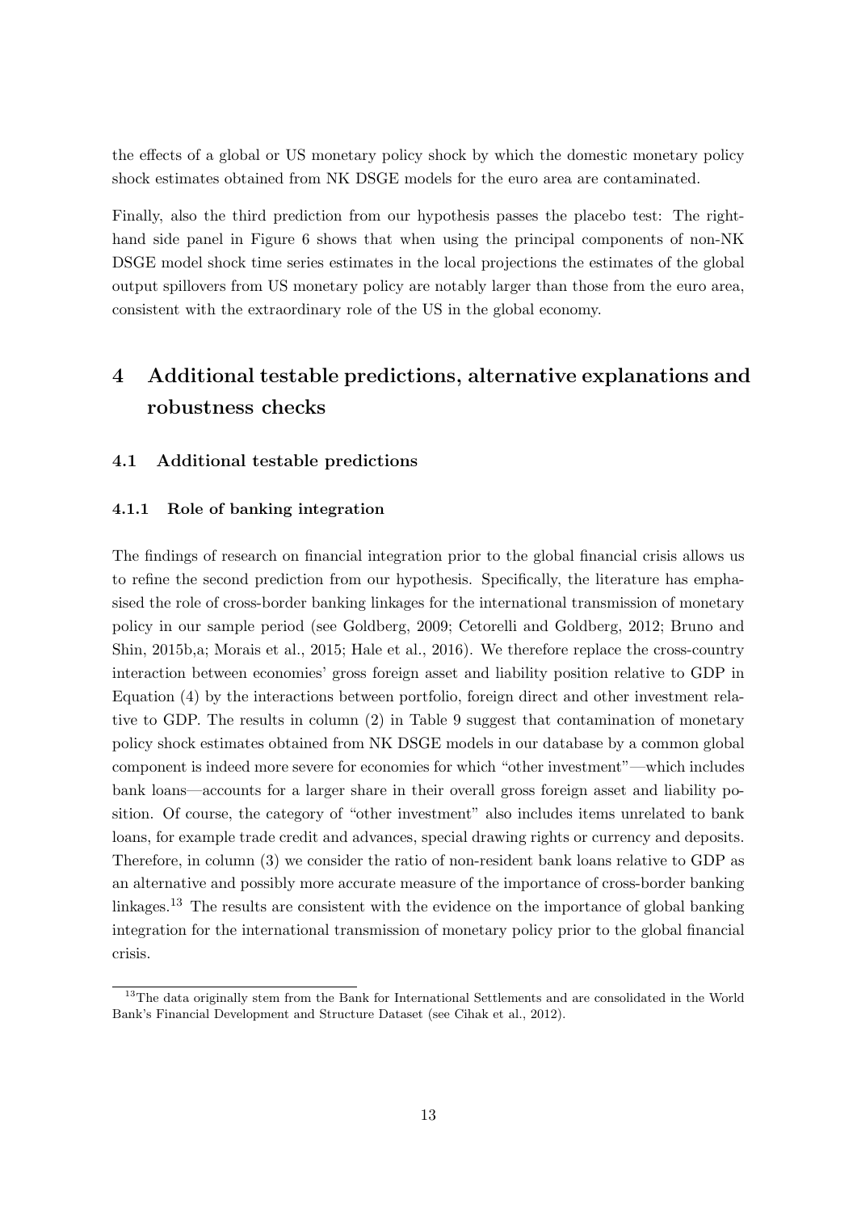the effects of a global or US monetary policy shock by which the domestic monetary policy shock estimates obtained from NK DSGE models for the euro area are contaminated.

Finally, also the third prediction from our hypothesis passes the placebo test: The right-hand side panel in Figure 6 shows that when using the principal components of non-NK DSGE model shock time series estimates in the local projections the estimates of the global output spillovers from US monetary policy are notably larger than those from the euro area, consistent with the extraordinary role of the US in the global economy.

# 4 Additional testable predictions, alternative explanations and robustness checks

## 4.1 Additional testable predictions

### 4.1.1 Role of banking integration

The findings of research on financial integration prior to the global financial crisis allows us to refine the second prediction from our hypothesis. Specifically, the literature has emphasised the role of cross-border banking linkages for the international transmission of monetary policy in our sample period (see Goldberg, 2009; Cetorelli and Goldberg, 2012; Bruno and Shin, 2015b,a; Morais et al., 2015; Hale et al., 2016). We therefore replace the cross-country interaction between economies' gross foreign asset and liability position relative to GDP in Equation (4) by the interactions between portfolio, foreign direct and other investment relative to GDP. The results in column (2) in Table 9 suggest that contamination of monetary policy shock estimates obtained from NK DSGE models in our database by a common global component is indeed more severe for economies for which "other investment"—which includes bank loans—accounts for a larger share in their overall gross foreign asset and liability position. Of course, the category of "other investment" also includes items unrelated to bank loans, for example trade credit and advances, special drawing rights or currency and deposits. Therefore, in column (3) we consider the ratio of non-resident bank loans relative to GDP as an alternative and possibly more accurate measure of the importance of cross-border banking linkages.[13] The results are consistent with the evidence on the importance of global banking integration for the international transmission of monetary policy prior to the global financial crisis.

[13]The data originally stem from the Bank for International Settlements and are consolidated in the World Bank's Financial Development and Structure Dataset (see Cihak et al., 2012).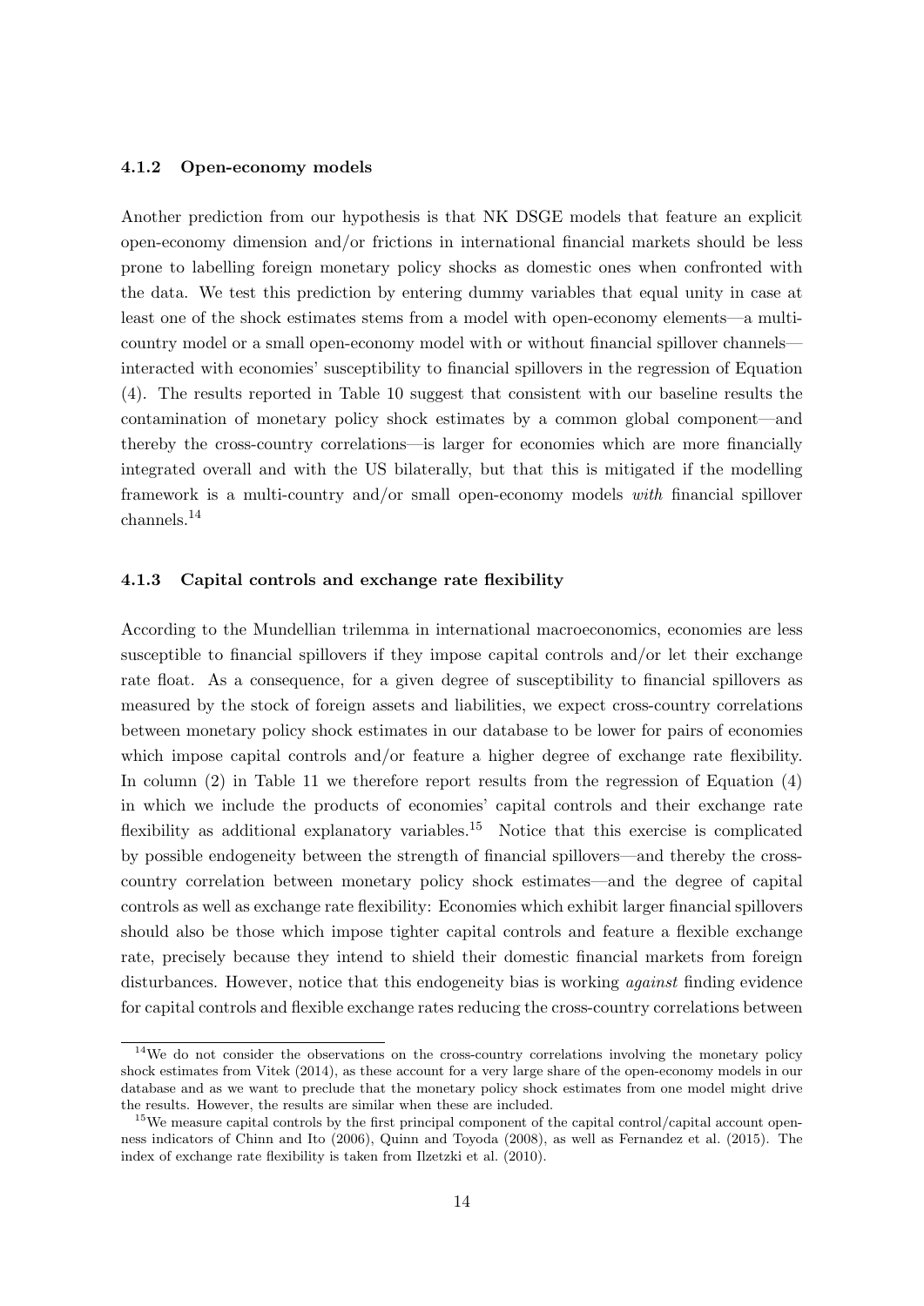### 4.1.2 Open-economy models

Another prediction from our hypothesis is that NK DSGE models that feature an explicit open-economy dimension and/or frictions in international financial markets should be less prone to labelling foreign monetary policy shocks as domestic ones when confronted with the data. We test this prediction by entering dummy variables that equal unity in case at least one of the shock estimates stems from a model with open-economy elements—a multi-country model or a small open-economy model with or without financial spillover channels—interacted with economies' susceptibility to financial spillovers in the regression of Equation (4). The results reported in Table 10 suggest that consistent with our baseline results the contamination of monetary policy shock estimates by a common global component—and thereby the cross-country correlations—is larger for economies which are more financially integrated overall and with the US bilaterally, but that this is mitigated if the modelling framework is a multi-country and/or small open-economy models *with* financial spillover channels.[14]

### 4.1.3 Capital controls and exchange rate flexibility

According to the Mundellian trilemma in international macroeconomics, economies are less susceptible to financial spillovers if they impose capital controls and/or let their exchange rate float. As a consequence, for a given degree of susceptibility to financial spillovers as measured by the stock of foreign assets and liabilities, we expect cross-country correlations between monetary policy shock estimates in our database to be lower for pairs of economies which impose capital controls and/or feature a higher degree of exchange rate flexibility. In column (2) in Table 11 we therefore report results from the regression of Equation (4) in which we include the products of economies' capital controls and their exchange rate flexibility as additional explanatory variables.[15] Notice that this exercise is complicated by possible endogeneity between the strength of financial spillovers—and thereby the cross-country correlation between monetary policy shock estimates—and the degree of capital controls as well as exchange rate flexibility: Economies which exhibit larger financial spillovers should also be those which impose tighter capital controls and feature a flexible exchange rate, precisely because they intend to shield their domestic financial markets from foreign disturbances. However, notice that this endogeneity bias is working *against* finding evidence for capital controls and flexible exchange rates reducing the cross-country correlations between

[14] We do not consider the observations on the cross-country correlations involving the monetary policy shock estimates from Vitek (2014), as these account for a very large share of the open-economy models in our database and as we want to preclude that the monetary policy shock estimates from one model might drive the results. However, the results are similar when these are included.

[15] We measure capital controls by the first principal component of the capital control/capital account openness indicators of Chinn and Ito (2006), Quinn and Toyoda (2008), as well as Fernandez et al. (2015). The index of exchange rate flexibility is taken from Ilzetzki et al. (2010).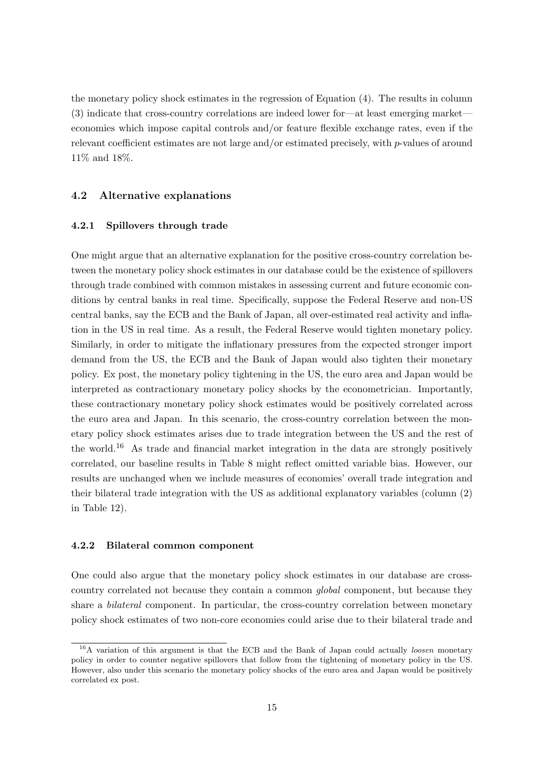the monetary policy shock estimates in the regression of Equation (4). The results in column (3) indicate that cross-country correlations are indeed lower for—at least emerging market—economies which impose capital controls and/or feature flexible exchange rates, even if the relevant coefficient estimates are not large and/or estimated precisely, with $p$-values of around 11% and 18%.

### 4.2 Alternative explanations

#### 4.2.1 Spillovers through trade

One might argue that an alternative explanation for the positive cross-country correlation between the monetary policy shock estimates in our database could be the existence of spillovers through trade combined with common mistakes in assessing current and future economic conditions by central banks in real time. Specifically, suppose the Federal Reserve and non-US central banks, say the ECB and the Bank of Japan, all over-estimated real activity and inflation in the US in real time. As a result, the Federal Reserve would tighten monetary policy. Similarly, in order to mitigate the inflationary pressures from the expected stronger import demand from the US, the ECB and the Bank of Japan would also tighten their monetary policy. Ex post, the monetary policy tightening in the US, the euro area and Japan would be interpreted as contractionary monetary policy shocks by the econometrician. Importantly, these contractionary monetary policy shock estimates would be positively correlated across the euro area and Japan. In this scenario, the cross-country correlation between the monetary policy shock estimates arises due to trade integration between the US and the rest of the world.[16] As trade and financial market integration in the data are strongly positively correlated, our baseline results in Table 8 might reflect omitted variable bias. However, our results are unchanged when we include measures of economies' overall trade integration and their bilateral trade integration with the US as additional explanatory variables (column (2) in Table 12).

#### 4.2.2 Bilateral common component

One could also argue that the monetary policy shock estimates in our database are cross-country correlated not because they contain a common *global* component, but because they share a *bilateral* component. In particular, the cross-country correlation between monetary policy shock estimates of two non-core economies could arise due to their bilateral trade and

[16] A variation of this argument is that the ECB and the Bank of Japan could actually *loosen* monetary policy in order to counter negative spillovers that follow from the tightening of monetary policy in the US. However, also under this scenario the monetary policy shocks of the euro area and Japan would be positively correlated ex post.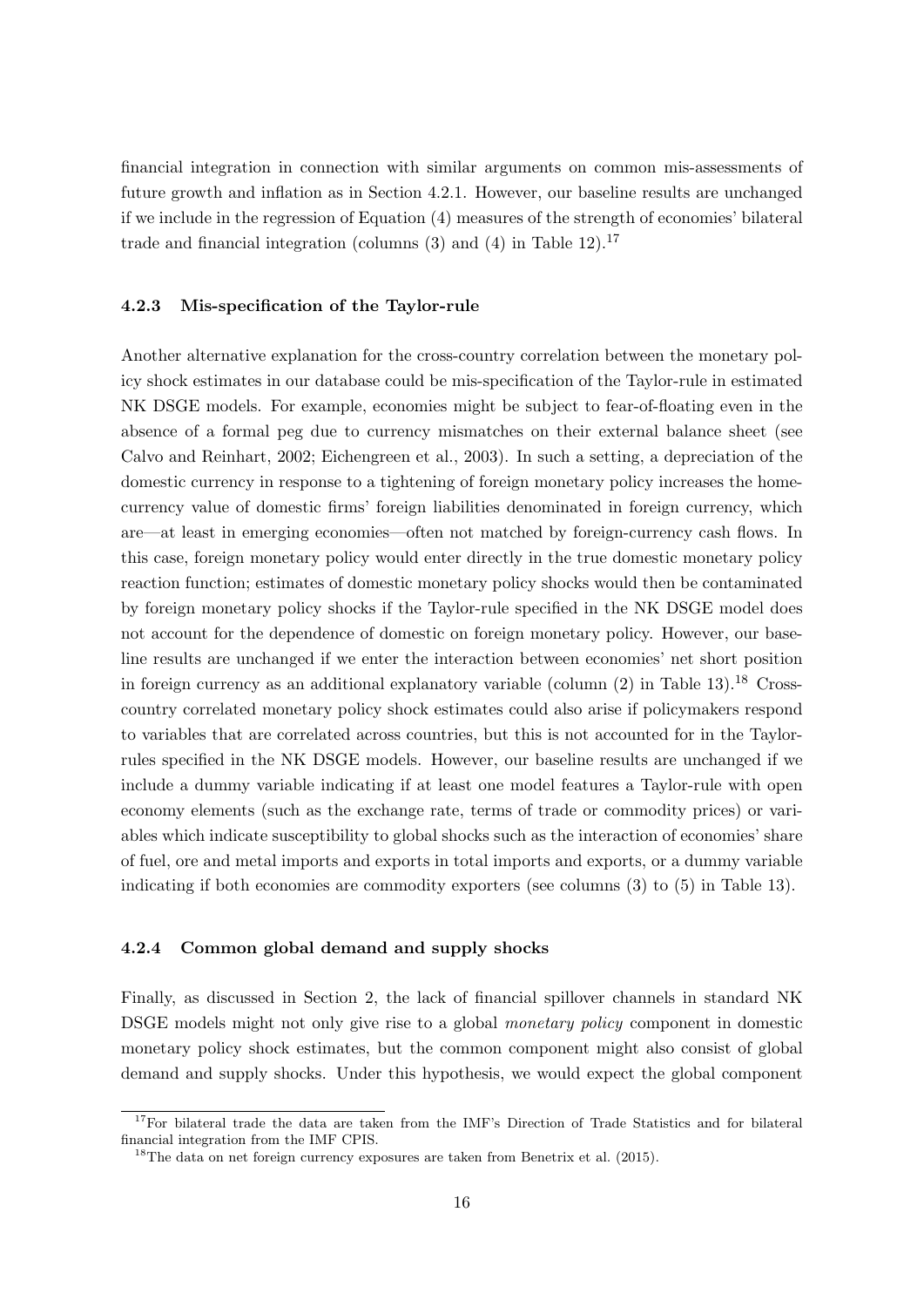financial integration in connection with similar arguments on common mis-assessments of future growth and inflation as in Section 4.2.1. However, our baseline results are unchanged if we include in the regression of Equation (4) measures of the strength of economies' bilateral trade and financial integration (columns (3) and (4) in Table 12).[17]

#### 4.2.3 Mis-specification of the Taylor-rule

Another alternative explanation for the cross-country correlation between the monetary policy shock estimates in our database could be mis-specification of the Taylor-rule in estimated NK DSGE models. For example, economies might be subject to fear-of-floating even in the absence of a formal peg due to currency mismatches on their external balance sheet (see Calvo and Reinhart, 2002; Eichengreen et al., 2003). In such a setting, a depreciation of the domestic currency in response to a tightening of foreign monetary policy increases the home-currency value of domestic firms' foreign liabilities denominated in foreign currency, which are—at least in emerging economies—often not matched by foreign-currency cash flows. In this case, foreign monetary policy would enter directly in the true domestic monetary policy reaction function; estimates of domestic monetary policy shocks would then be contaminated by foreign monetary policy shocks if the Taylor-rule specified in the NK DSGE model does not account for the dependence of domestic on foreign monetary policy. However, our baseline results are unchanged if we enter the interaction between economies' net short position in foreign currency as an additional explanatory variable (column (2) in Table 13).[18] Cross-country correlated monetary policy shock estimates could also arise if policymakers respond to variables that are correlated across countries, but this is not accounted for in the Taylor-rules specified in the NK DSGE models. However, our baseline results are unchanged if we include a dummy variable indicating if at least one model features a Taylor-rule with open economy elements (such as the exchange rate, terms of trade or commodity prices) or variables which indicate susceptibility to global shocks such as the interaction of economies' share of fuel, ore and metal imports and exports in total imports and exports, or a dummy variable indicating if both economies are commodity exporters (see columns (3) to (5) in Table 13).

#### 4.2.4 Common global demand and supply shocks

Finally, as discussed in Section 2, the lack of financial spillover channels in standard NK DSGE models might not only give rise to a global *monetary policy* component in domestic monetary policy shock estimates, but the common component might also consist of global demand and supply shocks. Under this hypothesis, we would expect the global component

[17] For bilateral trade the data are taken from the IMF's Direction of Trade Statistics and for bilateral financial integration from the IMF CPIS.

[18] The data on net foreign currency exposures are taken from Benetrix et al. (2015).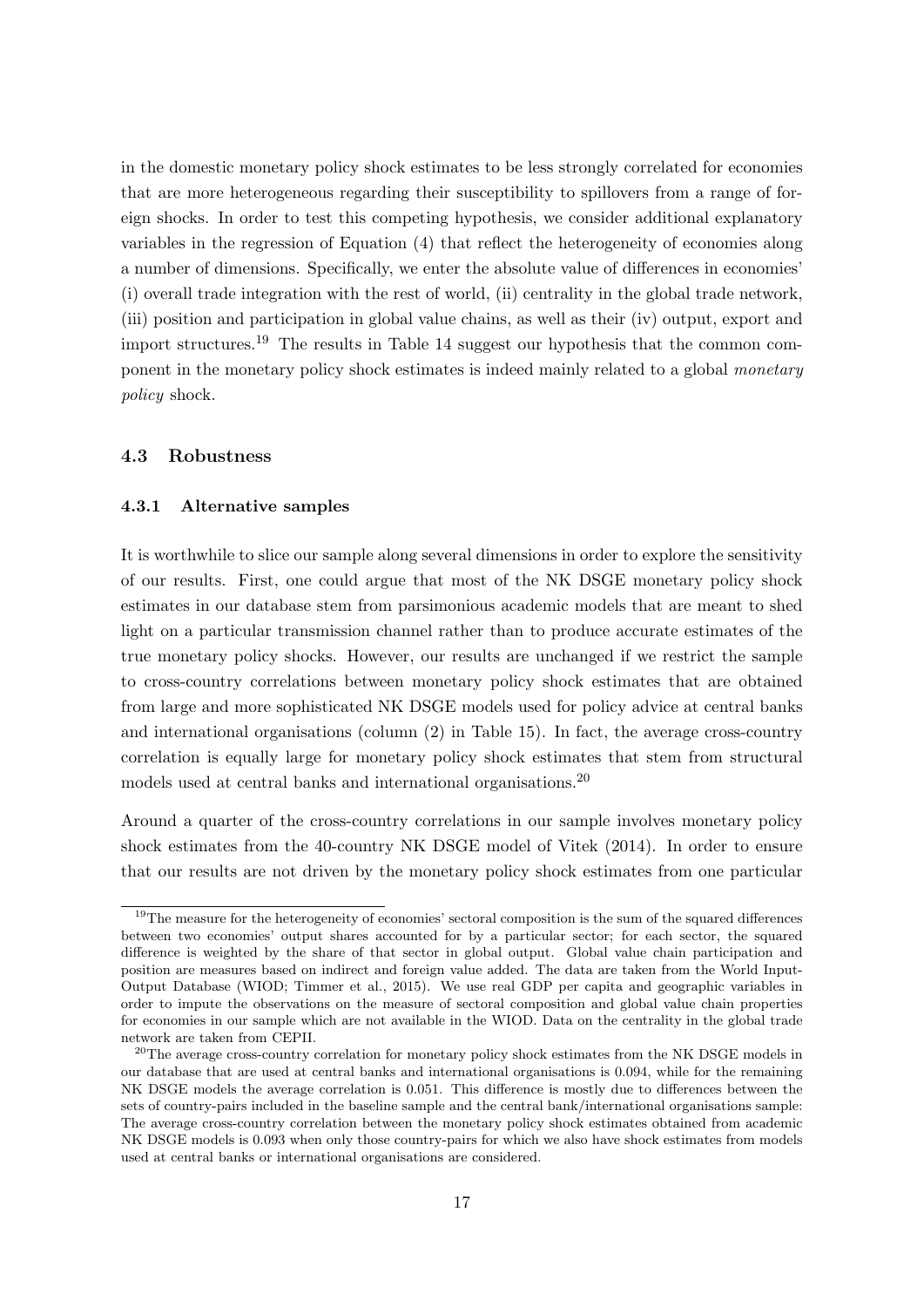in the domestic monetary policy shock estimates to be less strongly correlated for economies that are more heterogeneous regarding their susceptibility to spillovers from a range of foreign shocks. In order to test this competing hypothesis, we consider additional explanatory variables in the regression of Equation (4) that reflect the heterogeneity of economies along a number of dimensions. Specifically, we enter the absolute value of differences in economies' (i) overall trade integration with the rest of world, (ii) centrality in the global trade network, (iii) position and participation in global value chains, as well as their (iv) output, export and import structures.[19] The results in Table 14 suggest our hypothesis that the common component in the monetary policy shock estimates is indeed mainly related to a global *monetary policy* shock.

### 4.3 Robustness

#### 4.3.1 Alternative samples

It is worthwhile to slice our sample along several dimensions in order to explore the sensitivity of our results. First, one could argue that most of the NK DSGE monetary policy shock estimates in our database stem from parsimonious academic models that are meant to shed light on a particular transmission channel rather than to produce accurate estimates of the true monetary policy shocks. However, our results are unchanged if we restrict the sample to cross-country correlations between monetary policy shock estimates that are obtained from large and more sophisticated NK DSGE models used for policy advice at central banks and international organisations (column (2) in Table 15). In fact, the average cross-country correlation is equally large for monetary policy shock estimates that stem from structural models used at central banks and international organisations.[20]

Around a quarter of the cross-country correlations in our sample involves monetary policy shock estimates from the 40-country NK DSGE model of Vitek (2014). In order to ensure that our results are not driven by the monetary policy shock estimates from one particular

[19] The measure for the heterogeneity of economies' sectoral composition is the sum of the squared differences between two economies' output shares accounted for by a particular sector; for each sector, the squared difference is weighted by the share of that sector in global output. Global value chain participation and position are measures based on indirect and foreign value added. The data are taken from the World Input-Output Database (WIOD; Timmer et al., 2015). We use real GDP per capita and geographic variables in order to impute the observations on the measure of sectoral composition and global value chain properties for economies in our sample which are not available in the WIOD. Data on the centrality in the global trade network are taken from CEPII.

[20] The average cross-country correlation for monetary policy shock estimates from the NK DSGE models in our database that are used at central banks and international organisations is 0.094, while for the remaining NK DSGE models the average correlation is 0.051. This difference is mostly due to differences between the sets of country-pairs included in the baseline sample and the central bank/international organisations sample: The average cross-country correlation between the monetary policy shock estimates obtained from academic NK DSGE models is 0.093 when only those country-pairs for which we also have shock estimates from models used at central banks or international organisations are considered.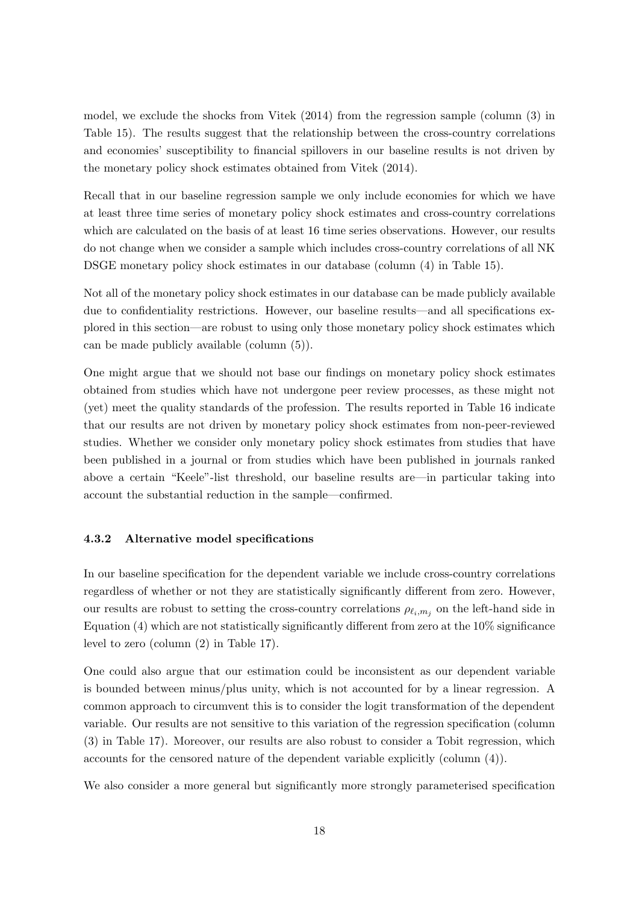model, we exclude the shocks from Vitek (2014) from the regression sample (column (3) in Table 15). The results suggest that the relationship between the cross-country correlations and economies' susceptibility to financial spillovers in our baseline results is not driven by the monetary policy shock estimates obtained from Vitek (2014).

Recall that in our baseline regression sample we only include economies for which we have at least three time series of monetary policy shock estimates and cross-country correlations which are calculated on the basis of at least 16 time series observations. However, our results do not change when we consider a sample which includes cross-country correlations of all NK DSGE monetary policy shock estimates in our database (column (4) in Table 15).

Not all of the monetary policy shock estimates in our database can be made publicly available due to confidentiality restrictions. However, our baseline results—and all specifications explored in this section—are robust to using only those monetary policy shock estimates which can be made publicly available (column (5)).

One might argue that we should not base our findings on monetary policy shock estimates obtained from studies which have not undergone peer review processes, as these might not (yet) meet the quality standards of the profession. The results reported in Table 16 indicate that our results are not driven by monetary policy shock estimates from non-peer-reviewed studies. Whether we consider only monetary policy shock estimates from studies that have been published in a journal or from studies which have been published in journals ranked above a certain "Keele"-list threshold, our baseline results are—in particular taking into account the substantial reduction in the sample—confirmed.

#### 4.3.2 Alternative model specifications

In our baseline specification for the dependent variable we include cross-country correlations regardless of whether or not they are statistically significantly different from zero. However, our results are robust to setting the cross-country correlations $\rho_{\ell_i,m_j}$ on the left-hand side in Equation (4) which are not statistically significantly different from zero at the 10% significance level to zero (column (2) in Table 17).

One could also argue that our estimation could be inconsistent as our dependent variable is bounded between minus/plus unity, which is not accounted for by a linear regression. A common approach to circumvent this is to consider the logit transformation of the dependent variable. Our results are not sensitive to this variation of the regression specification (column (3) in Table 17). Moreover, our results are also robust to consider a Tobit regression, which accounts for the censored nature of the dependent variable explicitly (column (4)).

We also consider a more general but significantly more strongly parameterised specification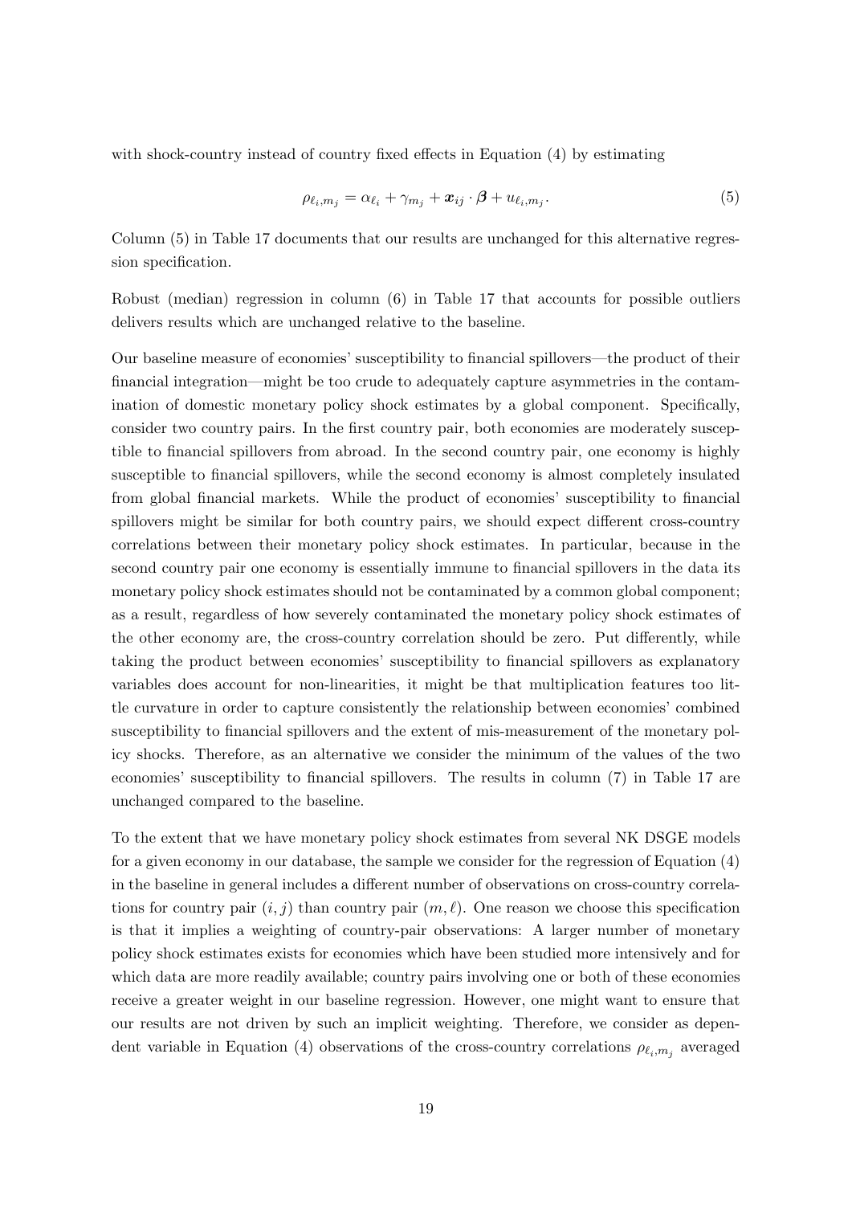with shock-country instead of country fixed effects in Equation (4) by estimating

$$\rho_{\ell_i,m_j} = \alpha_{\ell_i} + \gamma_{m_j} + \boldsymbol{x}_{ij} \cdot \boldsymbol{\beta} + u_{\ell_i,m_j}. \tag{5}$$

Column (5) in Table 17 documents that our results are unchanged for this alternative regression specification.

Robust (median) regression in column (6) in Table 17 that accounts for possible outliers delivers results which are unchanged relative to the baseline.

Our baseline measure of economies' susceptibility to financial spillovers—the product of their financial integration—might be too crude to adequately capture asymmetries in the contamination of domestic monetary policy shock estimates by a global component. Specifically, consider two country pairs. In the first country pair, both economies are moderately susceptible to financial spillovers from abroad. In the second country pair, one economy is highly susceptible to financial spillovers, while the second economy is almost completely insulated from global financial markets. While the product of economies' susceptibility to financial spillovers might be similar for both country pairs, we should expect different cross-country correlations between their monetary policy shock estimates. In particular, because in the second country pair one economy is essentially immune to financial spillovers in the data its monetary policy shock estimates should not be contaminated by a common global component; as a result, regardless of how severely contaminated the monetary policy shock estimates of the other economy are, the cross-country correlation should be zero. Put differently, while taking the product between economies' susceptibility to financial spillovers as explanatory variables does account for non-linearities, it might be that multiplication features too little curvature in order to capture consistently the relationship between economies' combined susceptibility to financial spillovers and the extent of mis-measurement of the monetary policy shocks. Therefore, as an alternative we consider the minimum of the values of the two economies' susceptibility to financial spillovers. The results in column (7) in Table 17 are unchanged compared to the baseline.

To the extent that we have monetary policy shock estimates from several NK DSGE models for a given economy in our database, the sample we consider for the regression of Equation (4) in the baseline in general includes a different number of observations on cross-country correlations for country pair $(i, j)$ than country pair $(m, \ell)$. One reason we choose this specification is that it implies a weighting of country-pair observations: A larger number of monetary policy shock estimates exists for economies which have been studied more intensively and for which data are more readily available; country pairs involving one or both of these economies receive a greater weight in our baseline regression. However, one might want to ensure that our results are not driven by such an implicit weighting. Therefore, we consider as dependent variable in Equation (4) observations of the cross-country correlations $\rho_{\ell_i,m_j}$ averaged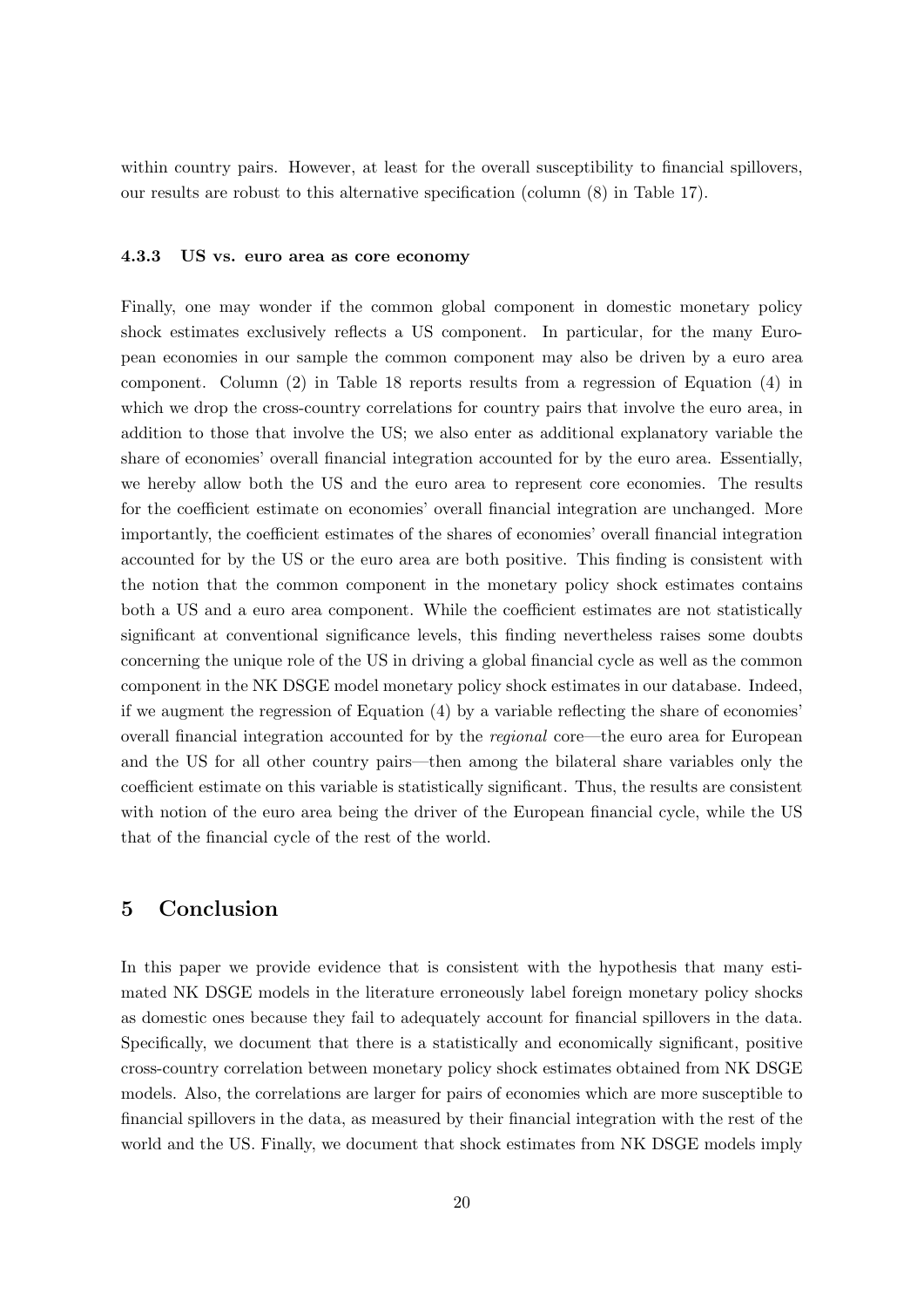within country pairs. However, at least for the overall susceptibility to financial spillovers, our results are robust to this alternative specification (column (8) in Table 17).

#### 4.3.3 US vs. euro area as core economy

Finally, one may wonder if the common global component in domestic monetary policy shock estimates exclusively reflects a US component. In particular, for the many European economies in our sample the common component may also be driven by a euro area component. Column (2) in Table 18 reports results from a regression of Equation (4) in which we drop the cross-country correlations for country pairs that involve the euro area, in addition to those that involve the US; we also enter as additional explanatory variable the share of economies' overall financial integration accounted for by the euro area. Essentially, we hereby allow both the US and the euro area to represent core economies. The results for the coefficient estimate on economies' overall financial integration are unchanged. More importantly, the coefficient estimates of the shares of economies' overall financial integration accounted for by the US or the euro area are both positive. This finding is consistent with the notion that the common component in the monetary policy shock estimates contains both a US and a euro area component. While the coefficient estimates are not statistically significant at conventional significance levels, this finding nevertheless raises some doubts concerning the unique role of the US in driving a global financial cycle as well as the common component in the NK DSGE model monetary policy shock estimates in our database. Indeed, if we augment the regression of Equation (4) by a variable reflecting the share of economies' overall financial integration accounted for by the *regional* core—the euro area for European and the US for all other country pairs—then among the bilateral share variables only the coefficient estimate on this variable is statistically significant. Thus, the results are consistent with notion of the euro area being the driver of the European financial cycle, while the US that of the financial cycle of the rest of the world.

## 5 Conclusion

In this paper we provide evidence that is consistent with the hypothesis that many estimated NK DSGE models in the literature erroneously label foreign monetary policy shocks as domestic ones because they fail to adequately account for financial spillovers in the data. Specifically, we document that there is a statistically and economically significant, positive cross-country correlation between monetary policy shock estimates obtained from NK DSGE models. Also, the correlations are larger for pairs of economies which are more susceptible to financial spillovers in the data, as measured by their financial integration with the rest of the world and the US. Finally, we document that shock estimates from NK DSGE models imply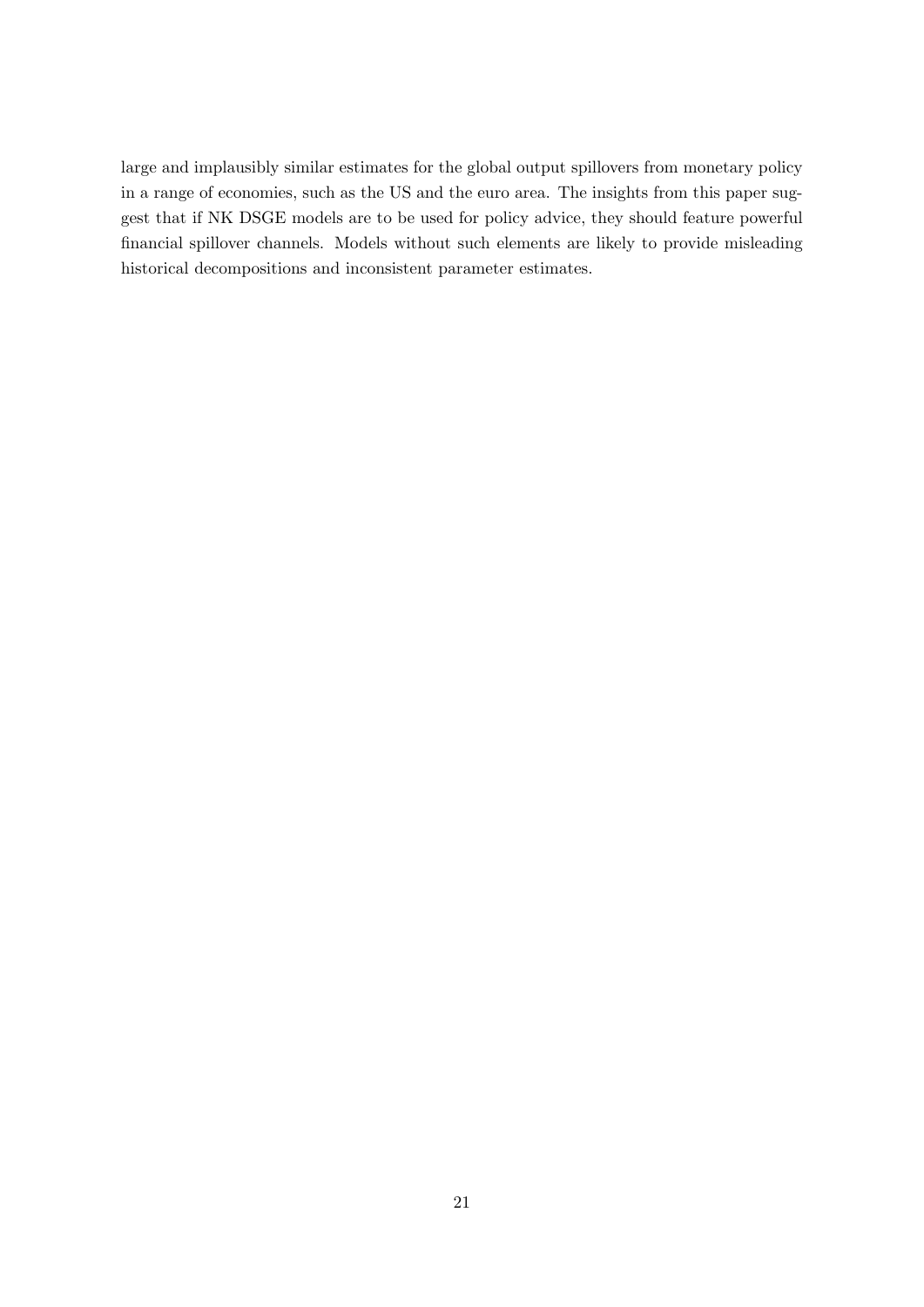large and implausibly similar estimates for the global output spillovers from monetary policy in a range of economies, such as the US and the euro area. The insights from this paper suggest that if NK DSGE models are to be used for policy advice, they should feature powerful financial spillover channels. Models without such elements are likely to provide misleading historical decompositions and inconsistent parameter estimates.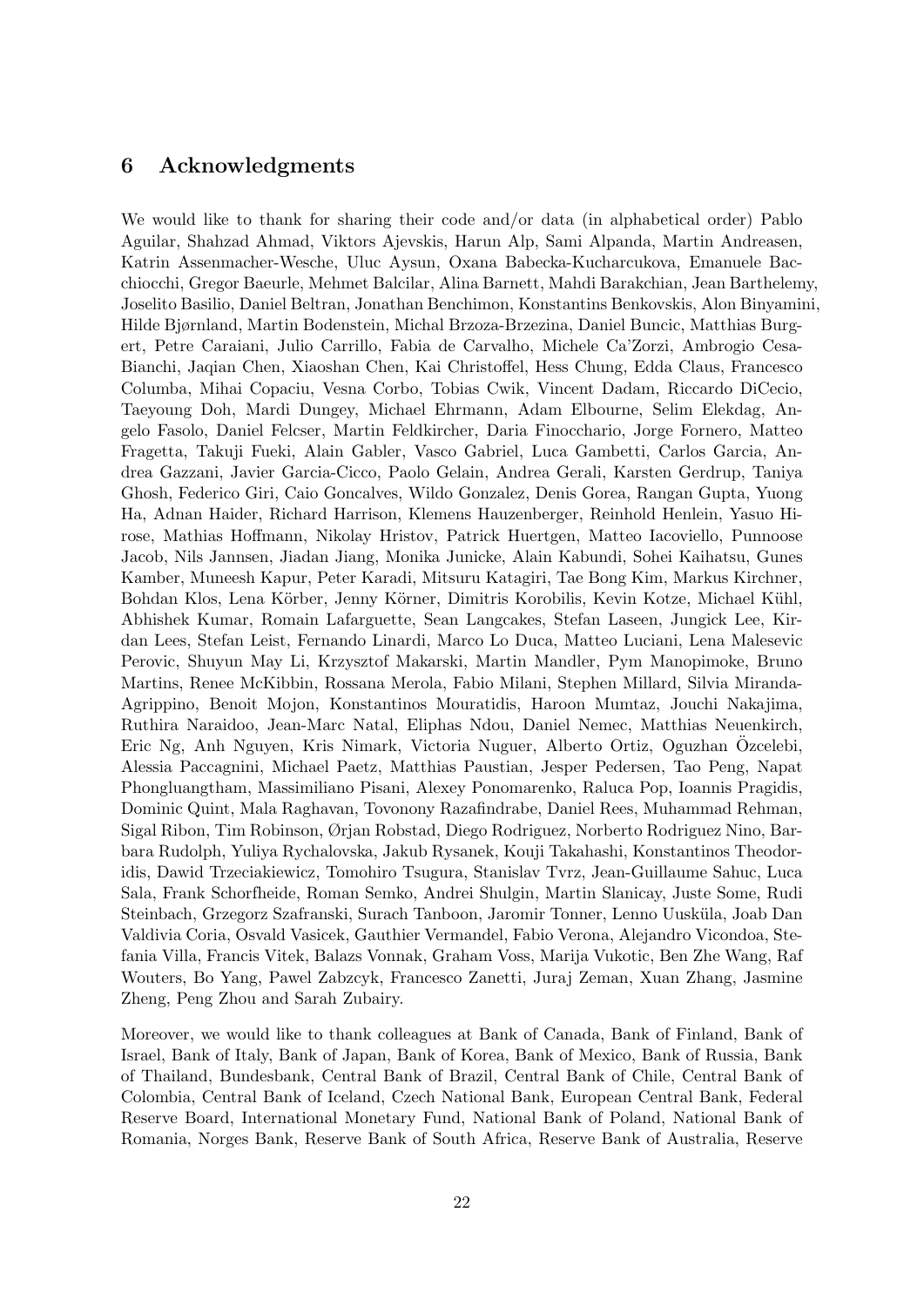## 6 Acknowledgments

We would like to thank for sharing their code and/or data (in alphabetical order) Pablo Aguilar, Shahzad Ahmad, Viktors Ajevskis, Harun Alp, Sami Alpanda, Martin Andreasen, Katrin Assenmacher-Wesche, Uluc Aysun, Oxana Babecka-Kucharcukova, Emanuele Bacchiocchi, Gregor Baeurle, Mehmet Balcilar, Alina Barnett, Mahdi Barakchian, Jean Barthelemy, Joselito Basilio, Daniel Beltran, Jonathan Benchimon, Konstantins Benkovskis, Alon Binyamini, Hilde Bjørnland, Martin Bodenstein, Michal Brzoza-Brzezina, Daniel Buncic, Matthias Burgert, Petre Caraiani, Julio Carrillo, Fabia de Carvalho, Michele Ca'Zorzi, Ambrogio Cesa-Bianchi, Jaqian Chen, Xiaoshan Chen, Kai Christoffel, Hess Chung, Edda Claus, Francesco Columba, Mihai Copaciu, Vesna Corbo, Tobias Cwik, Vincent Dadam, Riccardo DiCecio, Taeyoung Doh, Mardi Dungey, Michael Ehrmann, Adam Elbourne, Selim Elekdag, Angelo Fasolo, Daniel Felcser, Martin Feldkircher, Daria Finocchario, Jorge Fornero, Matteo Fragetta, Takuji Fueki, Alain Gabler, Vasco Gabriel, Luca Gambetti, Carlos Garcia, Andrea Gazzani, Javier Garcia-Cicco, Paolo Gelain, Andrea Gerali, Karsten Gerdrup, Taniya Ghosh, Federico Giri, Caio Goncalves, Wildo Gonzalez, Denis Gorea, Rangan Gupta, Yuong Ha, Adnan Haider, Richard Harrison, Klemens Hauzenberger, Reinhold Henlein, Yasuo Hirose, Mathias Hoffmann, Nikolay Hristov, Patrick Huertgen, Matteo Iacoviello, Punnoose Jacob, Nils Jannsen, Jiadan Jiang, Monika Junicke, Alain Kabundi, Sohei Kaihatsu, Gunes Kamber, Muneesh Kapur, Peter Karadi, Mitsuru Katagiri, Tae Bong Kim, Markus Kirchner, Bohdan Klos, Lena Körber, Jenny Körner, Dimitris Korobilis, Kevin Kotze, Michael Kühl, Abhishek Kumar, Romain Lafarguette, Sean Langcakes, Stefan Laseen, Jungick Lee, Kirdan Lees, Stefan Leist, Fernando Linardi, Marco Lo Duca, Matteo Luciani, Lena Malesevic Perovic, Shuyun May Li, Krzysztof Makarski, Martin Mandler, Pym Manopimoke, Bruno Martins, Renee McKibbin, Rossana Merola, Fabio Milani, Stephen Millard, Silvia Miranda-Agrippino, Benoit Mojon, Konstantinos Mouratidis, Haroon Mumtaz, Jouchi Nakajima, Ruthira Naraidoo, Jean-Marc Natal, Eliphas Ndou, Daniel Nemec, Matthias Neuenkirch, Eric Ng, Anh Nguyen, Kris Nimark, Victoria Nuguer, Alberto Ortiz, Oguzhan Özcelebi, Alessia Paccagnini, Michael Paetz, Matthias Paustian, Jesper Pedersen, Tao Peng, Napat Phongluangtham, Massimiliano Pisani, Alexey Ponomarenko, Raluca Pop, Ioannis Pragidis, Dominic Quint, Mala Raghavan, Tovonony Razafindrabe, Daniel Rees, Muhammad Rehman, Sigal Ribon, Tim Robinson, Ørjan Robstad, Diego Rodriguez, Norberto Rodriguez Nino, Barbara Rudolph, Yuliya Rychalovska, Jakub Rysanek, Kouji Takahashi, Konstantinos Theodoridis, Dawid Trzeciakiewicz, Tomohiro Tsugura, Stanislav Tvrz, Jean-Guillaume Sahuc, Luca Sala, Frank Schorfheide, Roman Semko, Andrei Shulgin, Martin Slanicay, Juste Some, Rudi Steinbach, Grzegorz Szafranski, Surach Tanboon, Jaromir Tonner, Lenno Uusküla, Joab Dan Valdivia Coria, Osvald Vasicek, Gauthier Vermandel, Fabio Verona, Alejandro Vicondoa, Stefania Villa, Francis Vitek, Balazs Vonnak, Graham Voss, Marija Vukotic, Ben Zhe Wang, Raf Wouters, Bo Yang, Pawel Zabzcyk, Francesco Zanetti, Juraj Zeman, Xuan Zhang, Jasmine Zheng, Peng Zhou and Sarah Zubairy.

Moreover, we would like to thank colleagues at Bank of Canada, Bank of Finland, Bank of Israel, Bank of Italy, Bank of Japan, Bank of Korea, Bank of Mexico, Bank of Russia, Bank of Thailand, Bundesbank, Central Bank of Brazil, Central Bank of Chile, Central Bank of Colombia, Central Bank of Iceland, Czech National Bank, European Central Bank, Federal Reserve Board, International Monetary Fund, National Bank of Poland, National Bank of Romania, Norges Bank, Reserve Bank of South Africa, Reserve Bank of Australia, Reserve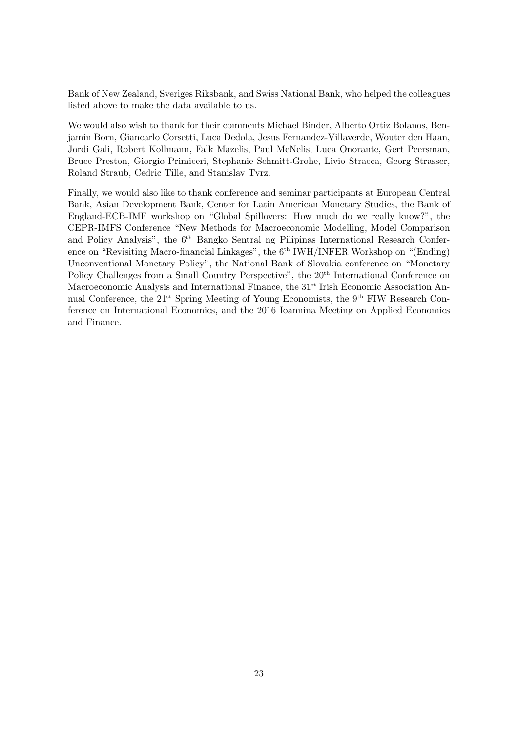Bank of New Zealand, Sveriges Riksbank, and Swiss National Bank, who helped the colleagues listed above to make the data available to us.

We would also wish to thank for their comments Michael Binder, Alberto Ortiz Bolanos, Benjamin Born, Giancarlo Corsetti, Luca Dedola, Jesus Fernandez-Villaverde, Wouter den Haan, Jordi Gali, Robert Kollmann, Falk Mazelis, Paul McNelis, Luca Onorante, Gert Peersman, Bruce Preston, Giorgio Primiceri, Stephanie Schmitt-Grohe, Livio Stracca, Georg Strasser, Roland Straub, Cedric Tille, and Stanislav Tvrz.

Finally, we would also like to thank conference and seminar participants at European Central Bank, Asian Development Bank, Center for Latin American Monetary Studies, the Bank of England-ECB-IMF workshop on "Global Spillovers: How much do we really know?", the CEPR-IMFS Conference "New Methods for Macroeconomic Modelling, Model Comparison and Policy Analysis", the 6th Bangko Sentral ng Pilipinas International Research Conference on "Revisiting Macro-financial Linkages", the 6th IWH/INFER Workshop on "(Ending) Unconventional Monetary Policy", the National Bank of Slovakia conference on "Monetary Policy Challenges from a Small Country Perspective", the 20th International Conference on Macroeconomic Analysis and International Finance, the 31st Irish Economic Association Annual Conference, the 21st Spring Meeting of Young Economists, the 9th FIW Research Conference on International Economics, and the 2016 Ioannina Meeting on Applied Economics and Finance.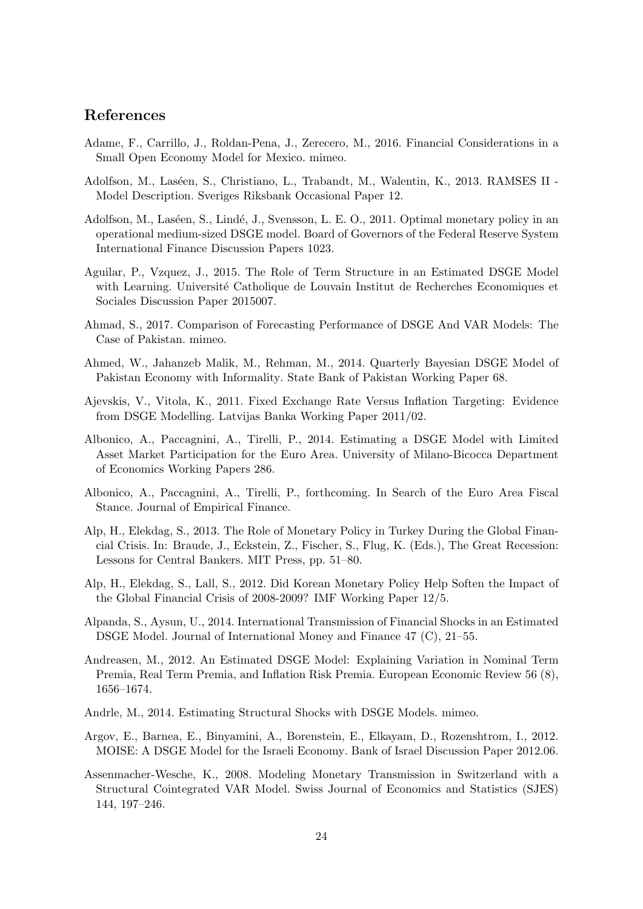## References

Adame, F., Carrillo, J., Roldan-Pena, J., Zerecero, M., 2016. Financial Considerations in a Small Open Economy Model for Mexico. mimeo.

Adolfson, M., Laséen, S., Christiano, L., Trabandt, M., Walentin, K., 2013. RAMSES II - Model Description. Sveriges Riksbank Occasional Paper 12.

Adolfson, M., Laséen, S., Lindé, J., Svensson, L. E. O., 2011. Optimal monetary policy in an operational medium-sized DSGE model. Board of Governors of the Federal Reserve System International Finance Discussion Papers 1023.

Aguilar, P., Vzquez, J., 2015. The Role of Term Structure in an Estimated DSGE Model with Learning. Université Catholique de Louvain Institut de Recherches Economiques et Sociales Discussion Paper 2015007.

Ahmad, S., 2017. Comparison of Forecasting Performance of DSGE And VAR Models: The Case of Pakistan. mimeo.

Ahmed, W., Jahanzeb Malik, M., Rehman, M., 2014. Quarterly Bayesian DSGE Model of Pakistan Economy with Informality. State Bank of Pakistan Working Paper 68.

Ajevskis, V., Vitola, K., 2011. Fixed Exchange Rate Versus Inflation Targeting: Evidence from DSGE Modelling. Latvijas Banka Working Paper 2011/02.

Albonico, A., Paccagnini, A., Tirelli, P., 2014. Estimating a DSGE Model with Limited Asset Market Participation for the Euro Area. University of Milano-Bicocca Department of Economics Working Papers 286.

Albonico, A., Paccagnini, A., Tirelli, P., forthcoming. In Search of the Euro Area Fiscal Stance. Journal of Empirical Finance.

Alp, H., Elekdag, S., 2013. The Role of Monetary Policy in Turkey During the Global Financial Crisis. In: Braude, J., Eckstein, Z., Fischer, S., Flug, K. (Eds.), The Great Recession: Lessons for Central Bankers. MIT Press, pp. 51–80.

Alp, H., Elekdag, S., Lall, S., 2012. Did Korean Monetary Policy Help Soften the Impact of the Global Financial Crisis of 2008-2009? IMF Working Paper 12/5.

Alpanda, S., Aysun, U., 2014. International Transmission of Financial Shocks in an Estimated DSGE Model. Journal of International Money and Finance 47 (C), 21–55.

Andreasen, M., 2012. An Estimated DSGE Model: Explaining Variation in Nominal Term Premia, Real Term Premia, and Inflation Risk Premia. European Economic Review 56 (8), 1656–1674.

Andrle, M., 2014. Estimating Structural Shocks with DSGE Models. mimeo.

Argov, E., Barnea, E., Binyamini, A., Borenstein, E., Elkayam, D., Rozenshtrom, I., 2012. MOISE: A DSGE Model for the Israeli Economy. Bank of Israel Discussion Paper 2012.06.

Assenmacher-Wesche, K., 2008. Modeling Monetary Transmission in Switzerland with a Structural Cointegrated VAR Model. Swiss Journal of Economics and Statistics (SJES) 144, 197–246.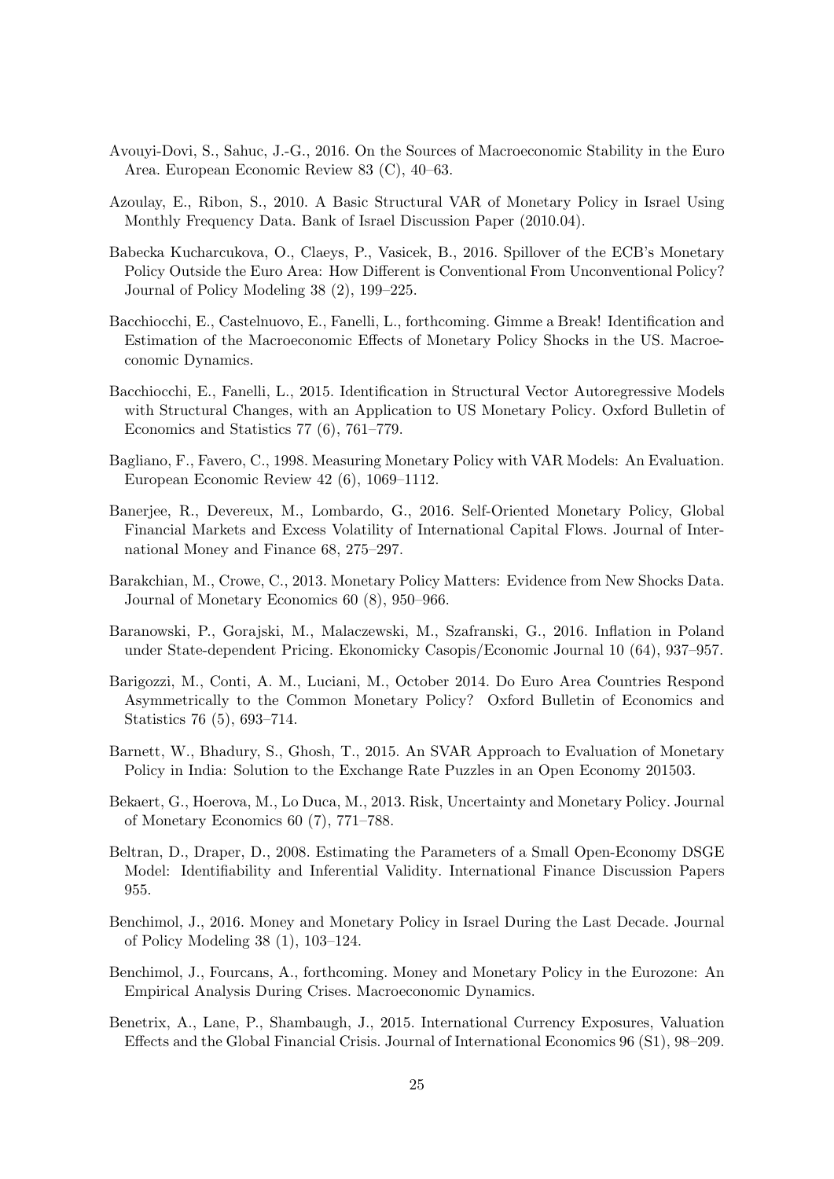Avouyi-Dovi, S., Sahuc, J.-G., 2016. On the Sources of Macroeconomic Stability in the Euro Area. European Economic Review 83 (C), 40–63.

Azoulay, E., Ribon, S., 2010. A Basic Structural VAR of Monetary Policy in Israel Using Monthly Frequency Data. Bank of Israel Discussion Paper (2010.04).

Babecka Kucharcukova, O., Claeys, P., Vasicek, B., 2016. Spillover of the ECB's Monetary Policy Outside the Euro Area: How Different is Conventional From Unconventional Policy? Journal of Policy Modeling 38 (2), 199–225.

Bacchiocchi, E., Castelnuovo, E., Fanelli, L., forthcoming. Gimme a Break! Identification and Estimation of the Macroeconomic Effects of Monetary Policy Shocks in the US. Macroeconomic Dynamics.

Bacchiocchi, E., Fanelli, L., 2015. Identification in Structural Vector Autoregressive Models with Structural Changes, with an Application to US Monetary Policy. Oxford Bulletin of Economics and Statistics 77 (6), 761–779.

Bagliano, F., Favero, C., 1998. Measuring Monetary Policy with VAR Models: An Evaluation. European Economic Review 42 (6), 1069–1112.

Banerjee, R., Devereux, M., Lombardo, G., 2016. Self-Oriented Monetary Policy, Global Financial Markets and Excess Volatility of International Capital Flows. Journal of International Money and Finance 68, 275–297.

Barakchian, M., Crowe, C., 2013. Monetary Policy Matters: Evidence from New Shocks Data. Journal of Monetary Economics 60 (8), 950–966.

Baranowski, P., Gorajski, M., Malaczewski, M., Szafranski, G., 2016. Inflation in Poland under State-dependent Pricing. Ekonomicky Casopis/Economic Journal 10 (64), 937–957.

Barigozzi, M., Conti, A. M., Luciani, M., October 2014. Do Euro Area Countries Respond Asymmetrically to the Common Monetary Policy? Oxford Bulletin of Economics and Statistics 76 (5), 693–714.

Barnett, W., Bhadury, S., Ghosh, T., 2015. An SVAR Approach to Evaluation of Monetary Policy in India: Solution to the Exchange Rate Puzzles in an Open Economy 201503.

Bekaert, G., Hoerova, M., Lo Duca, M., 2013. Risk, Uncertainty and Monetary Policy. Journal of Monetary Economics 60 (7), 771–788.

Beltran, D., Draper, D., 2008. Estimating the Parameters of a Small Open-Economy DSGE Model: Identifiability and Inferential Validity. International Finance Discussion Papers 955.

Benchimol, J., 2016. Money and Monetary Policy in Israel During the Last Decade. Journal of Policy Modeling 38 (1), 103–124.

Benchimol, J., Fourcans, A., forthcoming. Money and Monetary Policy in the Eurozone: An Empirical Analysis During Crises. Macroeconomic Dynamics.

Benetrix, A., Lane, P., Shambaugh, J., 2015. International Currency Exposures, Valuation Effects and the Global Financial Crisis. Journal of International Economics 96 (S1), 98–209.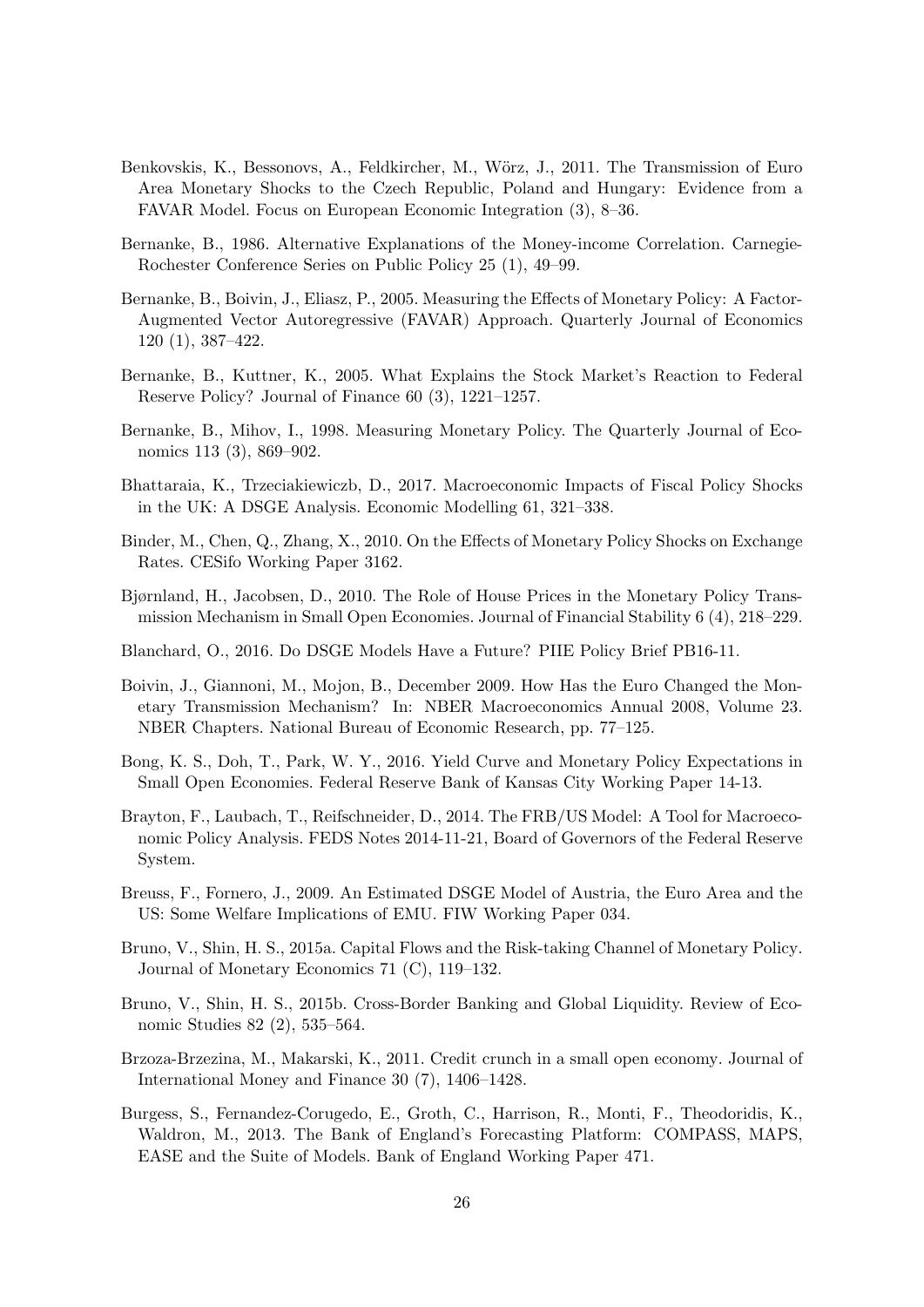Benkovskis, K., Bessonovs, A., Feldkircher, M., Wörz, J., 2011. The Transmission of Euro Area Monetary Shocks to the Czech Republic, Poland and Hungary: Evidence from a FAVAR Model. Focus on European Economic Integration (3), 8–36.

Bernanke, B., 1986. Alternative Explanations of the Money-income Correlation. Carnegie-Rochester Conference Series on Public Policy 25 (1), 49–99.

Bernanke, B., Boivin, J., Eliasz, P., 2005. Measuring the Effects of Monetary Policy: A Factor-Augmented Vector Autoregressive (FAVAR) Approach. Quarterly Journal of Economics 120 (1), 387–422.

Bernanke, B., Kuttner, K., 2005. What Explains the Stock Market's Reaction to Federal Reserve Policy? Journal of Finance 60 (3), 1221–1257.

Bernanke, B., Mihov, I., 1998. Measuring Monetary Policy. The Quarterly Journal of Economics 113 (3), 869–902.

Bhattaraia, K., Trzeciakiewiczb, D., 2017. Macroeconomic Impacts of Fiscal Policy Shocks in the UK: A DSGE Analysis. Economic Modelling 61, 321–338.

Binder, M., Chen, Q., Zhang, X., 2010. On the Effects of Monetary Policy Shocks on Exchange Rates. CESifo Working Paper 3162.

Bjørnland, H., Jacobsen, D., 2010. The Role of House Prices in the Monetary Policy Transmission Mechanism in Small Open Economies. Journal of Financial Stability 6 (4), 218–229.

Blanchard, O., 2016. Do DSGE Models Have a Future? PIIE Policy Brief PB16-11.

Boivin, J., Giannoni, M., Mojon, B., December 2009. How Has the Euro Changed the Monetary Transmission Mechanism? In: NBER Macroeconomics Annual 2008, Volume 23. NBER Chapters. National Bureau of Economic Research, pp. 77–125.

Bong, K. S., Doh, T., Park, W. Y., 2016. Yield Curve and Monetary Policy Expectations in Small Open Economies. Federal Reserve Bank of Kansas City Working Paper 14-13.

Brayton, F., Laubach, T., Reifschneider, D., 2014. The FRB/US Model: A Tool for Macroeconomic Policy Analysis. FEDS Notes 2014-11-21, Board of Governors of the Federal Reserve System.

Breuss, F., Fornero, J., 2009. An Estimated DSGE Model of Austria, the Euro Area and the US: Some Welfare Implications of EMU. FIW Working Paper 034.

Bruno, V., Shin, H. S., 2015a. Capital Flows and the Risk-taking Channel of Monetary Policy. Journal of Monetary Economics 71 (C), 119–132.

Bruno, V., Shin, H. S., 2015b. Cross-Border Banking and Global Liquidity. Review of Economic Studies 82 (2), 535–564.

Brzoza-Brzezina, M., Makarski, K., 2011. Credit crunch in a small open economy. Journal of International Money and Finance 30 (7), 1406–1428.

Burgess, S., Fernandez-Corugedo, E., Groth, C., Harrison, R., Monti, F., Theodoridis, K., Waldron, M., 2013. The Bank of England's Forecasting Platform: COMPASS, MAPS, EASE and the Suite of Models. Bank of England Working Paper 471.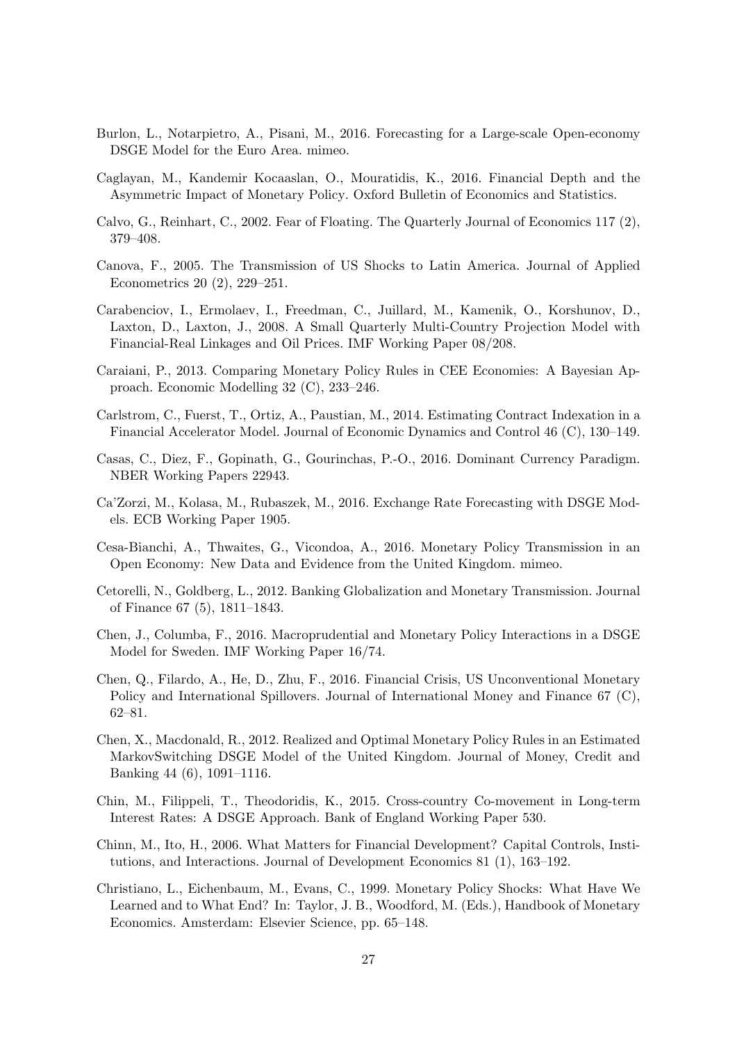Burlon, L., Notarpietro, A., Pisani, M., 2016. Forecasting for a Large-scale Open-economy DSGE Model for the Euro Area. mimeo.

Caglayan, M., Kandemir Kocaaslan, O., Mouratidis, K., 2016. Financial Depth and the Asymmetric Impact of Monetary Policy. Oxford Bulletin of Economics and Statistics.

Calvo, G., Reinhart, C., 2002. Fear of Floating. The Quarterly Journal of Economics 117 (2), 379–408.

Canova, F., 2005. The Transmission of US Shocks to Latin America. Journal of Applied Econometrics 20 (2), 229–251.

Carabenciov, I., Ermolaev, I., Freedman, C., Juillard, M., Kamenik, O., Korshunov, D., Laxton, D., Laxton, J., 2008. A Small Quarterly Multi-Country Projection Model with Financial-Real Linkages and Oil Prices. IMF Working Paper 08/208.

Caraiani, P., 2013. Comparing Monetary Policy Rules in CEE Economies: A Bayesian Approach. Economic Modelling 32 (C), 233–246.

Carlstrom, C., Fuerst, T., Ortiz, A., Paustian, M., 2014. Estimating Contract Indexation in a Financial Accelerator Model. Journal of Economic Dynamics and Control 46 (C), 130–149.

Casas, C., Diez, F., Gopinath, G., Gourinchas, P.-O., 2016. Dominant Currency Paradigm. NBER Working Papers 22943.

Ca'Zorzi, M., Kolasa, M., Rubaszek, M., 2016. Exchange Rate Forecasting with DSGE Models. ECB Working Paper 1905.

Cesa-Bianchi, A., Thwaites, G., Vicondoa, A., 2016. Monetary Policy Transmission in an Open Economy: New Data and Evidence from the United Kingdom. mimeo.

Cetorelli, N., Goldberg, L., 2012. Banking Globalization and Monetary Transmission. Journal of Finance 67 (5), 1811–1843.

Chen, J., Columba, F., 2016. Macroprudential and Monetary Policy Interactions in a DSGE Model for Sweden. IMF Working Paper 16/74.

Chen, Q., Filardo, A., He, D., Zhu, F., 2016. Financial Crisis, US Unconventional Monetary Policy and International Spillovers. Journal of International Money and Finance 67 (C), 62–81.

Chen, X., Macdonald, R., 2012. Realized and Optimal Monetary Policy Rules in an Estimated MarkovSwitching DSGE Model of the United Kingdom. Journal of Money, Credit and Banking 44 (6), 1091–1116.

Chin, M., Filippeli, T., Theodoridis, K., 2015. Cross-country Co-movement in Long-term Interest Rates: A DSGE Approach. Bank of England Working Paper 530.

Chinn, M., Ito, H., 2006. What Matters for Financial Development? Capital Controls, Institutions, and Interactions. Journal of Development Economics 81 (1), 163–192.

Christiano, L., Eichenbaum, M., Evans, C., 1999. Monetary Policy Shocks: What Have We Learned and to What End? In: Taylor, J. B., Woodford, M. (Eds.), Handbook of Monetary Economics. Amsterdam: Elsevier Science, pp. 65–148.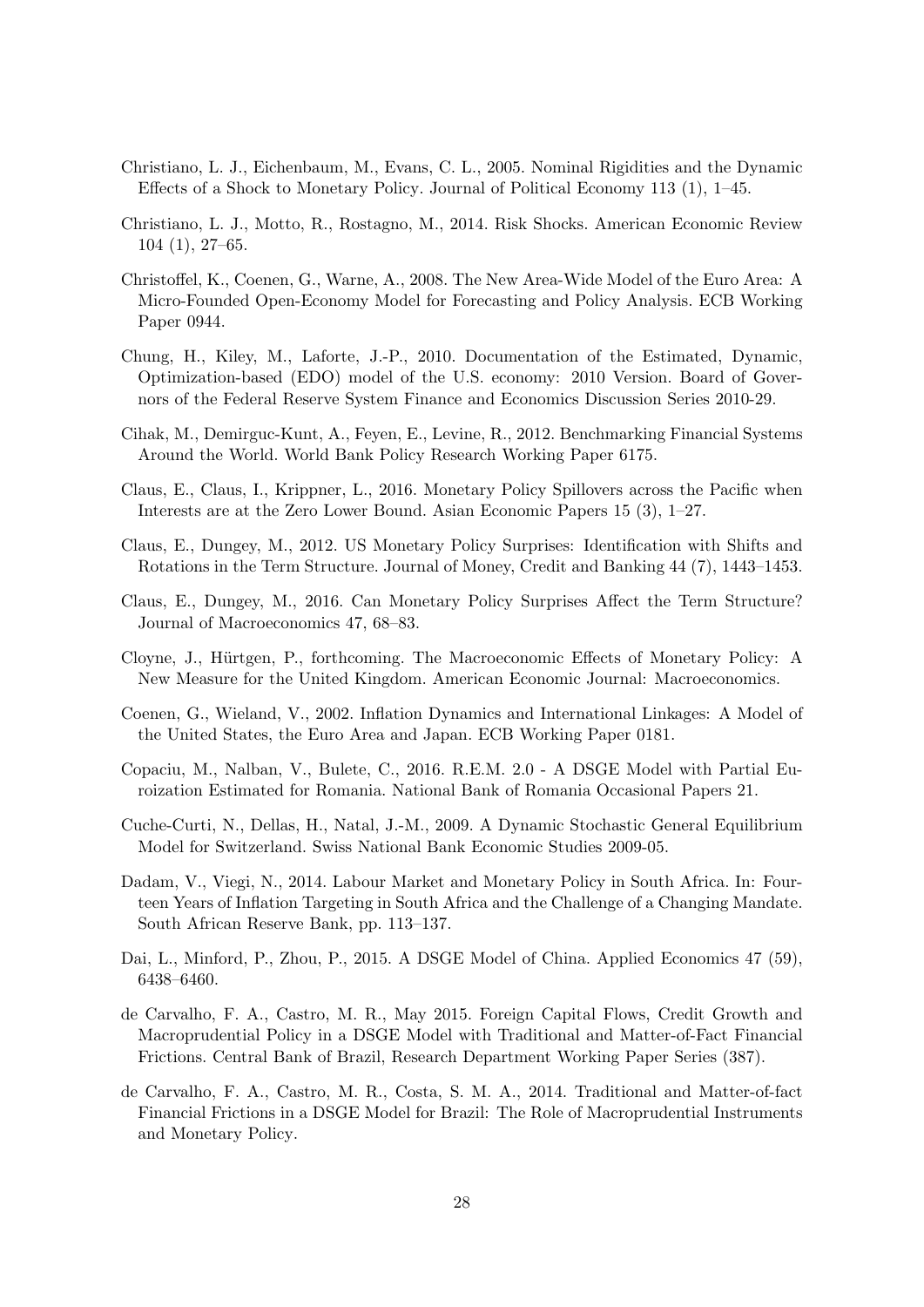Christiano, L. J., Eichenbaum, M., Evans, C. L., 2005. Nominal Rigidities and the Dynamic Effects of a Shock to Monetary Policy. Journal of Political Economy 113 (1), 1–45.

Christiano, L. J., Motto, R., Rostagno, M., 2014. Risk Shocks. American Economic Review 104 (1), 27–65.

Christoffel, K., Coenen, G., Warne, A., 2008. The New Area-Wide Model of the Euro Area: A Micro-Founded Open-Economy Model for Forecasting and Policy Analysis. ECB Working Paper 0944.

Chung, H., Kiley, M., Laforte, J.-P., 2010. Documentation of the Estimated, Dynamic, Optimization-based (EDO) model of the U.S. economy: 2010 Version. Board of Governors of the Federal Reserve System Finance and Economics Discussion Series 2010-29.

Cihak, M., Demirguc-Kunt, A., Feyen, E., Levine, R., 2012. Benchmarking Financial Systems Around the World. World Bank Policy Research Working Paper 6175.

Claus, E., Claus, I., Krippner, L., 2016. Monetary Policy Spillovers across the Pacific when Interests are at the Zero Lower Bound. Asian Economic Papers 15 (3), 1–27.

Claus, E., Dungey, M., 2012. US Monetary Policy Surprises: Identification with Shifts and Rotations in the Term Structure. Journal of Money, Credit and Banking 44 (7), 1443–1453.

Claus, E., Dungey, M., 2016. Can Monetary Policy Surprises Affect the Term Structure? Journal of Macroeconomics 47, 68–83.

Cloyne, J., Hürtgen, P., forthcoming. The Macroeconomic Effects of Monetary Policy: A New Measure for the United Kingdom. American Economic Journal: Macroeconomics.

Coenen, G., Wieland, V., 2002. Inflation Dynamics and International Linkages: A Model of the United States, the Euro Area and Japan. ECB Working Paper 0181.

Copaciu, M., Nalban, V., Bulete, C., 2016. R.E.M. 2.0 - A DSGE Model with Partial Euroization Estimated for Romania. National Bank of Romania Occasional Papers 21.

Cuche-Curti, N., Dellas, H., Natal, J.-M., 2009. A Dynamic Stochastic General Equilibrium Model for Switzerland. Swiss National Bank Economic Studies 2009-05.

Dadam, V., Viegi, N., 2014. Labour Market and Monetary Policy in South Africa. In: Fourteen Years of Inflation Targeting in South Africa and the Challenge of a Changing Mandate. South African Reserve Bank, pp. 113–137.

Dai, L., Minford, P., Zhou, P., 2015. A DSGE Model of China. Applied Economics 47 (59), 6438–6460.

de Carvalho, F. A., Castro, M. R., May 2015. Foreign Capital Flows, Credit Growth and Macroprudential Policy in a DSGE Model with Traditional and Matter-of-Fact Financial Frictions. Central Bank of Brazil, Research Department Working Paper Series (387).

de Carvalho, F. A., Castro, M. R., Costa, S. M. A., 2014. Traditional and Matter-of-fact Financial Frictions in a DSGE Model for Brazil: The Role of Macroprudential Instruments and Monetary Policy.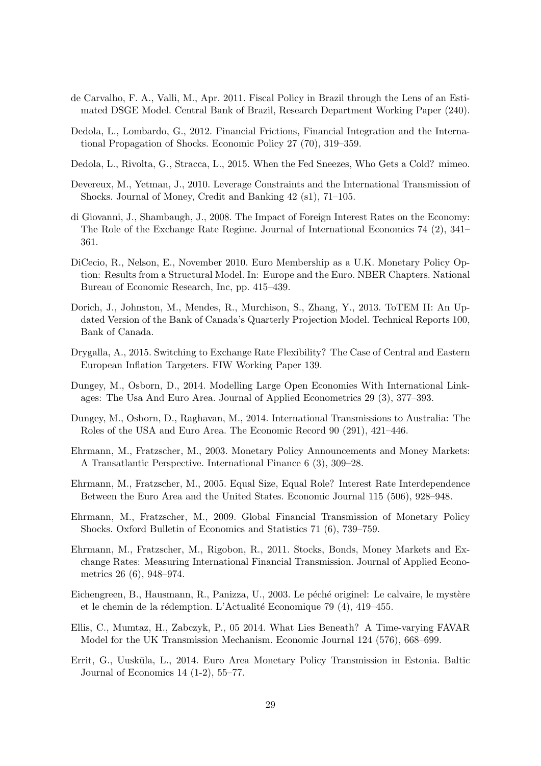de Carvalho, F. A., Valli, M., Apr. 2011. Fiscal Policy in Brazil through the Lens of an Estimated DSGE Model. Central Bank of Brazil, Research Department Working Paper (240).

Dedola, L., Lombardo, G., 2012. Financial Frictions, Financial Integration and the International Propagation of Shocks. Economic Policy 27 (70), 319–359.

Dedola, L., Rivolta, G., Stracca, L., 2015. When the Fed Sneezes, Who Gets a Cold? mimeo.

Devereux, M., Yetman, J., 2010. Leverage Constraints and the International Transmission of Shocks. Journal of Money, Credit and Banking 42 (s1), 71–105.

di Giovanni, J., Shambaugh, J., 2008. The Impact of Foreign Interest Rates on the Economy: The Role of the Exchange Rate Regime. Journal of International Economics 74 (2), 341–361.

DiCecio, R., Nelson, E., November 2010. Euro Membership as a U.K. Monetary Policy Option: Results from a Structural Model. In: Europe and the Euro. NBER Chapters. National Bureau of Economic Research, Inc, pp. 415–439.

Dorich, J., Johnston, M., Mendes, R., Murchison, S., Zhang, Y., 2013. ToTEM II: An Updated Version of the Bank of Canada's Quarterly Projection Model. Technical Reports 100, Bank of Canada.

Drygalla, A., 2015. Switching to Exchange Rate Flexibility? The Case of Central and Eastern European Inflation Targeters. FIW Working Paper 139.

Dungey, M., Osborn, D., 2014. Modelling Large Open Economies With International Linkages: The Usa And Euro Area. Journal of Applied Econometrics 29 (3), 377–393.

Dungey, M., Osborn, D., Raghavan, M., 2014. International Transmissions to Australia: The Roles of the USA and Euro Area. The Economic Record 90 (291), 421–446.

Ehrmann, M., Fratzscher, M., 2003. Monetary Policy Announcements and Money Markets: A Transatlantic Perspective. International Finance 6 (3), 309–28.

Ehrmann, M., Fratzscher, M., 2005. Equal Size, Equal Role? Interest Rate Interdependence Between the Euro Area and the United States. Economic Journal 115 (506), 928–948.

Ehrmann, M., Fratzscher, M., 2009. Global Financial Transmission of Monetary Policy Shocks. Oxford Bulletin of Economics and Statistics 71 (6), 739–759.

Ehrmann, M., Fratzscher, M., Rigobon, R., 2011. Stocks, Bonds, Money Markets and Exchange Rates: Measuring International Financial Transmission. Journal of Applied Econometrics 26 (6), 948–974.

Eichengreen, B., Hausmann, R., Panizza, U., 2003. Le péché originel: Le calvaire, le mystère et le chemin de la rédemption. L'Actualité Economique 79 (4), 419–455.

Ellis, C., Mumtaz, H., Zabczyk, P., 05 2014. What Lies Beneath? A Time-varying FAVAR Model for the UK Transmission Mechanism. Economic Journal 124 (576), 668–699.

Errit, G., Uusküla, L., 2014. Euro Area Monetary Policy Transmission in Estonia. Baltic Journal of Economics 14 (1-2), 55–77.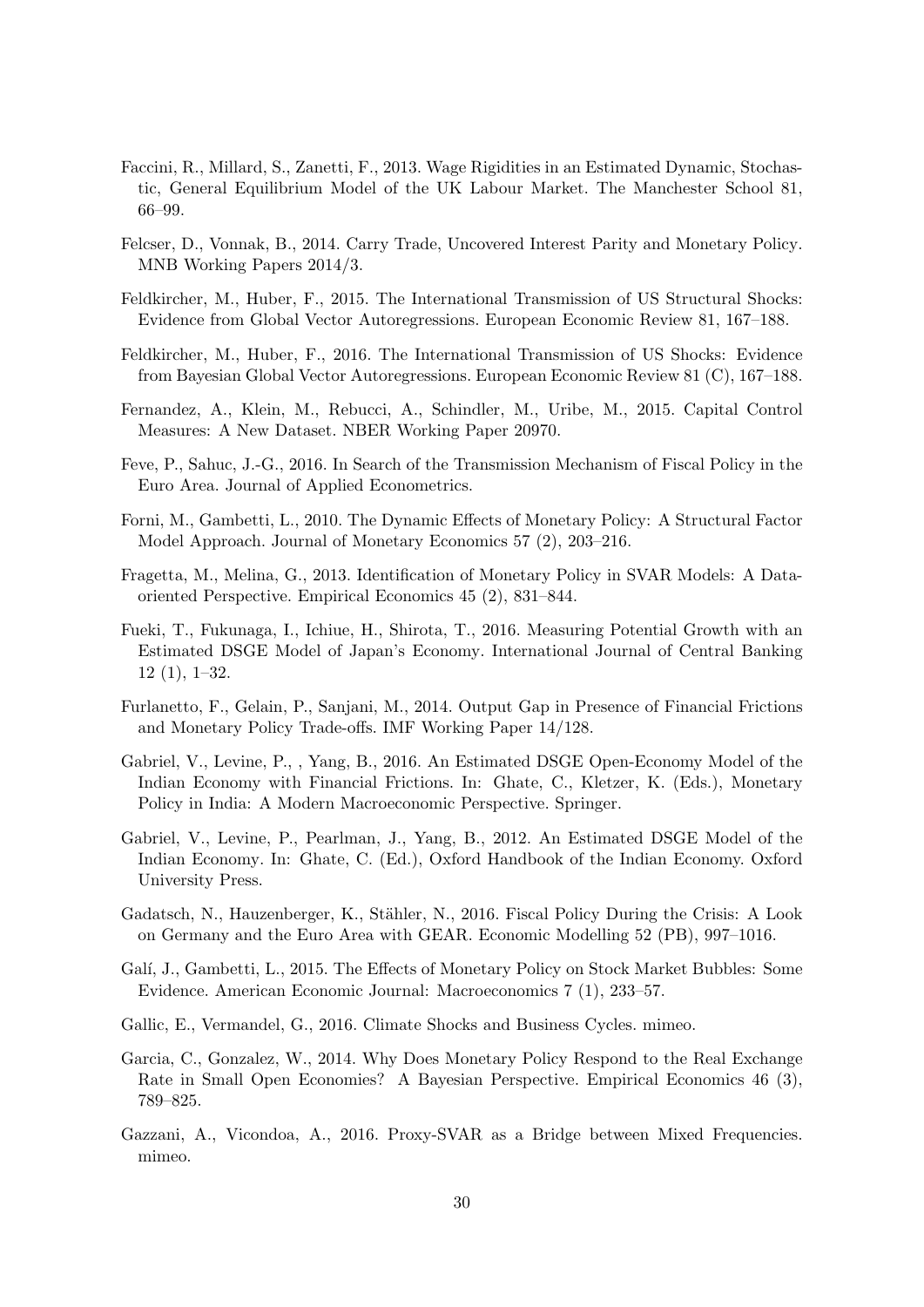Faccini, R., Millard, S., Zanetti, F., 2013. Wage Rigidities in an Estimated Dynamic, Stochastic, General Equilibrium Model of the UK Labour Market. The Manchester School 81, 66–99.

Felcser, D., Vonnak, B., 2014. Carry Trade, Uncovered Interest Parity and Monetary Policy. MNB Working Papers 2014/3.

Feldkircher, M., Huber, F., 2015. The International Transmission of US Structural Shocks: Evidence from Global Vector Autoregressions. European Economic Review 81, 167–188.

Feldkircher, M., Huber, F., 2016. The International Transmission of US Shocks: Evidence from Bayesian Global Vector Autoregressions. European Economic Review 81 (C), 167–188.

Fernandez, A., Klein, M., Rebucci, A., Schindler, M., Uribe, M., 2015. Capital Control Measures: A New Dataset. NBER Working Paper 20970.

Feve, P., Sahuc, J.-G., 2016. In Search of the Transmission Mechanism of Fiscal Policy in the Euro Area. Journal of Applied Econometrics.

Forni, M., Gambetti, L., 2010. The Dynamic Effects of Monetary Policy: A Structural Factor Model Approach. Journal of Monetary Economics 57 (2), 203–216.

Fragetta, M., Melina, G., 2013. Identification of Monetary Policy in SVAR Models: A Data-oriented Perspective. Empirical Economics 45 (2), 831–844.

Fueki, T., Fukunaga, I., Ichiue, H., Shirota, T., 2016. Measuring Potential Growth with an Estimated DSGE Model of Japan's Economy. International Journal of Central Banking 12 (1), 1–32.

Furlanetto, F., Gelain, P., Sanjani, M., 2014. Output Gap in Presence of Financial Frictions and Monetary Policy Trade-offs. IMF Working Paper 14/128.

Gabriel, V., Levine, P., , Yang, B., 2016. An Estimated DSGE Open-Economy Model of the Indian Economy with Financial Frictions. In: Ghate, C., Kletzer, K. (Eds.), Monetary Policy in India: A Modern Macroeconomic Perspective. Springer.

Gabriel, V., Levine, P., Pearlman, J., Yang, B., 2012. An Estimated DSGE Model of the Indian Economy. In: Ghate, C. (Ed.), Oxford Handbook of the Indian Economy. Oxford University Press.

Gadatsch, N., Hauzenberger, K., Stähler, N., 2016. Fiscal Policy During the Crisis: A Look on Germany and the Euro Area with GEAR. Economic Modelling 52 (PB), 997–1016.

Galí, J., Gambetti, L., 2015. The Effects of Monetary Policy on Stock Market Bubbles: Some Evidence. American Economic Journal: Macroeconomics 7 (1), 233–57.

Gallic, E., Vermandel, G., 2016. Climate Shocks and Business Cycles. mimeo.

Garcia, C., Gonzalez, W., 2014. Why Does Monetary Policy Respond to the Real Exchange Rate in Small Open Economies? A Bayesian Perspective. Empirical Economics 46 (3), 789–825.

Gazzani, A., Vicondoa, A., 2016. Proxy-SVAR as a Bridge between Mixed Frequencies. mimeo.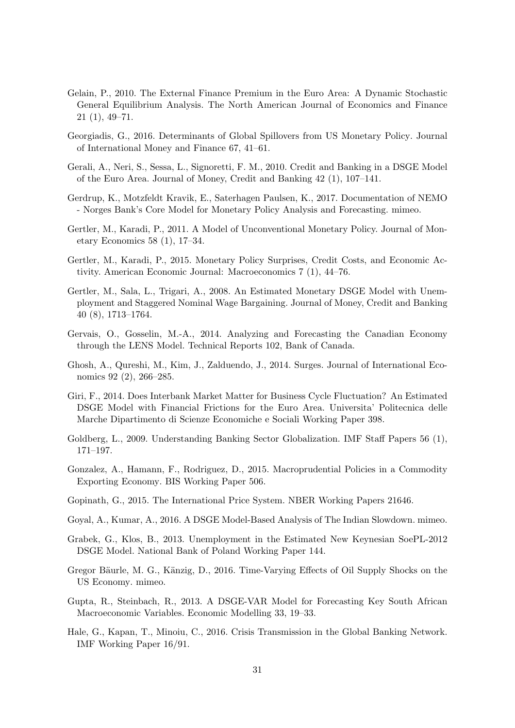Gelain, P., 2010. The External Finance Premium in the Euro Area: A Dynamic Stochastic General Equilibrium Analysis. The North American Journal of Economics and Finance 21 (1), 49–71.

Georgiadis, G., 2016. Determinants of Global Spillovers from US Monetary Policy. Journal of International Money and Finance 67, 41–61.

Gerali, A., Neri, S., Sessa, L., Signoretti, F. M., 2010. Credit and Banking in a DSGE Model of the Euro Area. Journal of Money, Credit and Banking 42 (1), 107–141.

Gerdrup, K., Motzfeldt Kravik, E., Saterhagen Paulsen, K., 2017. Documentation of NEMO - Norges Bank's Core Model for Monetary Policy Analysis and Forecasting. mimeo.

Gertler, M., Karadi, P., 2011. A Model of Unconventional Monetary Policy. Journal of Monetary Economics 58 (1), 17–34.

Gertler, M., Karadi, P., 2015. Monetary Policy Surprises, Credit Costs, and Economic Activity. American Economic Journal: Macroeconomics 7 (1), 44–76.

Gertler, M., Sala, L., Trigari, A., 2008. An Estimated Monetary DSGE Model with Unemployment and Staggered Nominal Wage Bargaining. Journal of Money, Credit and Banking 40 (8), 1713–1764.

Gervais, O., Gosselin, M.-A., 2014. Analyzing and Forecasting the Canadian Economy through the LENS Model. Technical Reports 102, Bank of Canada.

Ghosh, A., Qureshi, M., Kim, J., Zalduendo, J., 2014. Surges. Journal of International Economics 92 (2), 266–285.

Giri, F., 2014. Does Interbank Market Matter for Business Cycle Fluctuation? An Estimated DSGE Model with Financial Frictions for the Euro Area. Universita' Politecnica delle Marche Dipartimento di Scienze Economiche e Sociali Working Paper 398.

Goldberg, L., 2009. Understanding Banking Sector Globalization. IMF Staff Papers 56 (1), 171–197.

Gonzalez, A., Hamann, F., Rodriguez, D., 2015. Macroprudential Policies in a Commodity Exporting Economy. BIS Working Paper 506.

Gopinath, G., 2015. The International Price System. NBER Working Papers 21646.

Goyal, A., Kumar, A., 2016. A DSGE Model-Based Analysis of The Indian Slowdown. mimeo.

Grabek, G., Klos, B., 2013. Unemployment in the Estimated New Keynesian SoePL-2012 DSGE Model. National Bank of Poland Working Paper 144.

Gregor Bäurle, M. G., Känzig, D., 2016. Time-Varying Effects of Oil Supply Shocks on the US Economy. mimeo.

Gupta, R., Steinbach, R., 2013. A DSGE-VAR Model for Forecasting Key South African Macroeconomic Variables. Economic Modelling 33, 19–33.

Hale, G., Kapan, T., Minoiu, C., 2016. Crisis Transmission in the Global Banking Network. IMF Working Paper 16/91.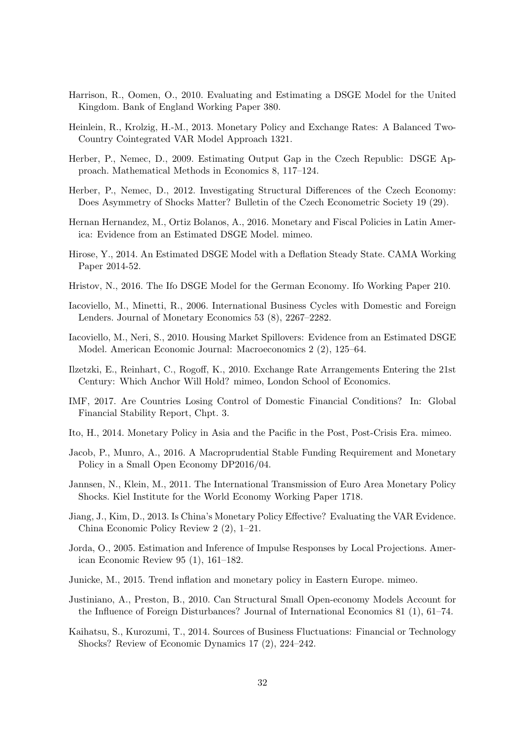Harrison, R., Oomen, O., 2010. Evaluating and Estimating a DSGE Model for the United Kingdom. Bank of England Working Paper 380.

Heinlein, R., Krolzig, H.-M., 2013. Monetary Policy and Exchange Rates: A Balanced Two-Country Cointegrated VAR Model Approach 1321.

Herber, P., Nemec, D., 2009. Estimating Output Gap in the Czech Republic: DSGE Approach. Mathematical Methods in Economics 8, 117–124.

Herber, P., Nemec, D., 2012. Investigating Structural Differences of the Czech Economy: Does Asymmetry of Shocks Matter? Bulletin of the Czech Econometric Society 19 (29).

Hernan Hernandez, M., Ortiz Bolanos, A., 2016. Monetary and Fiscal Policies in Latin America: Evidence from an Estimated DSGE Model. mimeo.

Hirose, Y., 2014. An Estimated DSGE Model with a Deflation Steady State. CAMA Working Paper 2014-52.

Hristov, N., 2016. The Ifo DSGE Model for the German Economy. Ifo Working Paper 210.

Iacoviello, M., Minetti, R., 2006. International Business Cycles with Domestic and Foreign Lenders. Journal of Monetary Economics 53 (8), 2267–2282.

Iacoviello, M., Neri, S., 2010. Housing Market Spillovers: Evidence from an Estimated DSGE Model. American Economic Journal: Macroeconomics 2 (2), 125–64.

Ilzetzki, E., Reinhart, C., Rogoff, K., 2010. Exchange Rate Arrangements Entering the 21st Century: Which Anchor Will Hold? mimeo, London School of Economics.

IMF, 2017. Are Countries Losing Control of Domestic Financial Conditions? In: Global Financial Stability Report, Chpt. 3.

Ito, H., 2014. Monetary Policy in Asia and the Pacific in the Post, Post-Crisis Era. mimeo.

Jacob, P., Munro, A., 2016. A Macroprudential Stable Funding Requirement and Monetary Policy in a Small Open Economy DP2016/04.

Jannsen, N., Klein, M., 2011. The International Transmission of Euro Area Monetary Policy Shocks. Kiel Institute for the World Economy Working Paper 1718.

Jiang, J., Kim, D., 2013. Is China's Monetary Policy Effective? Evaluating the VAR Evidence. China Economic Policy Review 2 (2), 1–21.

Jorda, O., 2005. Estimation and Inference of Impulse Responses by Local Projections. American Economic Review 95 (1), 161–182.

Junicke, M., 2015. Trend inflation and monetary policy in Eastern Europe. mimeo.

Justiniano, A., Preston, B., 2010. Can Structural Small Open-economy Models Account for the Influence of Foreign Disturbances? Journal of International Economics 81 (1), 61–74.

Kaihatsu, S., Kurozumi, T., 2014. Sources of Business Fluctuations: Financial or Technology Shocks? Review of Economic Dynamics 17 (2), 224–242.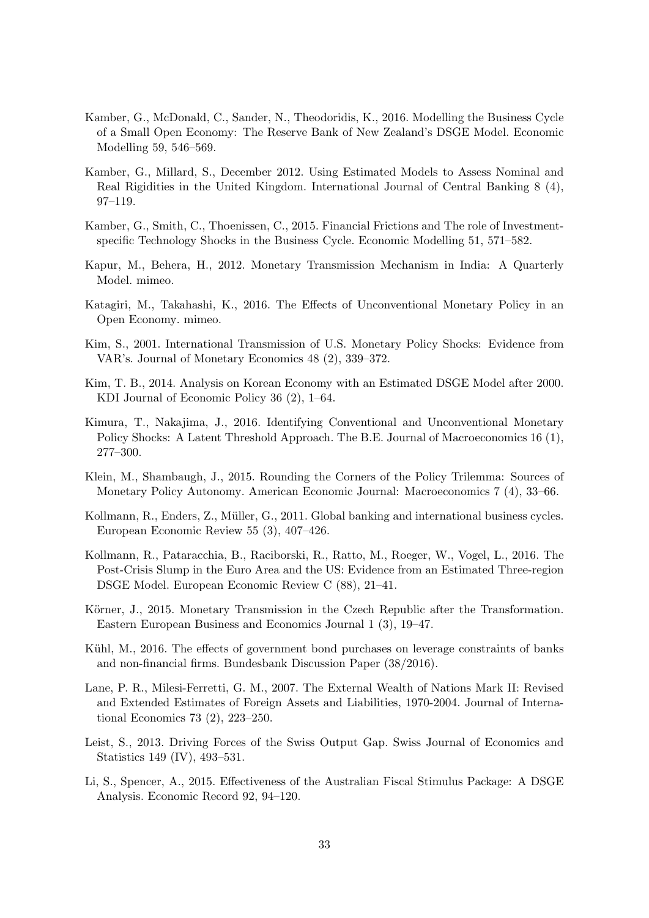Kamber, G., McDonald, C., Sander, N., Theodoridis, K., 2016. Modelling the Business Cycle of a Small Open Economy: The Reserve Bank of New Zealand's DSGE Model. Economic Modelling 59, 546–569.

Kamber, G., Millard, S., December 2012. Using Estimated Models to Assess Nominal and Real Rigidities in the United Kingdom. International Journal of Central Banking 8 (4), 97–119.

Kamber, G., Smith, C., Thoenissen, C., 2015. Financial Frictions and The role of Investment-specific Technology Shocks in the Business Cycle. Economic Modelling 51, 571–582.

Kapur, M., Behera, H., 2012. Monetary Transmission Mechanism in India: A Quarterly Model. mimeo.

Katagiri, M., Takahashi, K., 2016. The Effects of Unconventional Monetary Policy in an Open Economy. mimeo.

Kim, S., 2001. International Transmission of U.S. Monetary Policy Shocks: Evidence from VAR's. Journal of Monetary Economics 48 (2), 339–372.

Kim, T. B., 2014. Analysis on Korean Economy with an Estimated DSGE Model after 2000. KDI Journal of Economic Policy 36 (2), 1–64.

Kimura, T., Nakajima, J., 2016. Identifying Conventional and Unconventional Monetary Policy Shocks: A Latent Threshold Approach. The B.E. Journal of Macroeconomics 16 (1), 277–300.

Klein, M., Shambaugh, J., 2015. Rounding the Corners of the Policy Trilemma: Sources of Monetary Policy Autonomy. American Economic Journal: Macroeconomics 7 (4), 33–66.

Kollmann, R., Enders, Z., Müller, G., 2011. Global banking and international business cycles. European Economic Review 55 (3), 407–426.

Kollmann, R., Pataracchia, B., Raciborski, R., Ratto, M., Roeger, W., Vogel, L., 2016. The Post-Crisis Slump in the Euro Area and the US: Evidence from an Estimated Three-region DSGE Model. European Economic Review C (88), 21–41.

Körner, J., 2015. Monetary Transmission in the Czech Republic after the Transformation. Eastern European Business and Economics Journal 1 (3), 19–47.

Kühl, M., 2016. The effects of government bond purchases on leverage constraints of banks and non-financial firms. Bundesbank Discussion Paper (38/2016).

Lane, P. R., Milesi-Ferretti, G. M., 2007. The External Wealth of Nations Mark II: Revised and Extended Estimates of Foreign Assets and Liabilities, 1970-2004. Journal of International Economics 73 (2), 223–250.

Leist, S., 2013. Driving Forces of the Swiss Output Gap. Swiss Journal of Economics and Statistics 149 (IV), 493–531.

Li, S., Spencer, A., 2015. Effectiveness of the Australian Fiscal Stimulus Package: A DSGE Analysis. Economic Record 92, 94–120.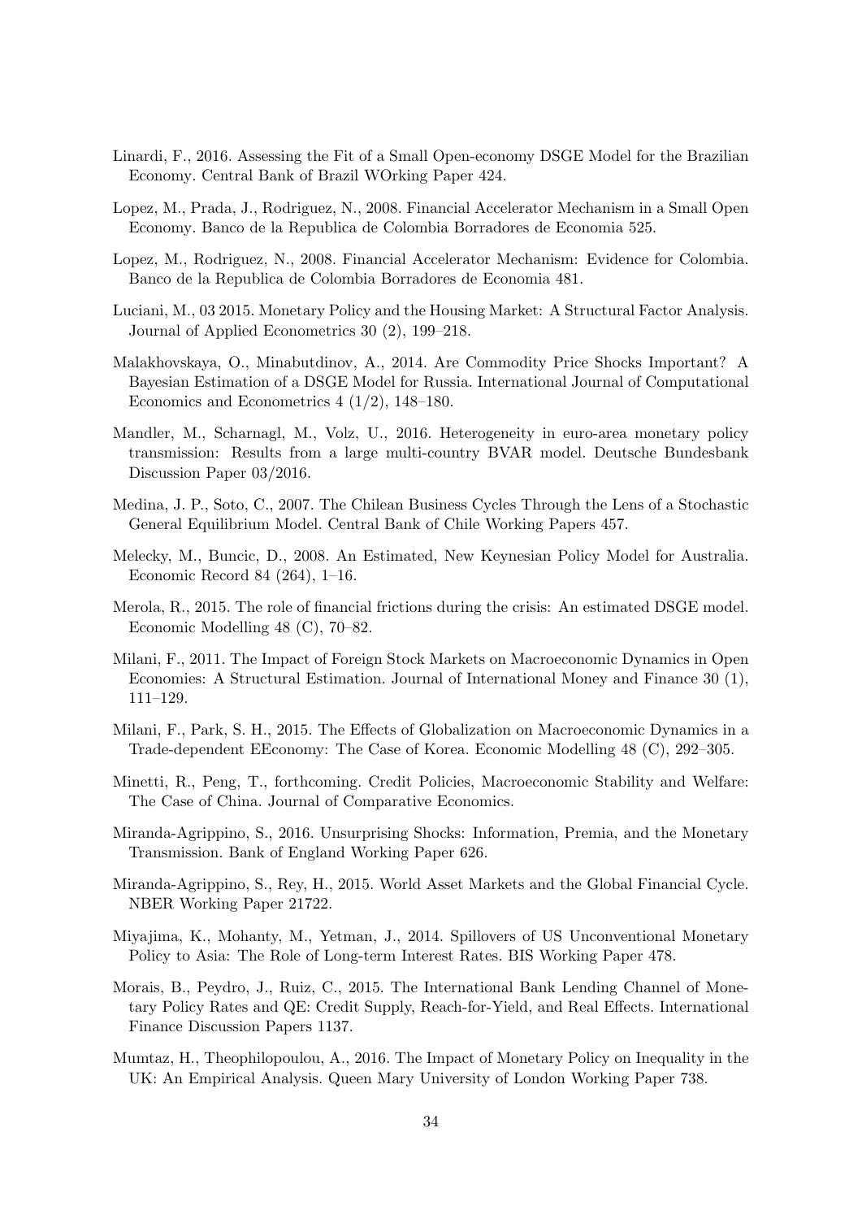Linardi, F., 2016. Assessing the Fit of a Small Open-economy DSGE Model for the Brazilian Economy. Central Bank of Brazil WOrking Paper 424.

Lopez, M., Prada, J., Rodriguez, N., 2008. Financial Accelerator Mechanism in a Small Open Economy. Banco de la Republica de Colombia Borradores de Economia 525.

Lopez, M., Rodriguez, N., 2008. Financial Accelerator Mechanism: Evidence for Colombia. Banco de la Republica de Colombia Borradores de Economia 481.

Luciani, M., 03 2015. Monetary Policy and the Housing Market: A Structural Factor Analysis. Journal of Applied Econometrics 30 (2), 199–218.

Malakhovskaya, O., Minabutdinov, A., 2014. Are Commodity Price Shocks Important? A Bayesian Estimation of a DSGE Model for Russia. International Journal of Computational Economics and Econometrics 4 (1/2), 148–180.

Mandler, M., Scharnagl, M., Volz, U., 2016. Heterogeneity in euro-area monetary policy transmission: Results from a large multi-country BVAR model. Deutsche Bundesbank Discussion Paper 03/2016.

Medina, J. P., Soto, C., 2007. The Chilean Business Cycles Through the Lens of a Stochastic General Equilibrium Model. Central Bank of Chile Working Papers 457.

Melecky, M., Buncic, D., 2008. An Estimated, New Keynesian Policy Model for Australia. Economic Record 84 (264), 1–16.

Merola, R., 2015. The role of financial frictions during the crisis: An estimated DSGE model. Economic Modelling 48 (C), 70–82.

Milani, F., 2011. The Impact of Foreign Stock Markets on Macroeconomic Dynamics in Open Economies: A Structural Estimation. Journal of International Money and Finance 30 (1), 111–129.

Milani, F., Park, S. H., 2015. The Effects of Globalization on Macroeconomic Dynamics in a Trade-dependent EEconomy: The Case of Korea. Economic Modelling 48 (C), 292–305.

Minetti, R., Peng, T., forthcoming. Credit Policies, Macroeconomic Stability and Welfare: The Case of China. Journal of Comparative Economics.

Miranda-Agrippino, S., 2016. Unsurprising Shocks: Information, Premia, and the Monetary Transmission. Bank of England Working Paper 626.

Miranda-Agrippino, S., Rey, H., 2015. World Asset Markets and the Global Financial Cycle. NBER Working Paper 21722.

Miyajima, K., Mohanty, M., Yetman, J., 2014. Spillovers of US Unconventional Monetary Policy to Asia: The Role of Long-term Interest Rates. BIS Working Paper 478.

Morais, B., Peydro, J., Ruiz, C., 2015. The International Bank Lending Channel of Monetary Policy Rates and QE: Credit Supply, Reach-for-Yield, and Real Effects. International Finance Discussion Papers 1137.

Mumtaz, H., Theophilopoulou, A., 2016. The Impact of Monetary Policy on Inequality in the UK: An Empirical Analysis. Queen Mary University of London Working Paper 738.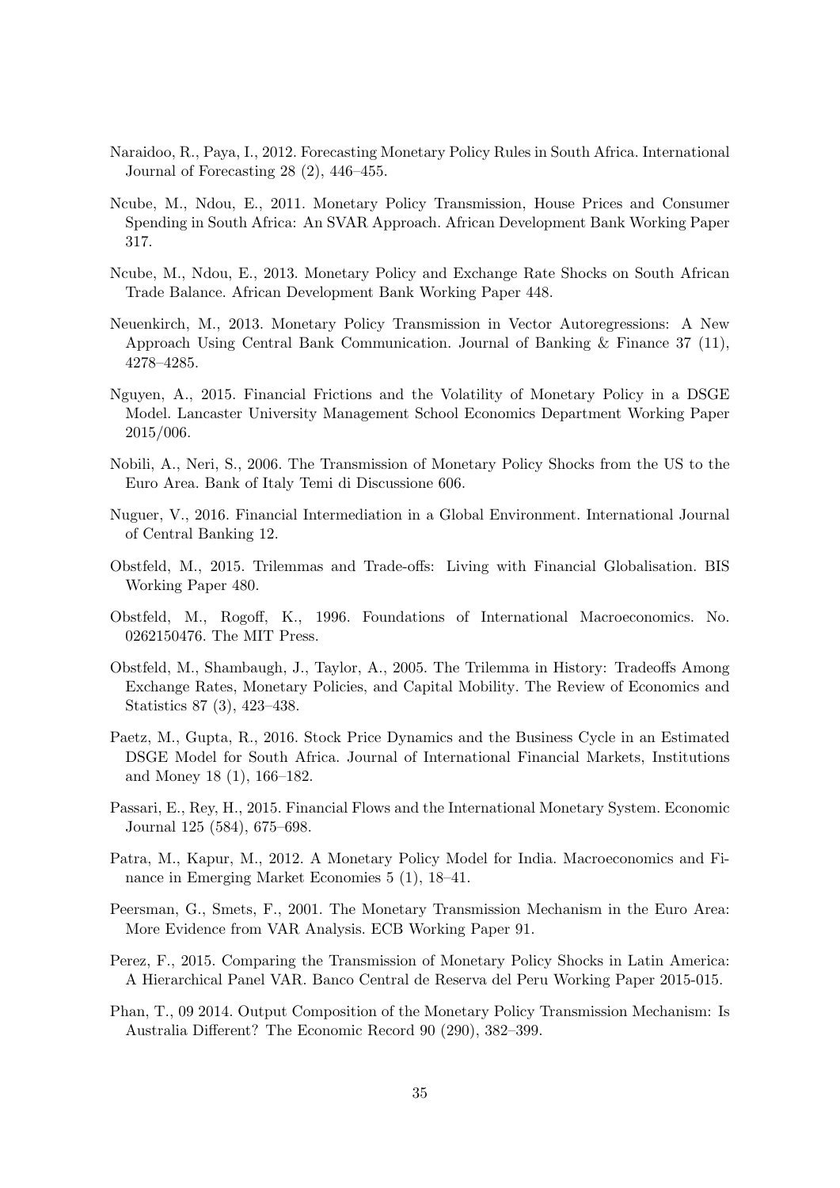Naraidoo, R., Paya, I., 2012. Forecasting Monetary Policy Rules in South Africa. International Journal of Forecasting 28 (2), 446–455.

Ncube, M., Ndou, E., 2011. Monetary Policy Transmission, House Prices and Consumer Spending in South Africa: An SVAR Approach. African Development Bank Working Paper 317.

Ncube, M., Ndou, E., 2013. Monetary Policy and Exchange Rate Shocks on South African Trade Balance. African Development Bank Working Paper 448.

Neuenkirch, M., 2013. Monetary Policy Transmission in Vector Autoregressions: A New Approach Using Central Bank Communication. Journal of Banking & Finance 37 (11), 4278–4285.

Nguyen, A., 2015. Financial Frictions and the Volatility of Monetary Policy in a DSGE Model. Lancaster University Management School Economics Department Working Paper 2015/006.

Nobili, A., Neri, S., 2006. The Transmission of Monetary Policy Shocks from the US to the Euro Area. Bank of Italy Temi di Discussione 606.

Nuguer, V., 2016. Financial Intermediation in a Global Environment. International Journal of Central Banking 12.

Obstfeld, M., 2015. Trilemmas and Trade-offs: Living with Financial Globalisation. BIS Working Paper 480.

Obstfeld, M., Rogoff, K., 1996. Foundations of International Macroeconomics. No. 0262150476. The MIT Press.

Obstfeld, M., Shambaugh, J., Taylor, A., 2005. The Trilemma in History: Tradeoffs Among Exchange Rates, Monetary Policies, and Capital Mobility. The Review of Economics and Statistics 87 (3), 423–438.

Paetz, M., Gupta, R., 2016. Stock Price Dynamics and the Business Cycle in an Estimated DSGE Model for South Africa. Journal of International Financial Markets, Institutions and Money 18 (1), 166–182.

Passari, E., Rey, H., 2015. Financial Flows and the International Monetary System. Economic Journal 125 (584), 675–698.

Patra, M., Kapur, M., 2012. A Monetary Policy Model for India. Macroeconomics and Finance in Emerging Market Economies 5 (1), 18–41.

Peersman, G., Smets, F., 2001. The Monetary Transmission Mechanism in the Euro Area: More Evidence from VAR Analysis. ECB Working Paper 91.

Perez, F., 2015. Comparing the Transmission of Monetary Policy Shocks in Latin America: A Hierarchical Panel VAR. Banco Central de Reserva del Peru Working Paper 2015-015.

Phan, T., 09 2014. Output Composition of the Monetary Policy Transmission Mechanism: Is Australia Different? The Economic Record 90 (290), 382–399.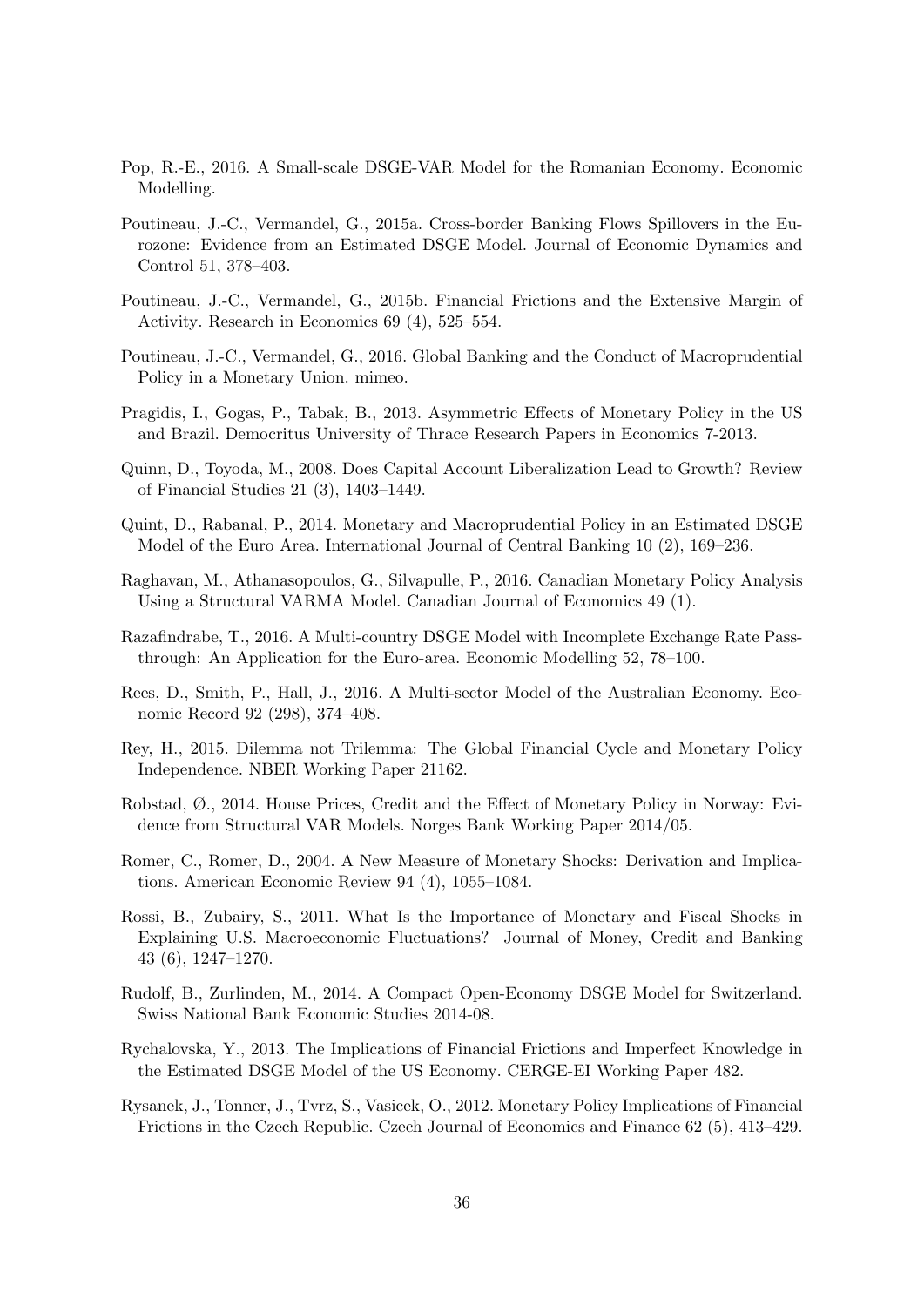Pop, R.-E., 2016. A Small-scale DSGE-VAR Model for the Romanian Economy. Economic Modelling.

Poutineau, J.-C., Vermandel, G., 2015a. Cross-border Banking Flows Spillovers in the Eurozone: Evidence from an Estimated DSGE Model. Journal of Economic Dynamics and Control 51, 378–403.

Poutineau, J.-C., Vermandel, G., 2015b. Financial Frictions and the Extensive Margin of Activity. Research in Economics 69 (4), 525–554.

Poutineau, J.-C., Vermandel, G., 2016. Global Banking and the Conduct of Macroprudential Policy in a Monetary Union. mimeo.

Pragidis, I., Gogas, P., Tabak, B., 2013. Asymmetric Effects of Monetary Policy in the US and Brazil. Democritus University of Thrace Research Papers in Economics 7-2013.

Quinn, D., Toyoda, M., 2008. Does Capital Account Liberalization Lead to Growth? Review of Financial Studies 21 (3), 1403–1449.

Quint, D., Rabanal, P., 2014. Monetary and Macroprudential Policy in an Estimated DSGE Model of the Euro Area. International Journal of Central Banking 10 (2), 169–236.

Raghavan, M., Athanasopoulos, G., Silvapulle, P., 2016. Canadian Monetary Policy Analysis Using a Structural VARMA Model. Canadian Journal of Economics 49 (1).

Razafindrabe, T., 2016. A Multi-country DSGE Model with Incomplete Exchange Rate Pass-through: An Application for the Euro-area. Economic Modelling 52, 78–100.

Rees, D., Smith, P., Hall, J., 2016. A Multi-sector Model of the Australian Economy. Economic Record 92 (298), 374–408.

Rey, H., 2015. Dilemma not Trilemma: The Global Financial Cycle and Monetary Policy Independence. NBER Working Paper 21162.

Robstad, Ø., 2014. House Prices, Credit and the Effect of Monetary Policy in Norway: Evidence from Structural VAR Models. Norges Bank Working Paper 2014/05.

Romer, C., Romer, D., 2004. A New Measure of Monetary Shocks: Derivation and Implications. American Economic Review 94 (4), 1055–1084.

Rossi, B., Zubairy, S., 2011. What Is the Importance of Monetary and Fiscal Shocks in Explaining U.S. Macroeconomic Fluctuations? Journal of Money, Credit and Banking 43 (6), 1247–1270.

Rudolf, B., Zurlinden, M., 2014. A Compact Open-Economy DSGE Model for Switzerland. Swiss National Bank Economic Studies 2014-08.

Rychalovska, Y., 2013. The Implications of Financial Frictions and Imperfect Knowledge in the Estimated DSGE Model of the US Economy. CERGE-EI Working Paper 482.

Rysanek, J., Tonner, J., Tvrz, S., Vasicek, O., 2012. Monetary Policy Implications of Financial Frictions in the Czech Republic. Czech Journal of Economics and Finance 62 (5), 413–429.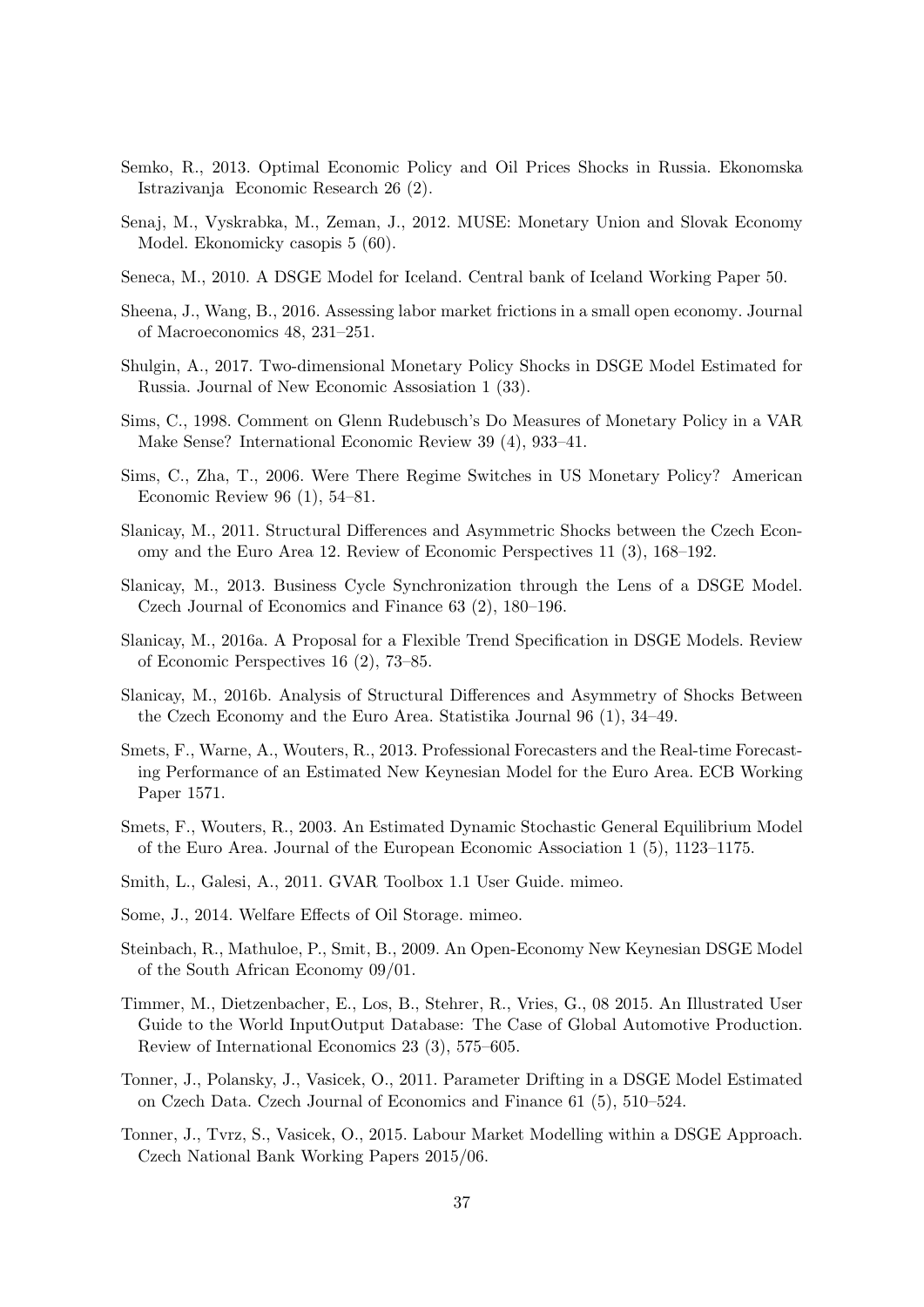Semko, R., 2013. Optimal Economic Policy and Oil Prices Shocks in Russia. Ekonomska Istrazivanja Economic Research 26 (2).

Senaj, M., Vyskrabka, M., Zeman, J., 2012. MUSE: Monetary Union and Slovak Economy Model. Ekonomicky casopis 5 (60).

Seneca, M., 2010. A DSGE Model for Iceland. Central bank of Iceland Working Paper 50.

Sheena, J., Wang, B., 2016. Assessing labor market frictions in a small open economy. Journal of Macroeconomics 48, 231–251.

Shulgin, A., 2017. Two-dimensional Monetary Policy Shocks in DSGE Model Estimated for Russia. Journal of New Economic Assosiation 1 (33).

Sims, C., 1998. Comment on Glenn Rudebusch's Do Measures of Monetary Policy in a VAR Make Sense? International Economic Review 39 (4), 933–41.

Sims, C., Zha, T., 2006. Were There Regime Switches in US Monetary Policy? American Economic Review 96 (1), 54–81.

Slanicay, M., 2011. Structural Differences and Asymmetric Shocks between the Czech Economy and the Euro Area 12. Review of Economic Perspectives 11 (3), 168–192.

Slanicay, M., 2013. Business Cycle Synchronization through the Lens of a DSGE Model. Czech Journal of Economics and Finance 63 (2), 180–196.

Slanicay, M., 2016a. A Proposal for a Flexible Trend Specification in DSGE Models. Review of Economic Perspectives 16 (2), 73–85.

Slanicay, M., 2016b. Analysis of Structural Differences and Asymmetry of Shocks Between the Czech Economy and the Euro Area. Statistika Journal 96 (1), 34–49.

Smets, F., Warne, A., Wouters, R., 2013. Professional Forecasters and the Real-time Forecasting Performance of an Estimated New Keynesian Model for the Euro Area. ECB Working Paper 1571.

Smets, F., Wouters, R., 2003. An Estimated Dynamic Stochastic General Equilibrium Model of the Euro Area. Journal of the European Economic Association 1 (5), 1123–1175.

Smith, L., Galesi, A., 2011. GVAR Toolbox 1.1 User Guide. mimeo.

Some, J., 2014. Welfare Effects of Oil Storage. mimeo.

Steinbach, R., Mathuloe, P., Smit, B., 2009. An Open-Economy New Keynesian DSGE Model of the South African Economy 09/01.

Timmer, M., Dietzenbacher, E., Los, B., Stehrer, R., Vries, G., 08 2015. An Illustrated User Guide to the World InputOutput Database: The Case of Global Automotive Production. Review of International Economics 23 (3), 575–605.

Tonner, J., Polansky, J., Vasicek, O., 2011. Parameter Drifting in a DSGE Model Estimated on Czech Data. Czech Journal of Economics and Finance 61 (5), 510–524.

Tonner, J., Tvrz, S., Vasicek, O., 2015. Labour Market Modelling within a DSGE Approach. Czech National Bank Working Papers 2015/06.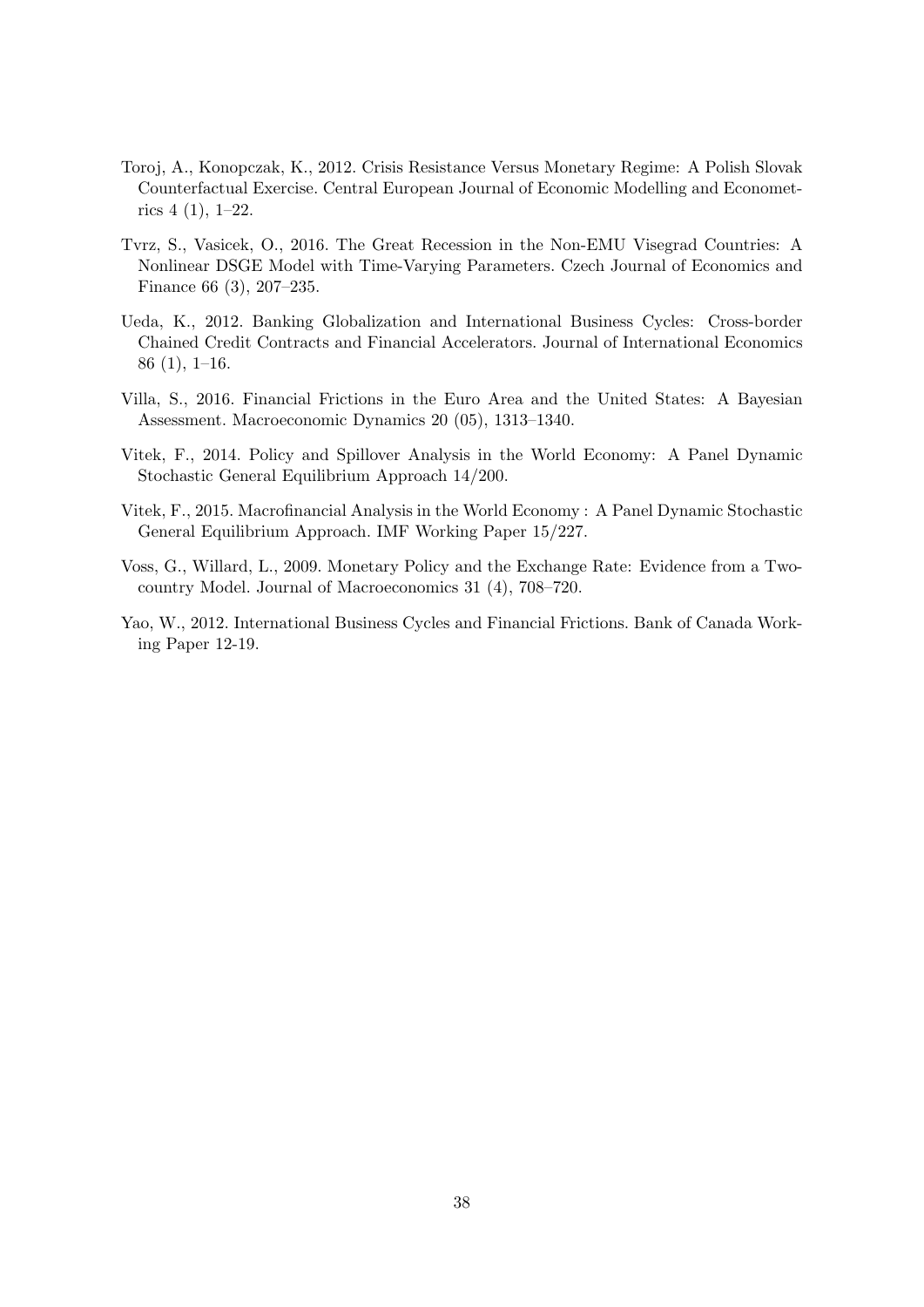Toroj, A., Konopczak, K., 2012. Crisis Resistance Versus Monetary Regime: A Polish Slovak Counterfactual Exercise. Central European Journal of Economic Modelling and Econometrics 4 (1), 1–22.

Tvrz, S., Vasicek, O., 2016. The Great Recession in the Non-EMU Visegrad Countries: A Nonlinear DSGE Model with Time-Varying Parameters. Czech Journal of Economics and Finance 66 (3), 207–235.

Ueda, K., 2012. Banking Globalization and International Business Cycles: Cross-border Chained Credit Contracts and Financial Accelerators. Journal of International Economics 86 (1), 1–16.

Villa, S., 2016. Financial Frictions in the Euro Area and the United States: A Bayesian Assessment. Macroeconomic Dynamics 20 (05), 1313–1340.

Vitek, F., 2014. Policy and Spillover Analysis in the World Economy: A Panel Dynamic Stochastic General Equilibrium Approach 14/200.

Vitek, F., 2015. Macrofinancial Analysis in the World Economy : A Panel Dynamic Stochastic General Equilibrium Approach. IMF Working Paper 15/227.

Voss, G., Willard, L., 2009. Monetary Policy and the Exchange Rate: Evidence from a Two-country Model. Journal of Macroeconomics 31 (4), 708–720.

Yao, W., 2012. International Business Cycles and Financial Frictions. Bank of Canada Working Paper 12-19.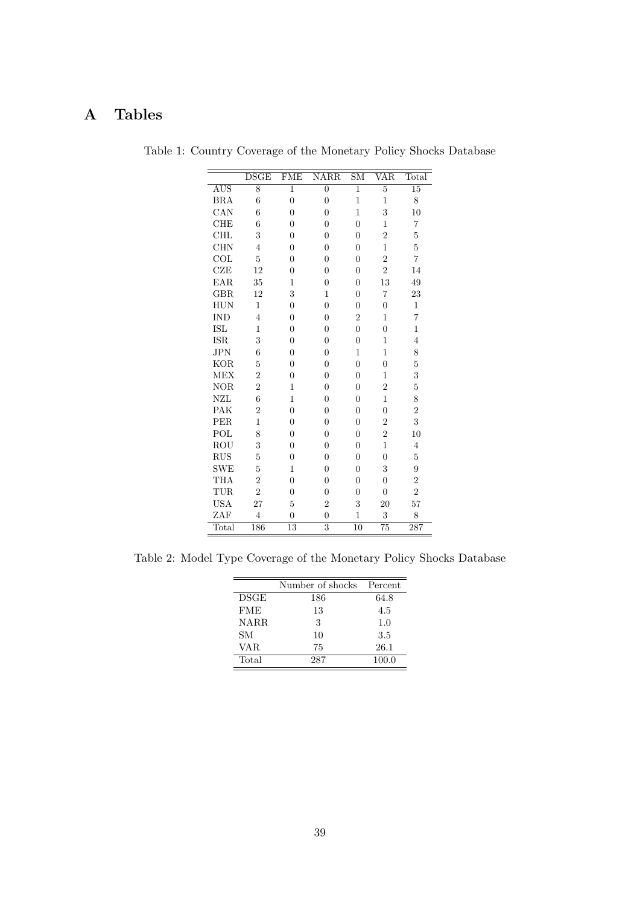# A Tables

Table 1: Country Coverage of the Monetary Policy Shocks Database

| | DSGE | FME | NARR | SM | VAR | Total |
|---|---|---|---|---|---|---|
| AUS | 8 | 1 | 0 | 1 | 5 | 15 |
| BRA | 6 | 0 | 0 | 1 | 1 | 8 |
| CAN | 6 | 0 | 0 | 1 | 3 | 10 |
| CHE | 6 | 0 | 0 | 0 | 1 | 7 |
| CHL | 3 | 0 | 0 | 0 | 2 | 5 |
| CHN | 4 | 0 | 0 | 0 | 1 | 5 |
| COL | 5 | 0 | 0 | 0 | 2 | 7 |
| CZE | 12 | 0 | 0 | 0 | 2 | 14 |
| EAR | 35 | 1 | 0 | 0 | 13 | 49 |
| GBR | 12 | 3 | 1 | 0 | 7 | 23 |
| HUN | 1 | 0 | 0 | 0 | 0 | 1 |
| IND | 4 | 0 | 0 | 2 | 1 | 7 |
| ISL | 1 | 0 | 0 | 0 | 0 | 1 |
| ISR | 3 | 0 | 0 | 0 | 1 | 4 |
| JPN | 6 | 0 | 0 | 1 | 1 | 8 |
| KOR | 5 | 0 | 0 | 0 | 0 | 5 |
| MEX | 2 | 0 | 0 | 0 | 1 | 3 |
| NOR | 2 | 1 | 0 | 0 | 2 | 5 |
| NZL | 6 | 1 | 0 | 0 | 1 | 8 |
| PAK | 2 | 0 | 0 | 0 | 0 | 2 |
| PER | 1 | 0 | 0 | 0 | 2 | 3 |
| POL | 8 | 0 | 0 | 0 | 2 | 10 |
| ROU | 3 | 0 | 0 | 0 | 1 | 4 |
| RUS | 5 | 0 | 0 | 0 | 0 | 5 |
| SWE | 5 | 1 | 0 | 0 | 3 | 9 |
| THA | 2 | 0 | 0 | 0 | 0 | 2 |
| TUR | 2 | 0 | 0 | 0 | 0 | 2 |
| USA | 27 | 5 | 2 | 3 | 20 | 57 |
| ZAF | 4 | 0 | 0 | 1 | 3 | 8 |
| Total | 186 | 13 | 3 | 10 | 75 | 287 |

Table 2: Model Type Coverage of the Monetary Policy Shocks Database

| | Number of shocks | Percent |
|---|---|---|
| DSGE | 186 | 64.8 |
| FME | 13 | 4.5 |
| NARR | 3 | 1.0 |
| SM | 10 | 3.5 |
| VAR | 75 | 26.1 |
| Total | 287 | 100.0 |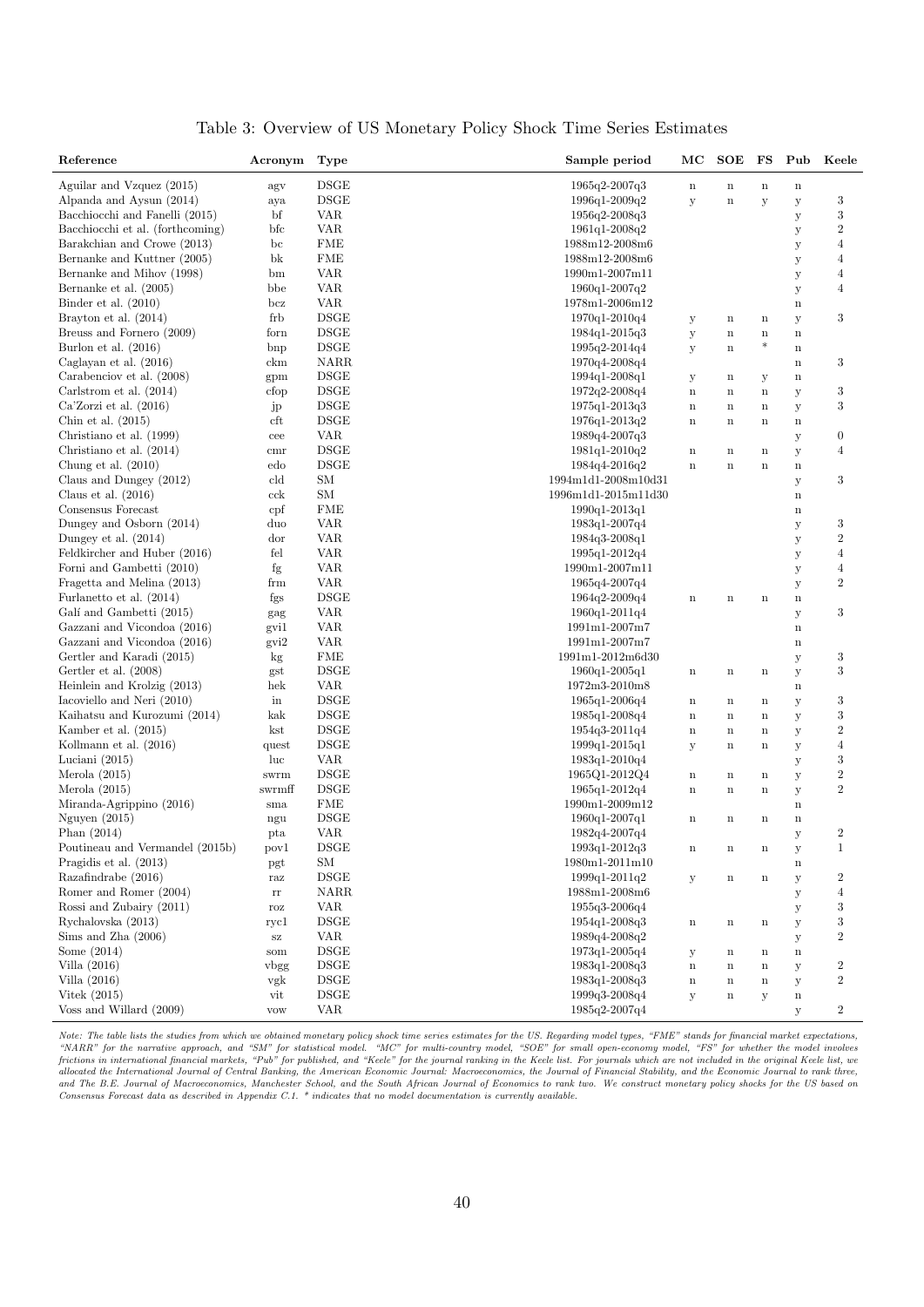Table 3: Overview of US Monetary Policy Shock Time Series Estimates

| Reference | Acronym | Type | Sample period | MC | SOE | FS | Pub | Keele |
|---|---|---|---|---|---|---|---|---|
| Aguilar and Vzquez (2015) | agv | DSGE | 1965q2-2007q3 | n | n | n | n | |
| Alpanda and Aysun (2014) | aya | DSGE | 1996q1-2009q2 | y | n | y | y | 3 |
| Bacchiocchi and Fanelli (2015) | bf | VAR | 1956q2-2008q3 | | | | y | 3 |
| Bacchiocchi et al. (forthcoming) | bfc | VAR | 1961q1-2008q2 | | | | y | 2 |
| Barakchian and Crowe (2013) | bc | FME | 1988m12-2008m6 | | | | y | 4 |
| Bernanke and Kuttner (2005) | bk | FME | 1988m12-2008m6 | | | | y | 4 |
| Bernanke and Mihov (1998) | bm | VAR | 1990m1-2007m11 | | | | y | 4 |
| Bernanke et al. (2005) | bbe | VAR | 1960q1-2007q2 | | | | y | 4 |
| Binder et al. (2010) | bcz | VAR | 1978m1-2006m12 | | | | n | |
| Brayton et al. (2014) | frb | DSGE | 1970q1-2010q4 | y | n | n | y | 3 |
| Breuss and Fornero (2009) | forn | DSGE | 1984q1-2015q3 | y | n | n | n | |
| Burlon et al. (2016) | bnp | DSGE | 1995q2-2014q4 | y | n | * | n | |
| Caglayan et al. (2016) | ckm | NARR | 1970q4-2008q4 | | | | n | 3 |
| Carabenciov et al. (2008) | gpm | DSGE | 1994q1-2008q1 | y | n | y | n | |
| Carlstrom et al. (2014) | cfop | DSGE | 1972q2-2008q4 | n | n | n | y | 3 |
| Ca'Zorzi et al. (2016) | jp | DSGE | 1975q1-2013q3 | n | n | n | y | 3 |
| Chin et al. (2015) | cft | DSGE | 1976q1-2013q2 | n | n | n | n | |
| Christiano et al. (1999) | cee | VAR | 1989q4-2007q3 | | | | y | 0 |
| Christiano et al. (2014) | cmr | DSGE | 1981q1-2010q2 | n | n | n | y | 4 |
| Chung et al. (2010) | edo | DSGE | 1984q4-2016q2 | n | n | n | n | |
| Claus and Dungey (2012) | cld | SM | 1994m1d1-2008m10d31 | | | | y | 3 |
| Claus et al. (2016) | cck | SM | 1996m1d1-2015m11d30 | | | | n | |
| Consensus Forecast | cpf | FME | 1990q1-2013q1 | | | | n | |
| Dungey and Osborn (2014) | duo | VAR | 1983q1-2007q4 | | | | y | 3 |
| Dungey et al. (2014) | dor | VAR | 1984q3-2008q1 | | | | y | 2 |
| Feldkircher and Huber (2016) | fel | VAR | 1995q1-2012q4 | | | | y | 4 |
| Forni and Gambetti (2010) | fg | VAR | 1990m1-2007m11 | | | | y | 4 |
| Fragetta and Melina (2013) | frm | VAR | 1965q4-2007q4 | | | | y | 2 |
| Furlanetto et al. (2014) | fgs | DSGE | 1964q2-2009q4 | n | n | n | n | |
| Galí and Gambetti (2015) | gag | VAR | 1960q1-2011q4 | | | | y | 3 |
| Gazzani and Vicondoa (2016) | gvi1 | VAR | 1991m1-2007m7 | | | | n | |
| Gazzani and Vicondoa (2016) | gvi2 | VAR | 1991m1-2007m7 | | | | n | |
| Gertler and Karadi (2015) | kg | FME | 1991m1-2012m6d30 | | | | y | 3 |
| Gertler et al. (2008) | gst | DSGE | 1960q1-2005q1 | n | n | n | y | 3 |
| Heinlein and Krolzig (2013) | hek | VAR | 1972m3-2010m8 | | | | n | |
| Iacoviello and Neri (2010) | in | DSGE | 1965q1-2006q4 | n | n | n | y | 3 |
| Kaihatsu and Kurozumi (2014) | kak | DSGE | 1985q1-2008q4 | n | n | n | y | 3 |
| Kamber et al. (2015) | kst | DSGE | 1954q3-2011q4 | n | n | n | y | 2 |
| Kollmann et al. (2016) | quest | DSGE | 1999q1-2015q1 | y | n | n | y | 4 |
| Luciani (2015) | luc | VAR | 1983q1-2010q4 | | | | y | 3 |
| Merola (2015) | swrm | DSGE | 1965Q1-2012Q4 | n | n | n | y | 2 |
| Merola (2015) | swrmff | DSGE | 1965q1-2012q4 | n | n | n | y | 2 |
| Miranda-Agrippino (2016) | sma | FME | 1990m1-2009m12 | | | | n | |
| Nguyen (2015) | ngu | DSGE | 1960q1-2007q1 | n | n | n | n | |
| Phan (2014) | pta | VAR | 1982q4-2007q4 | | | | y | 2 |
| Poutineau and Vermandel (2015b) | pov1 | DSGE | 1993q1-2012q3 | n | n | n | y | 1 |
| Pragidis et al. (2013) | pgt | SM | 1980m1-2011m10 | | | | n | |
| Razafindrabe (2016) | raz | DSGE | 1999q1-2011q2 | y | n | n | y | 2 |
| Romer and Romer (2004) | rr | NARR | 1988m1-2008m6 | | | | y | 4 |
| Rossi and Zubairy (2011) | roz | VAR | 1955q3-2006q4 | | | | y | 3 |
| Rychalovska (2013) | ryc1 | DSGE | 1954q1-2008q3 | n | n | n | y | 3 |
| Sims and Zha (2006) | sz | VAR | 1989q4-2008q2 | | | | y | 2 |
| Some (2014) | som | DSGE | 1973q1-2005q4 | y | n | n | n | |
| Villa (2016) | vbgg | DSGE | 1983q1-2008q3 | n | n | n | y | 2 |
| Villa (2016) | vgk | DSGE | 1983q1-2008q3 | n | n | n | y | 2 |
| Vitek (2015) | vit | DSGE | 1999q3-2008q4 | y | n | y | n | |
| Voss and Willard (2009) | vow | VAR | 1985q2-2007q4 | | | | y | 2 |

*Note: The table lists the studies from which we obtained monetary policy shock time series estimates for the US. Regarding model types, "FME" stands for financial market expectations, "NARR" for the narrative approach, and "SM" for statistical model. "MC" for multi-country model, "SOE" for small open-economy model, "FS" for whether the model involves frictions in international financial markets, "Pub" for published, and "Keele" for the journal ranking in the Keele list. For journals which are not included in the original Keele list, we allocated the International Journal of Central Banking, the American Economic Journal: Macroeconomics, the Journal of Financial Stability, and the Economic Journal to rank three, and The B.E. Journal of Macroeconomics, Manchester School, and the South African Journal of Economics to rank two. We construct monetary policy shocks for the US based on Consensus Forecast data as described in Appendix C.1. * indicates that no model documentation is currently available.*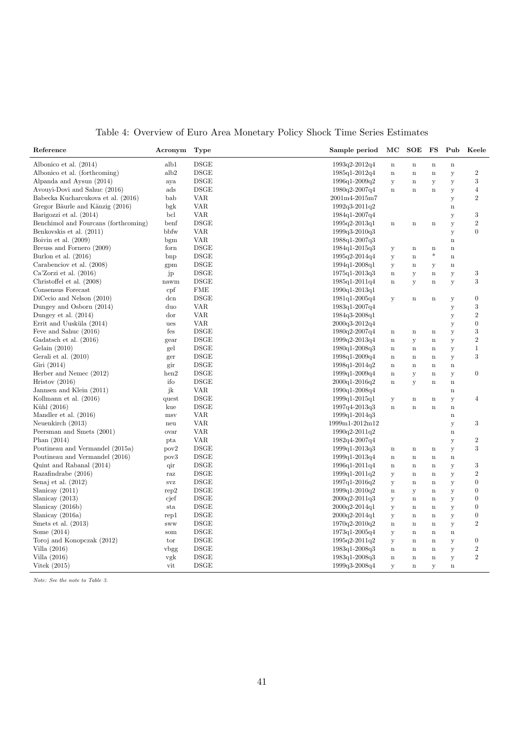Table 4: Overview of Euro Area Monetary Policy Shock Time Series Estimates

| Reference | Acronym | Type | Sample period | MC | SOE | FS | Pub | Keele |
|---|---|---|---|---|---|---|---|---|
| Albonico et al. (2014) | alb1 | DSGE | 1993q2-2012q4 | n | n | n | n | |
| Albonico et al. (forthcoming) | alb2 | DSGE | 1985q1-2012q4 | n | n | n | y | 2 |
| Alpanda and Aysun (2014) | aya | DSGE | 1996q1-2009q2 | y | n | y | y | 3 |
| Avouyi-Dovi and Sahuc (2016) | ads | DSGE | 1980q2-2007q4 | n | n | n | y | 4 |
| Babecka Kucharcukova et al. (2016) | bab | VAR | 2001m4-2015m7 | | | | y | 2 |
| Gregor Bäurle and Känzig (2016) | bgk | VAR | 1992q3-2011q2 | | | | n | |
| Barigozzi et al. (2014) | bcl | VAR | 1984q1-2007q4 | | | | y | 3 |
| Benchimol and Fourcans (forthcoming) | benf | DSGE | 1995q2-2013q1 | n | n | n | y | 2 |
| Benkovskis et al. (2011) | bbfw | VAR | 1999q3-2010q3 | | | | y | 0 |
| Boivin et al. (2009) | bgm | VAR | 1988q1-2007q3 | | | | n | |
| Breuss and Fornero (2009) | forn | DSGE | 1984q1-2015q3 | y | n | n | n | |
| Burlon et al. (2016) | bnp | DSGE | 1995q2-2014q4 | y | n | * | n | |
| Carabenciov et al. (2008) | gpm | DSGE | 1994q1-2008q1 | y | n | y | n | |
| Ca'Zorzi et al. (2016) | jp | DSGE | 1975q1-2013q3 | n | y | n | y | 3 |
| Christoffel et al. (2008) | nawm | DSGE | 1985q1-2011q4 | n | y | n | y | 3 |
| Consensus Forecast | cpf | FME | 1990q1-2013q1 | | | | | |
| DiCecio and Nelson (2010) | dcn | DSGE | 1981q1-2005q4 | y | n | n | y | 0 |
| Dungey and Osborn (2014) | duo | VAR | 1983q1-2007q4 | | | | y | 3 |
| Dungey et al. (2014) | dor | VAR | 1984q3-2008q1 | | | | y | 2 |
| Errit and Uusküla (2014) | ues | VAR | 2000q3-2012q4 | | | | y | 0 |
| Feve and Sahuc (2016) | fes | DSGE | 1980q2-2007q4 | n | n | n | y | 3 |
| Gadatsch et al. (2016) | gear | DSGE | 1999q2-2013q4 | n | y | n | y | 2 |
| Gelain (2010) | gel | DSGE | 1980q1-2008q3 | n | n | n | y | 1 |
| Gerali et al. (2010) | ger | DSGE | 1998q1-2009q4 | n | n | n | y | 3 |
| Giri (2014) | gir | DSGE | 1998q1-2014q2 | n | n | n | n | |
| Herber and Nemec (2012) | hen2 | DSGE | 1999q1-2009q4 | n | y | n | y | 0 |
| Hristov (2016) | ifo | DSGE | 2000q1-2016q2 | n | y | n | n | |
| Jannsen and Klein (2011) | jk | VAR | 1990q1-2008q4 | | | | n | |
| Kollmann et al. (2016) | quest | DSGE | 1999q1-2015q1 | y | n | n | y | 4 |
| Kühl (2016) | kue | DSGE | 1997q4-2013q3 | n | n | n | n | |
| Mandler et al. (2016) | msv | VAR | 1999q1-2014q3 | | | | n | |
| Neuenkirch (2013) | neu | VAR | 1999m1-2012m12 | | | | y | 3 |
| Peersman and Smets (2001) | ovar | VAR | 1990q2-2011q2 | | | | n | |
| Phan (2014) | pta | VAR | 1982q4-2007q4 | | | | y | 2 |
| Poutineau and Vermandel (2015a) | pov2 | DSGE | 1999q1-2013q3 | n | n | n | y | 3 |
| Poutineau and Vermandel (2016) | pov3 | DSGE | 1999q1-2013q4 | n | n | n | n | |
| Quint and Rabanal (2014) | qir | DSGE | 1996q1-2011q4 | n | n | n | y | 3 |
| Razafindrabe (2016) | raz | DSGE | 1999q1-2011q2 | y | n | n | y | 2 |
| Senaj et al. (2012) | svz | DSGE | 1997q1-2016q2 | y | n | n | y | 0 |
| Slanicay (2011) | rep2 | DSGE | 1999q1-2010q2 | n | y | n | y | 0 |
| Slanicay (2013) | cjef | DSGE | 2000q2-2011q3 | y | n | n | y | 0 |
| Slanicay (2016b) | sta | DSGE | 2000q2-2014q1 | y | n | n | y | 0 |
| Slanicay (2016a) | rep1 | DSGE | 2000q2-2014q1 | y | n | n | y | 0 |
| Smets et al. (2013) | sww | DSGE | 1970q2-2010q2 | n | n | n | y | 2 |
| Some (2014) | som | DSGE | 1973q1-2005q4 | y | n | n | n | |
| Toroj and Konopczak (2012) | tor | DSGE | 1995q2-2011q2 | y | n | n | y | 0 |
| Villa (2016) | vbgg | DSGE | 1983q1-2008q3 | n | n | n | y | 2 |
| Villa (2016) | vgk | DSGE | 1983q1-2008q3 | n | n | n | y | 2 |
| Vitek (2015) | vit | DSGE | 1999q3-2008q4 | y | n | y | n | |

*Note: See the note to Table 3.*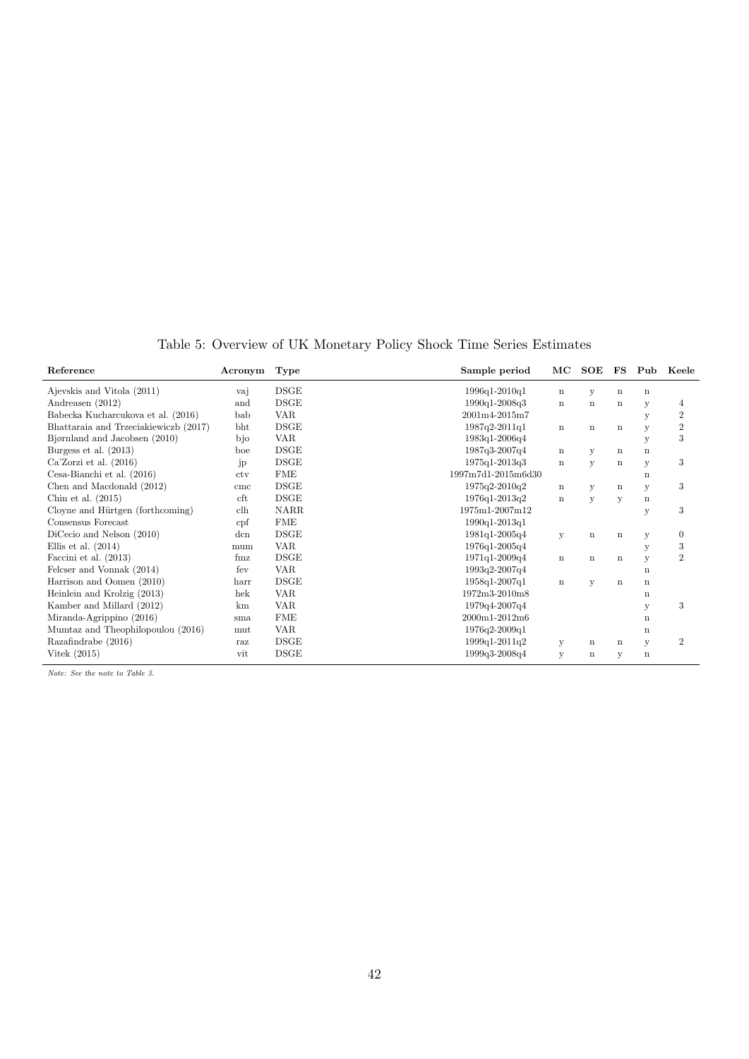Table 5: Overview of UK Monetary Policy Shock Time Series Estimates

| Reference | Acronym | Type | Sample period | MC | SOE | FS | Pub | Keele |
|---|---|---|---|---|---|---|---|---|
| Ajevskis and Vitola (2011) | vaj | DSGE | 1996q1-2010q1 | n | y | n | n | |
| Andreasen (2012) | and | DSGE | 1990q1-2008q3 | n | n | n | y | 4 |
| Babecka Kucharcukova et al. (2016) | bab | VAR | 2001m4-2015m7 | | | | y | 2 |
| Bhattaraia and Trzeciakiewiczb (2017) | bht | DSGE | 1987q2-2011q1 | n | n | n | y | 2 |
| Bjørnland and Jacobsen (2010) | bjo | VAR | 1983q1-2006q4 | | | | y | 3 |
| Burgess et al. (2013) | boe | DSGE | 1987q3-2007q4 | n | y | n | n | |
| Ca'Zorzi et al. (2016) | jp | DSGE | 1975q1-2013q3 | n | y | n | y | 3 |
| Cesa-Bianchi et al. (2016) | ctv | FME | 1997m7d1-2015m6d30 | | | | n | |
| Chen and Macdonald (2012) | cmc | DSGE | 1975q2-2010q2 | n | y | n | y | 3 |
| Chin et al. (2015) | cft | DSGE | 1976q1-2013q2 | n | y | y | n | |
| Cloyne and Hürtgen (forthcoming) | clh | NARR | 1975m1-2007m12 | | | | y | 3 |
| Consensus Forecast | cpf | FME | 1990q1-2013q1 | | | | | |
| DiCecio and Nelson (2010) | dcn | DSGE | 1981q1-2005q4 | y | n | n | y | 0 |
| Ellis et al. (2014) | mum | VAR | 1976q1-2005q4 | | | | y | 3 |
| Faccini et al. (2013) | fmz | DSGE | 1971q1-2009q4 | n | n | n | y | 2 |
| Felcser and Vonnak (2014) | fev | VAR | 1993q2-2007q4 | | | | n | |
| Harrison and Oomen (2010) | harr | DSGE | 1958q1-2007q1 | n | y | n | n | |
| Heinlein and Krolzig (2013) | hek | VAR | 1972m3-2010m8 | | | | n | |
| Kamber and Millard (2012) | km | VAR | 1979q4-2007q4 | | | | y | 3 |
| Miranda-Agrippino (2016) | sma | FME | 2000m1-2012m6 | | | | n | |
| Mumtaz and Theophilopoulou (2016) | mut | VAR | 1976q2-2009q1 | | | | n | |
| Razafindrabe (2016) | raz | DSGE | 1999q1-2011q2 | y | n | n | y | 2 |
| Vitek (2015) | vit | DSGE | 1999q3-2008q4 | y | n | y | n | |

*Note: See the note to Table 3.*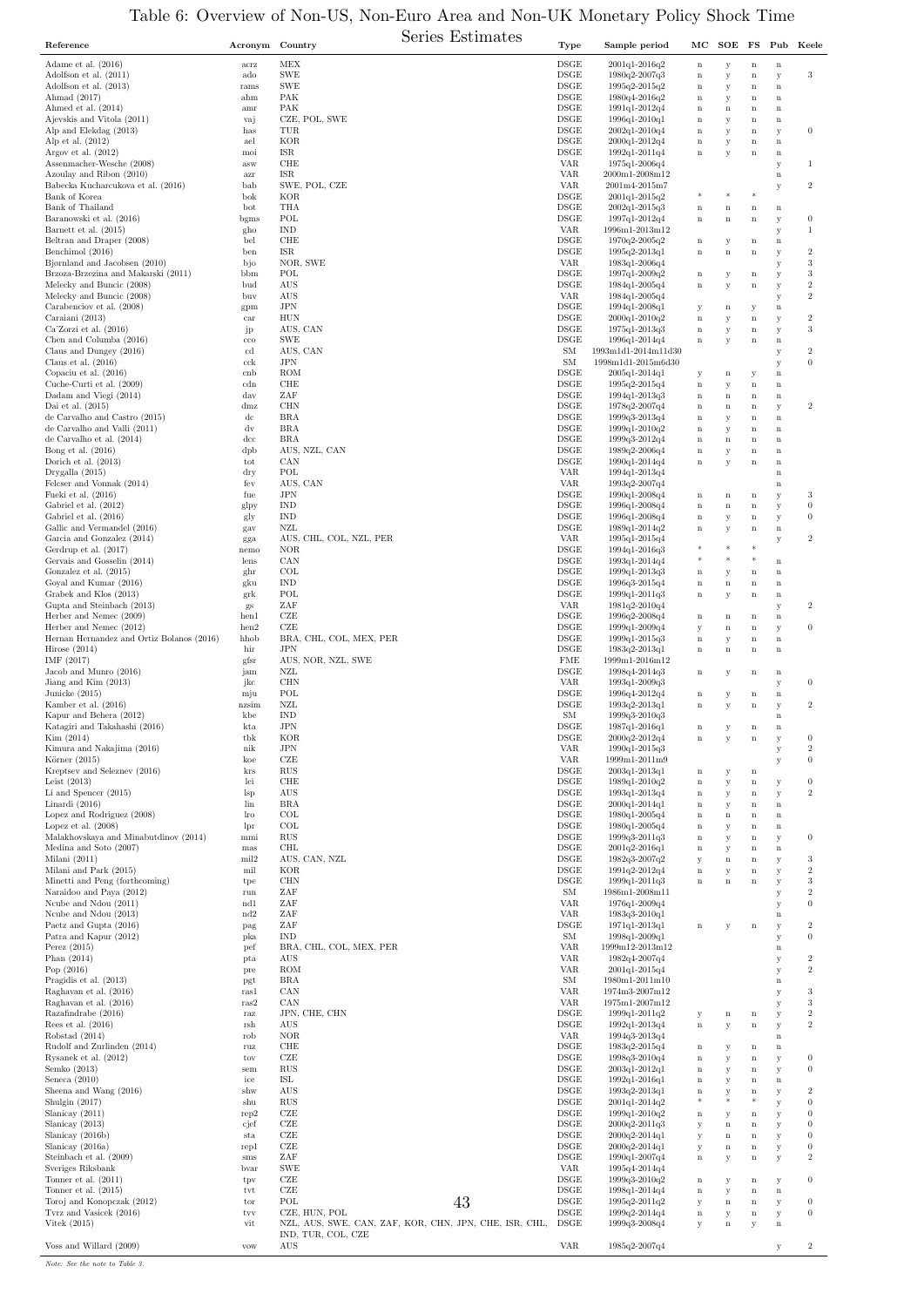# Table 6: Overview of Non-US, Non-Euro Area and Non-UK Monetary Policy Shock Time Series Estimates

| Reference | Acronym | Country | Type | Sample period | MC | SOE | FS | Pub | Keele |
|---|---|---|---|---|---|---|---|---|---|
| Adame et al. (2016) | acrz | MEX | DSGE | 2001q1-2016q2 | n | y | n | n | |
| Adolfson et al. (2011) | ado | SWE | DSGE | 1980q2-2007q3 | n | y | n | y | 3 |
| Adolfson et al. (2013) | rams | SWE | DSGE | 1995q2-2015q2 | n | y | n | n | |
| Ahmad (2017) | ahm | PAK | DSGE | 1980q4-2016q2 | n | y | n | n | |
| Ahmed et al. (2014) | amr | PAK | DSGE | 1991q1-2012q4 | n | n | n | n | |
| Ajevskis and Vitola (2011) | vaj | CZE, POL, SWE | DSGE | 1996q1-2010q1 | n | y | n | n | |
| Alp and Elekdag (2013) | has | TUR | DSGE | 2002q1-2010q4 | n | y | n | y | 0 |
| Alp et al. (2012) | ael | KOR | DSGE | 2000q1-2012q4 | n | y | n | n | |
| Argov et al. (2012) | moi | ISR | DSGE | 1992q1-2011q4 | n | y | n | n | |
| Assenmacher-Wesche (2008) | asw | CHE | VAR | 1975q1-2006q4 | | | | y | 1 |
| Azoulay and Ribon (2010) | azr | ISR | VAR | 2000m1-2008m12 | | | | n | |
| Babecka Kucharcukova et al. (2016) | bab | SWE, POL, CZE | VAR | 2001m4-2015m7 | | | | y | 2 |
| Bank of Korea | bok | KOR | DSGE | 2001q1-2015q2 | * | * | * | | |
| Bank of Thailand | bot | THA | DSGE | 2002q1-2015q3 | n | n | n | n | |
| Baranowski et al. (2016) | bgms | POL | DSGE | 1997q1-2012q4 | n | n | n | y | 0 |
| Barnett et al. (2015) | gho | IND | VAR | 1996m1-2013m12 | | | | y | 1 |
| Beltran and Draper (2008) | bel | CHE | DSGE | 1970q2-2005q2 | n | y | n | n | |
| Benchimol (2016) | ben | ISR | DSGE | 1995q2-2013q1 | n | n | n | y | 2 |
| Bjørnland and Jacobsen (2010) | bjo | NOR, SWE | VAR | 1983q1-2006q4 | | | | y | 3 |
| Brzoza-Brzezina and Makarski (2011) | bbm | POL | DSGE | 1997q1-2009q2 | n | y | n | y | 3 |
| Melecky and Buncic (2008) | bud | AUS | DSGE | 1984q1-2005q4 | n | y | n | y | 2 |
| Melecky and Buncic (2008) | buv | AUS | VAR | 1984q1-2005q4 | | | | y | 2 |
| Carabenciov et al. (2008) | gpm | JPN | DSGE | 1994q1-2008q1 | y | n | y | n | |
| Caraiani (2013) | car | HUN | DSGE | 2000q1-2010q2 | n | y | n | y | 2 |
| Ca'Zorzi et al. (2016) | jp | AUS, CAN | DSGE | 1975q1-2013q3 | n | y | n | y | 3 |
| Chen and Columba (2016) | cco | SWE | DSGE | 1996q1-2014q4 | n | y | n | n | |
| Claus and Dungey (2016) | cd | AUS, CAN | SM | 1993m1d1-2014m11d30 | | | | y | 2 |
| Claus et al. (2016) | cck | JPN | SM | 1998m1d1-2015m6d30 | | | | y | 0 |
| Copaciu et al. (2016) | cnb | ROM | DSGE | 2005q1-2014q1 | y | n | y | n | |
| Cuche-Curti et al. (2009) | cdn | CHE | DSGE | 1995q2-2015q4 | n | y | n | n | |
| Dadam and Viegi (2014) | dav | ZAF | DSGE | 1994q1-2013q3 | n | n | n | n | |
| Dai et al. (2015) | dmz | CHN | DSGE | 1978q2-2007q4 | n | n | n | y | 2 |
| de Carvalho and Castro (2015) | dc | BRA | DSGE | 1999q3-2013q4 | n | y | n | n | |
| de Carvalho and Valli (2011) | dv | BRA | DSGE | 1999q1-2010q2 | n | y | n | n | |
| de Carvalho et al. (2014) | dcc | BRA | DSGE | 1999q3-2012q4 | n | n | n | n | |
| Bong et al. (2016) | dpb | AUS, NZL, CAN | DSGE | 1989q2-2006q4 | n | y | n | n | |
| Dorich et al. (2013) | tot | CAN | DSGE | 1990q1-2014q4 | n | y | n | n | |
| Drygalla (2015) | dry | POL | VAR | 1994q1-2013q4 | | | | n | |
| Felcser and Vonnak (2014) | fev | AUS, CAN | VAR | 1993q2-2007q4 | | | | n | |
| Fueki et al. (2016) | fue | JPN | DSGE | 1990q1-2008q4 | n | n | n | y | 3 |
| Gabriel et al. (2012) | glpy | IND | DSGE | 1996q1-2008q4 | n | n | n | y | 0 |
| Gabriel et al. (2016) | gly | IND | DSGE | 1996q1-2008q4 | n | y | n | y | 0 |
| Gallic and Vermandel (2016) | gav | NZL | DSGE | 1989q1-2014q2 | n | y | n | n | |
| Garcia and Gonzalez (2014) | gga | AUS, CHL, COL, NZL, PER | VAR | 1995q1-2015q4 | | | | y | 2 |
| Gerdrup et al. (2017) | nemo | NOR | DSGE | 1994q1-2016q3 | * | * | * | | |
| Gervais and Gosselin (2014) | lens | CAN | DSGE | 1993q1-2014q4 | * | * | * | n | |
| Gonzalez et al. (2015) | glr | COL | DSGE | 1999q1-2013q3 | n | y | n | n | |
| Goyal and Kumar (2016) | gku | IND | DSGE | 1996q3-2015q4 | n | n | n | n | |
| Grabek and Klos (2013) | grk | POL | DSGE | 1999q1-2011q3 | n | y | n | n | |
| Gupta and Steinbach (2013) | gs | ZAF | VAR | 1981q2-2010q4 | | | | y | 2 |
| Herber and Nemec (2009) | hen1 | CZE | DSGE | 1996q2-2008q4 | n | n | n | n | |
| Herber and Nemec (2012) | hen2 | CZE | DSGE | 1999q1-2009q4 | y | n | n | y | 0 |
| Hernan Hernandez and Ortiz Bolanos (2016) | hhob | BRA, CHL, COL, MEX, PER | DSGE | 1999q1-2015q3 | n | y | n | n | |
| Hirose (2014) | hir | JPN | DSGE | 1983q2-2013q1 | n | n | n | n | |
| IMF (2017) | gfsr | AUS, NOR, NZL, SWE | FME | 1999m1-2016m12 | | | | | |
| Jacob and Munro (2016) | jam | NZL | DSGE | 1998q4-2014q3 | n | y | n | n | |
| Jiang and Kim (2013) | jkc | CHN | VAR | 1993q1-2009q3 | | | | y | 0 |
| Junicke (2015) | mju | POL | DSGE | 1996q4-2012q4 | n | y | n | n | |
| Kamber et al. (2016) | nzsim | NZL | DSGE | 1993q2-2013q1 | n | y | n | y | 2 |
| Kapur and Behera (2012) | kbe | IND | SM | 1999q3-2010q3 | | | | n | |
| Katagiri and Takahashi (2016) | kta | JPN | DSGE | 1987q1-2016q1 | n | y | n | n | |
| Kim (2014) | tbk | KOR | DSGE | 2000q2-2012q4 | n | y | n | y | 0 |
| Kimura and Nakajima (2016) | nik | JPN | VAR | 1990q1-2015q3 | | | | y | 2 |
| Körner (2015) | koe | CZE | VAR | 1999m1-2011m9 | | | | y | 0 |
| Kreptsev and Seleznev (2016) | krs | RUS | DSGE | 2003q1-2013q1 | n | y | n | | |
| Leist (2013) | lei | CHE | DSGE | 1989q1-2010q2 | n | y | n | y | 0 |
| Li and Spencer (2015) | lsp | AUS | DSGE | 1993q1-2013q4 | n | y | n | y | 2 |
| Linardi (2016) | lin | BRA | DSGE | 2000q1-2014q1 | n | y | n | n | |
| Lopez and Rodriguez (2008) | lro | COL | DSGE | 1980q1-2005q4 | n | n | n | n | |
| Lopez et al. (2008) | lpr | COL | DSGE | 1980q1-2005q4 | n | y | n | n | |
| Malakhovskaya and Minabutdinov (2014) | mmi | RUS | DSGE | 1999q3-2011q3 | n | y | n | y | 0 |
| Medina and Soto (2007) | mas | CHL | DSGE | 2001q2-2016q1 | n | y | n | n | |
| Milani (2011) | mil2 | AUS, CAN, NZL | DSGE | 1982q3-2007q2 | y | n | n | y | 3 |
| Milani and Park (2015) | mil | KOR | DSGE | 1991q2-2012q4 | n | y | n | y | 2 |
| Minetti and Peng (forthcoming) | tpe | CHN | DSGE | 1999q1-2011q3 | n | n | n | y | 3 |
| Naraidoo and Paya (2012) | run | ZAF | SM | 1986m1-2008m11 | | | | y | 2 |
| Ncube and Ndou (2011) | nd1 | ZAF | VAR | 1976q1-2009q4 | | | | y | 0 |
| Ncube and Ndou (2013) | nd2 | ZAF | VAR | 1983q3-2010q1 | | | | n | |
| Paetz and Gupta (2016) | pag | ZAF | DSGE | 1971q1-2013q1 | n | y | n | y | 2 |
| Patra and Kapur (2012) | pka | IND | SM | 1998q1-2009q1 | | | | y | 0 |
| Perez (2015) | pef | BRA, CHL, COL, MEX, PER | VAR | 1999m12-2013m12 | | | | n | |
| Phan (2014) | pta | AUS | VAR | 1982q4-2007q4 | | | | y | 2 |
| Pop (2016) | pre | ROM | VAR | 2001q1-2015q4 | | | | y | 2 |
| Pragidis et al. (2013) | pgt | BRA | SM | 1980m1-2011m10 | | | | n | |
| Raghavan et al. (2016) | ras1 | CAN | VAR | 1974m3-2007m12 | | | | y | 3 |
| Raghavan et al. (2016) | ras2 | CAN | VAR | 1975m1-2007m12 | | | | y | 3 |
| Razafindrabe (2016) | raz | JPN, CHE, CHN | DSGE | 1999q1-2011q2 | y | n | n | y | 2 |
| Rees et al. (2016) | rsh | AUS | DSGE | 1992q1-2013q4 | n | y | n | y | 2 |
| Robstad (2014) | rob | NOR | VAR | 1994q3-2013q4 | | | | n | |
| Rudolf and Zurlinden (2014) | ruz | CHE | DSGE | 1983q2-2015q4 | n | y | n | n | |
| Rysanek et al. (2012) | tov | CZE | DSGE | 1998q3-2010q4 | n | y | n | y | 0 |
| Semko (2013) | sem | RUS | DSGE | 2003q1-2012q1 | n | y | n | y | 0 |
| Seneca (2010) | ice | ISL | DSGE | 1992q1-2016q1 | n | y | n | n | |
| Sheena and Wang (2016) | shw | AUS | DSGE | 1993q2-2013q1 | n | y | n | y | 2 |
| Shulgin (2017) | shu | RUS | DSGE | 2001q1-2014q2 | * | * | * | y | 0 |
| Slanicay (2011) | rep2 | CZE | DSGE | 1999q1-2010q2 | n | y | n | y | 0 |
| Slanicay (2013) | cjef | CZE | DSGE | 2000q2-2011q3 | y | n | n | y | 0 |
| Slanicay (2016b) | sta | CZE | DSGE | 2000q2-2014q1 | y | n | n | y | 0 |
| Slanicay (2016a) | rep1 | CZE | DSGE | 2000q2-2014q1 | y | n | n | y | 0 |
| Steinbach et al. (2009) | sms | ZAF | DSGE | 1990q1-2007q4 | n | y | n | y | 2 |
| Sveriges Riksbank | bvar | SWE | VAR | 1995q4-2014q4 | | | | | |
| Tonner et al. (2011) | tpv | CZE | DSGE | 1999q3-2010q2 | n | y | n | y | 0 |
| Tonner et al. (2015) | tvt | CZE | DSGE | 1998q1-2014q4 | n | y | n | n | |
| Toroj and Konopczak (2012) | tor | POL | DSGE | 1995q2-2011q2 | y | n | n | y | 0 |
| Tvrz and Vasicek (2016) | tvv | CZE, HUN, POL | DSGE | 1999q2-2014q4 | n | y | n | y | 0 |
| Vitek (2015) | vit | NZL, AUS, SWE, CAN, ZAF, KOR, CHN, JPN, CHE, ISR, CHL, IND, TUR, COL, CZE | DSGE | 1999q3-2008q4 | y | n | y | n | |
| Voss and Willard (2009) | vow | AUS | VAR | 1985q2-2007q4 | | | | y | 2 |

*Note: See the note to Table 3.*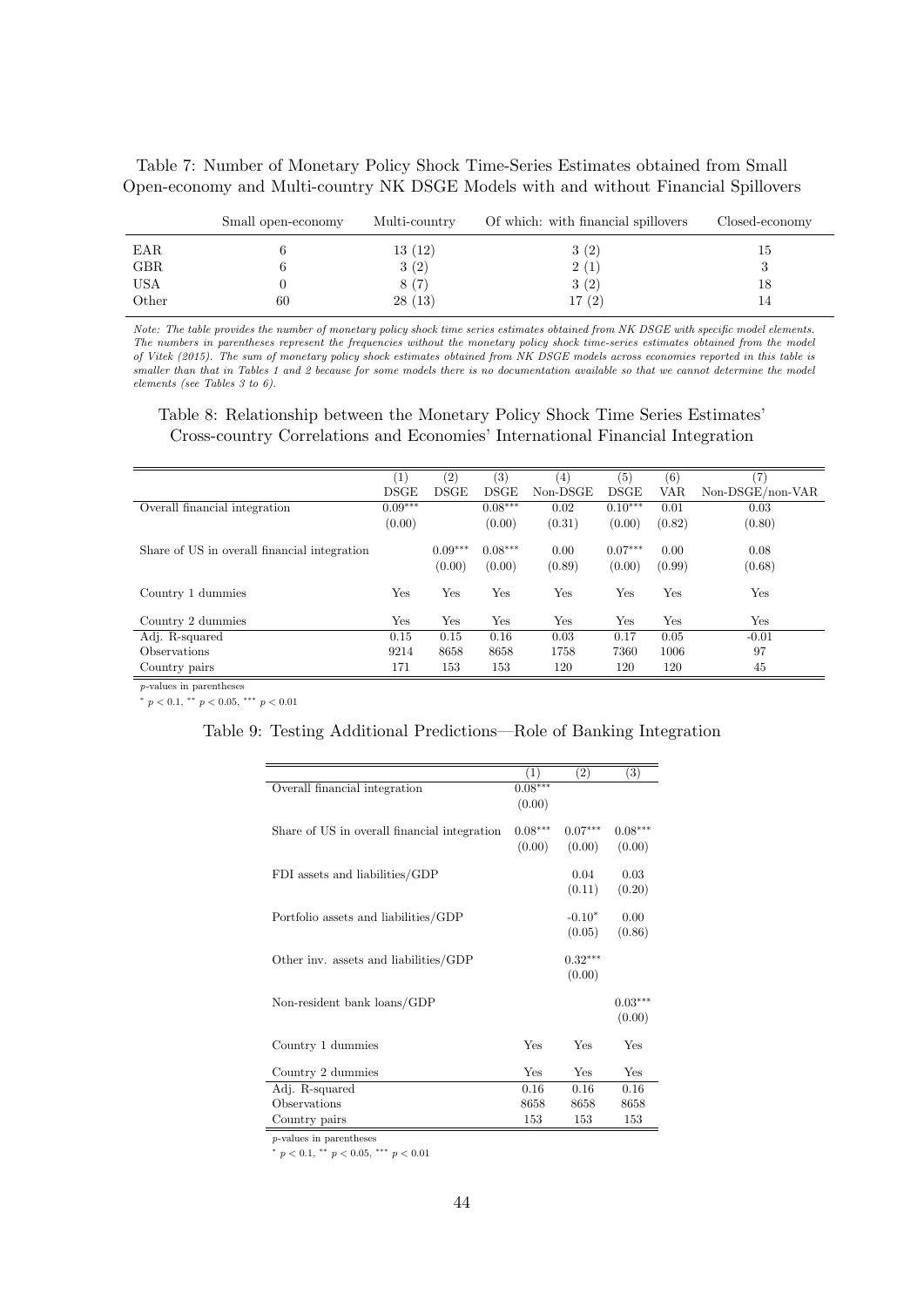Table 7: Number of Monetary Policy Shock Time-Series Estimates obtained from Small Open-economy and Multi-country NK DSGE Models with and without Financial Spillovers

| | Small open-economy | Multi-country | Of which: with financial spillovers | Closed-economy |
|---|---|---|---|---|
| EAR | 6 | 13 (12) | 3 (2) | 15 |
| GBR | 6 | 3 (2) | 2 (1) | 3 |
| USA | 0 | 8 (7) | 3 (2) | 18 |
| Other | 60 | 28 (13) | 17 (2) | 14 |

*Note: The table provides the number of monetary policy shock time series estimates obtained from NK DSGE with specific model elements. The numbers in parentheses represent the frequencies without the monetary policy shock time-series estimates obtained from the model of Vitek (2015). The sum of monetary policy shock estimates obtained from NK DSGE models across economies reported in this table is smaller than that in Tables 1 and 2 because for some models there is no documentation available so that we cannot determine the model elements (see Tables 3 to 6).*

Table 8: Relationship between the Monetary Policy Shock Time Series Estimates' Cross-country Correlations and Economies' International Financial Integration

| | (1) DSGE | (2) DSGE | (3) DSGE | (4) Non-DSGE | (5) DSGE | (6) VAR | (7) Non-DSGE/non-VAR |
|---|---|---|---|---|---|---|---|
| Overall financial integration | $0.09^{***}$ | | $0.08^{***}$ | 0.02 | $0.10^{***}$ | 0.01 | 0.03 |
| | (0.00) | | (0.00) | (0.31) | (0.00) | (0.82) | (0.80) |
| Share of US in overall financial integration | | $0.09^{***}$ | $0.08^{***}$ | 0.00 | $0.07^{***}$ | 0.00 | 0.08 |
| | | (0.00) | (0.00) | (0.89) | (0.00) | (0.99) | (0.68) |
| Country 1 dummies | Yes | Yes | Yes | Yes | Yes | Yes | Yes |
| Country 2 dummies | Yes | Yes | Yes | Yes | Yes | Yes | Yes |
| Adj. R-squared | 0.15 | 0.15 | 0.16 | 0.03 | 0.17 | 0.05 | -0.01 |
| Observations | 9214 | 8658 | 8658 | 1758 | 7360 | 1006 | 97 |
| Country pairs | 171 | 153 | 153 | 120 | 120 | 120 | 45 |

*p*-values in parentheses

$^{*}$ $p < 0.1$, $^{**}$ $p < 0.05$, $^{***}$ $p < 0.01$

Table 9: Testing Additional Predictions—Role of Banking Integration

| | (1) | (2) | (3) |
|---|---|---|---|
| Overall financial integration | $0.08^{***}$ | | |
| | (0.00) | | |
| Share of US in overall financial integration | $0.08^{***}$ | $0.07^{***}$ | $0.08^{***}$ |
| | (0.00) | (0.00) | (0.00) |
| FDI assets and liabilities/GDP | | 0.04 | 0.03 |
| | | (0.11) | (0.20) |
| Portfolio assets and liabilities/GDP | | $-0.10^{*}$ | 0.00 |
| | | (0.05) | (0.86) |
| Other inv. assets and liabilities/GDP | | $0.32^{***}$ | |
| | | (0.00) | |
| Non-resident bank loans/GDP | | | $0.03^{***}$ |
| | | | (0.00) |
| Country 1 dummies | Yes | Yes | Yes |
| Country 2 dummies | Yes | Yes | Yes |
| Adj. R-squared | 0.16 | 0.16 | 0.16 |
| Observations | 8658 | 8658 | 8658 |
| Country pairs | 153 | 153 | 153 |

*p*-values in parentheses

$^{*}$ $p < 0.1$, $^{**}$ $p < 0.05$, $^{***}$ $p < 0.01$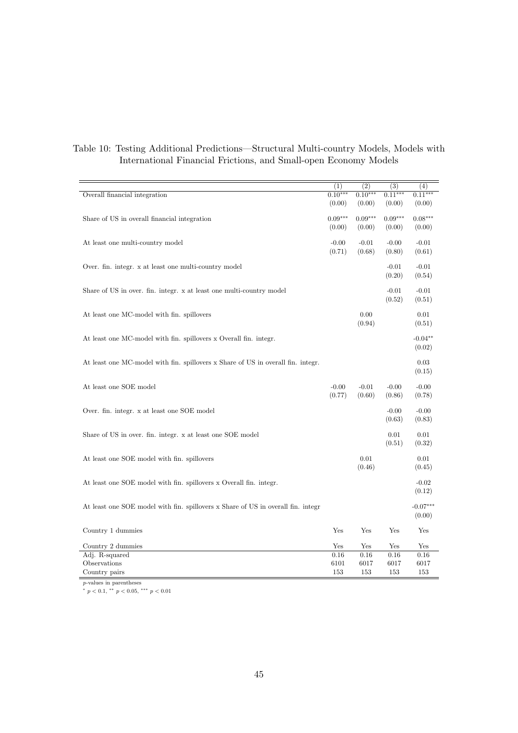Table 10: Testing Additional Predictions—Structural Multi-country Models, Models with International Financial Frictions, and Small-open Economy Models

| | (1) | (2) | (3) | (4) |
|---|---|---|---|---|
| Overall financial integration | 0.10*** | 0.10*** | 0.11*** | 0.11*** |
| | (0.00) | (0.00) | (0.00) | (0.00) |
| Share of US in overall financial integration | 0.09*** | 0.09*** | 0.09*** | 0.08*** |
| | (0.00) | (0.00) | (0.00) | (0.00) |
| At least one multi-country model | -0.00 | -0.01 | -0.00 | -0.01 |
| | (0.71) | (0.68) | (0.80) | (0.61) |
| Over. fin. integr. x at least one multi-country model | | | -0.01 | -0.01 |
| | | | (0.20) | (0.54) |
| Share of US in over. fin. integr. x at least one multi-country model | | | -0.01 | -0.01 |
| | | | (0.52) | (0.51) |
| At least one MC-model with fin. spillovers | | 0.00 | | 0.01 |
| | | (0.94) | | (0.51) |
| At least one MC-model with fin. spillovers x Overall fin. integr. | | | | -0.04** |
| | | | | (0.02) |
| At least one MC-model with fin. spillovers x Share of US in overall fin. integr. | | | | 0.03 |
| | | | | (0.15) |
| At least one SOE model | -0.00 | -0.01 | -0.00 | -0.00 |
| | (0.77) | (0.60) | (0.86) | (0.78) |
| Over. fin. integr. x at least one SOE model | | | -0.00 | -0.00 |
| | | | (0.63) | (0.83) |
| Share of US in over. fin. integr. x at least one SOE model | | | 0.01 | 0.01 |
| | | | (0.51) | (0.32) |
| At least one SOE model with fin. spillovers | | 0.01 | | 0.01 |
| | | (0.46) | | (0.45) |
| At least one SOE model with fin. spillovers x Overall fin. integr. | | | | -0.02 |
| | | | | (0.12) |
| At least one SOE model with fin. spillovers x Share of US in overall fin. integr | | | | -0.07*** |
| | | | | (0.00) |
| Country 1 dummies | Yes | Yes | Yes | Yes |
| Country 2 dummies | Yes | Yes | Yes | Yes |
| Adj. R-squared | 0.16 | 0.16 | 0.16 | 0.16 |
| Observations | 6101 | 6017 | 6017 | 6017 |
| Country pairs | 153 | 153 | 153 | 153 |

*p*-values in parentheses

* $p < 0.1$, ** $p < 0.05$, *** $p < 0.01$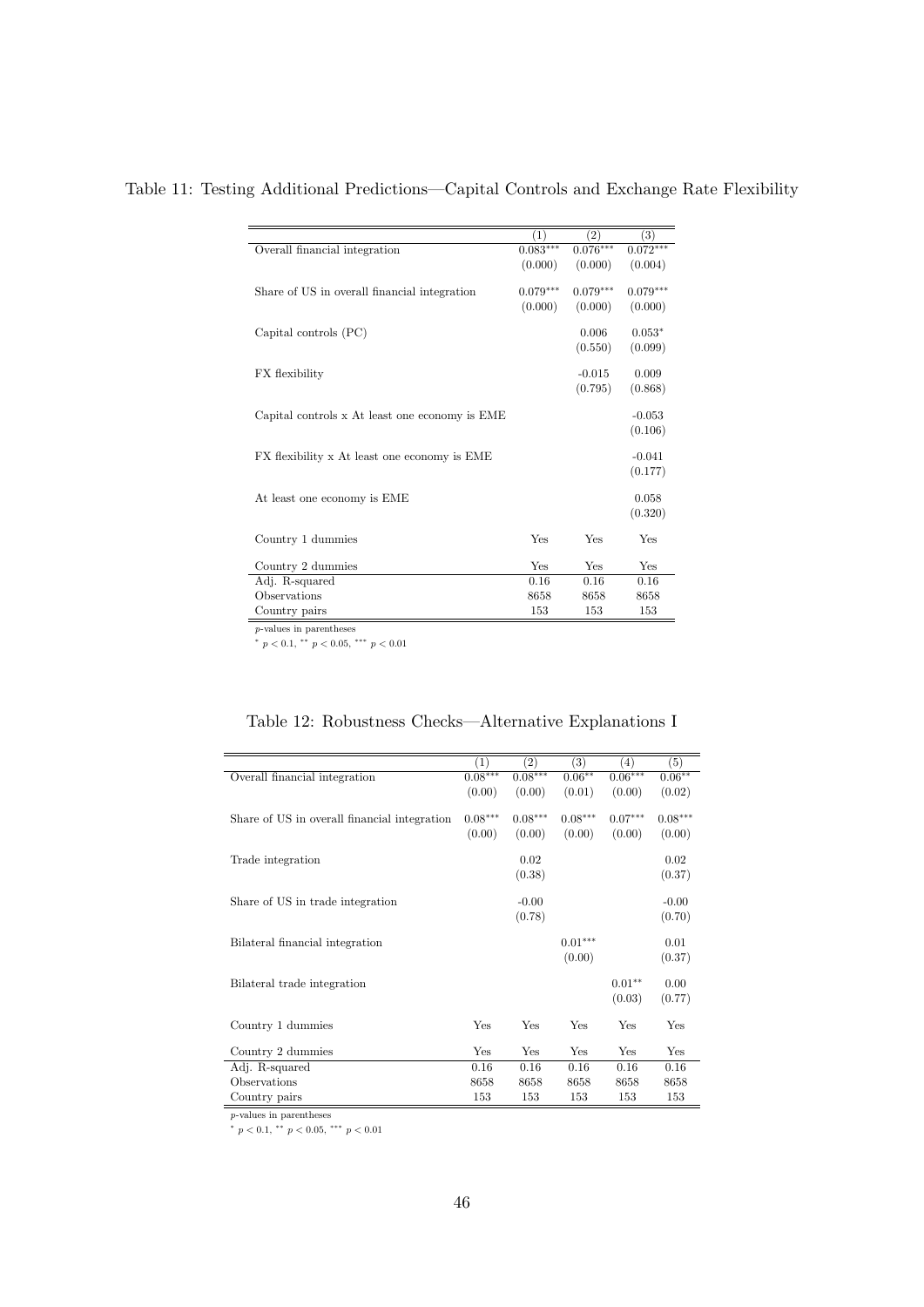Table 11: Testing Additional Predictions—Capital Controls and Exchange Rate Flexibility

| | (1) | (2) | (3) |
|---|---|---|---|
| Overall financial integration | 0.083*** | 0.076*** | 0.072*** |
| | (0.000) | (0.000) | (0.004) |
| Share of US in overall financial integration | 0.079*** | 0.079*** | 0.079*** |
| | (0.000) | (0.000) | (0.000) |
| Capital controls (PC) | | 0.006 | 0.053* |
| | | (0.550) | (0.099) |
| FX flexibility | | -0.015 | 0.009 |
| | | (0.795) | (0.868) |
| Capital controls x At least one economy is EME | | | -0.053 |
| | | | (0.106) |
| FX flexibility x At least one economy is EME | | | -0.041 |
| | | | (0.177) |
| At least one economy is EME | | | 0.058 |
| | | | (0.320) |
| Country 1 dummies | Yes | Yes | Yes |
| Country 2 dummies | Yes | Yes | Yes |
| Adj. R-squared | 0.16 | 0.16 | 0.16 |
| Observations | 8658 | 8658 | 8658 |
| Country pairs | 153 | 153 | 153 |

$p$-values in parentheses

$^{*}$ $p < 0.1$, $^{**}$ $p < 0.05$, $^{***}$ $p < 0.01$

Table 12: Robustness Checks—Alternative Explanations I

| | (1) | (2) | (3) | (4) | (5) |
|---|---|---|---|---|---|
| Overall financial integration | 0.08*** | 0.08*** | 0.06** | 0.06*** | 0.06** |
| | (0.00) | (0.00) | (0.01) | (0.00) | (0.02) |
| Share of US in overall financial integration | 0.08*** | 0.08*** | 0.08*** | 0.07*** | 0.08*** |
| | (0.00) | (0.00) | (0.00) | (0.00) | (0.00) |
| Trade integration | | 0.02 | | | 0.02 |
| | | (0.38) | | | (0.37) |
| Share of US in trade integration | | -0.00 | | | -0.00 |
| | | (0.78) | | | (0.70) |
| Bilateral financial integration | | | 0.01*** | | 0.01 |
| | | | (0.00) | | (0.37) |
| Bilateral trade integration | | | | 0.01** | 0.00 |
| | | | | (0.03) | (0.77) |
| Country 1 dummies | Yes | Yes | Yes | Yes | Yes |
| Country 2 dummies | Yes | Yes | Yes | Yes | Yes |
| Adj. R-squared | 0.16 | 0.16 | 0.16 | 0.16 | 0.16 |
| Observations | 8658 | 8658 | 8658 | 8658 | 8658 |
| Country pairs | 153 | 153 | 153 | 153 | 153 |

$p$-values in parentheses

$^{*}$ $p < 0.1$, $^{**}$ $p < 0.05$, $^{***}$ $p < 0.01$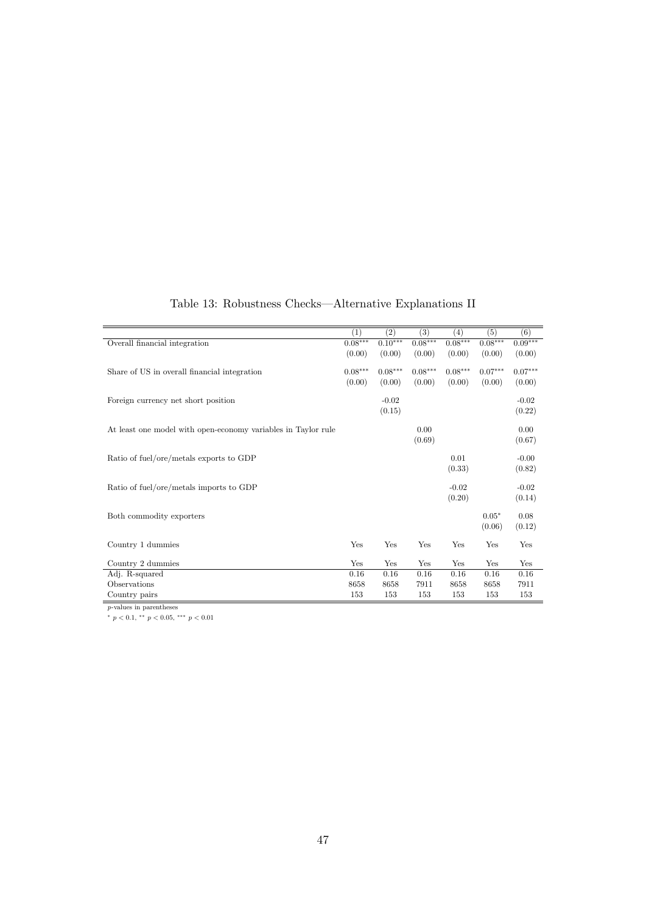Table 13: Robustness Checks—Alternative Explanations II

| | (1) | (2) | (3) | (4) | (5) | (6) |
|---|---|---|---|---|---|---|
| Overall financial integration | $0.08^{***}$ | $0.10^{***}$ | $0.08^{***}$ | $0.08^{***}$ | $0.08^{***}$ | $0.09^{***}$ |
| | (0.00) | (0.00) | (0.00) | (0.00) | (0.00) | (0.00) |
| Share of US in overall financial integration | $0.08^{***}$ | $0.08^{***}$ | $0.08^{***}$ | $0.08^{***}$ | $0.07^{***}$ | $0.07^{***}$ |
| | (0.00) | (0.00) | (0.00) | (0.00) | (0.00) | (0.00) |
| Foreign currency net short position | | -0.02 | | | | -0.02 |
| | | (0.15) | | | | (0.22) |
| At least one model with open-economy variables in Taylor rule | | | 0.00 | | | 0.00 |
| | | | (0.69) | | | (0.67) |
| Ratio of fuel/ore/metals exports to GDP | | | | 0.01 | | -0.00 |
| | | | | (0.33) | | (0.82) |
| Ratio of fuel/ore/metals imports to GDP | | | | -0.02 | | -0.02 |
| | | | | (0.20) | | (0.14) |
| Both commodity exporters | | | | | $0.05^{*}$ | 0.08 |
| | | | | | (0.06) | (0.12) |
| Country 1 dummies | Yes | Yes | Yes | Yes | Yes | Yes |
| Country 2 dummies | Yes | Yes | Yes | Yes | Yes | Yes |
| Adj. R-squared | 0.16 | 0.16 | 0.16 | 0.16 | 0.16 | 0.16 |
| Observations | 8658 | 8658 | 7911 | 8658 | 8658 | 7911 |
| Country pairs | 153 | 153 | 153 | 153 | 153 | 153 |

$p$-values in parentheses

$^{*}$ $p < 0.1$, $^{**}$ $p < 0.05$, $^{***}$ $p < 0.01$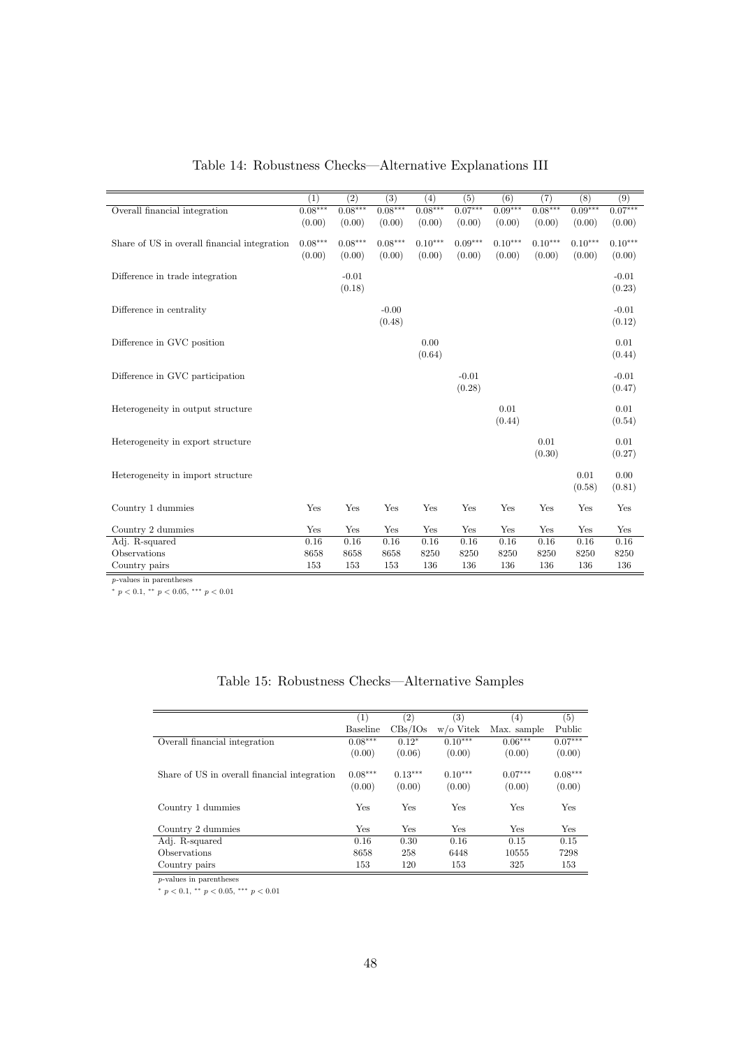Table 14: Robustness Checks—Alternative Explanations III

| | (1) | (2) | (3) | (4) | (5) | (6) | (7) | (8) | (9) |
|---|---|---|---|---|---|---|---|---|---|
| Overall financial integration | 0.08*** | 0.08*** | 0.08*** | 0.08*** | 0.07*** | 0.09*** | 0.08*** | 0.09*** | 0.07*** |
| | (0.00) | (0.00) | (0.00) | (0.00) | (0.00) | (0.00) | (0.00) | (0.00) | (0.00) |
| Share of US in overall financial integration | 0.08*** | 0.08*** | 0.08*** | 0.10*** | 0.09*** | 0.10*** | 0.10*** | 0.10*** | 0.10*** |
| | (0.00) | (0.00) | (0.00) | (0.00) | (0.00) | (0.00) | (0.00) | (0.00) | (0.00) |
| Difference in trade integration | | -0.01 | | | | | | | -0.01 |
| | | (0.18) | | | | | | | (0.23) |
| Difference in centrality | | | -0.00 | | | | | | -0.01 |
| | | | (0.48) | | | | | | (0.12) |
| Difference in GVC position | | | | 0.00 | | | | | 0.01 |
| | | | | (0.64) | | | | | (0.44) |
| Difference in GVC participation | | | | | -0.01 | | | | -0.01 |
| | | | | | (0.28) | | | | (0.47) |
| Heterogeneity in output structure | | | | | | 0.01 | | | 0.01 |
| | | | | | | (0.44) | | | (0.54) |
| Heterogeneity in export structure | | | | | | | 0.01 | | 0.01 |
| | | | | | | | (0.30) | | (0.27) |
| Heterogeneity in import structure | | | | | | | | 0.01 | 0.00 |
| | | | | | | | | (0.58) | (0.81) |
| Country 1 dummies | Yes | Yes | Yes | Yes | Yes | Yes | Yes | Yes | Yes |
| Country 2 dummies | Yes | Yes | Yes | Yes | Yes | Yes | Yes | Yes | Yes |
| Adj. R-squared | 0.16 | 0.16 | 0.16 | 0.16 | 0.16 | 0.16 | 0.16 | 0.16 | 0.16 |
| Observations | 8658 | 8658 | 8658 | 8250 | 8250 | 8250 | 8250 | 8250 | 8250 |
| Country pairs | 153 | 153 | 153 | 136 | 136 | 136 | 136 | 136 | 136 |

$p$-values in parentheses

$^{*}$ $p < 0.1$, $^{**}$ $p < 0.05$, $^{***}$ $p < 0.01$

Table 15: Robustness Checks—Alternative Samples

| | (1) | (2) | (3) | (4) | (5) |
|---|---|---|---|---|---|
| | Baseline | CBs/IOs | w/o Vitek | Max. sample | Public |
| Overall financial integration | 0.08*** | 0.12* | 0.10*** | 0.06*** | 0.07*** |
| | (0.00) | (0.06) | (0.00) | (0.00) | (0.00) |
| Share of US in overall financial integration | 0.08*** | 0.13*** | 0.10*** | 0.07*** | 0.08*** |
| | (0.00) | (0.00) | (0.00) | (0.00) | (0.00) |
| Country 1 dummies | Yes | Yes | Yes | Yes | Yes |
| Country 2 dummies | Yes | Yes | Yes | Yes | Yes |
| Adj. R-squared | 0.16 | 0.30 | 0.16 | 0.15 | 0.15 |
| Observations | 8658 | 258 | 6448 | 10555 | 7298 |
| Country pairs | 153 | 120 | 153 | 325 | 153 |

$p$-values in parentheses

$^{*}$ $p < 0.1$, $^{**}$ $p < 0.05$, $^{***}$ $p < 0.01$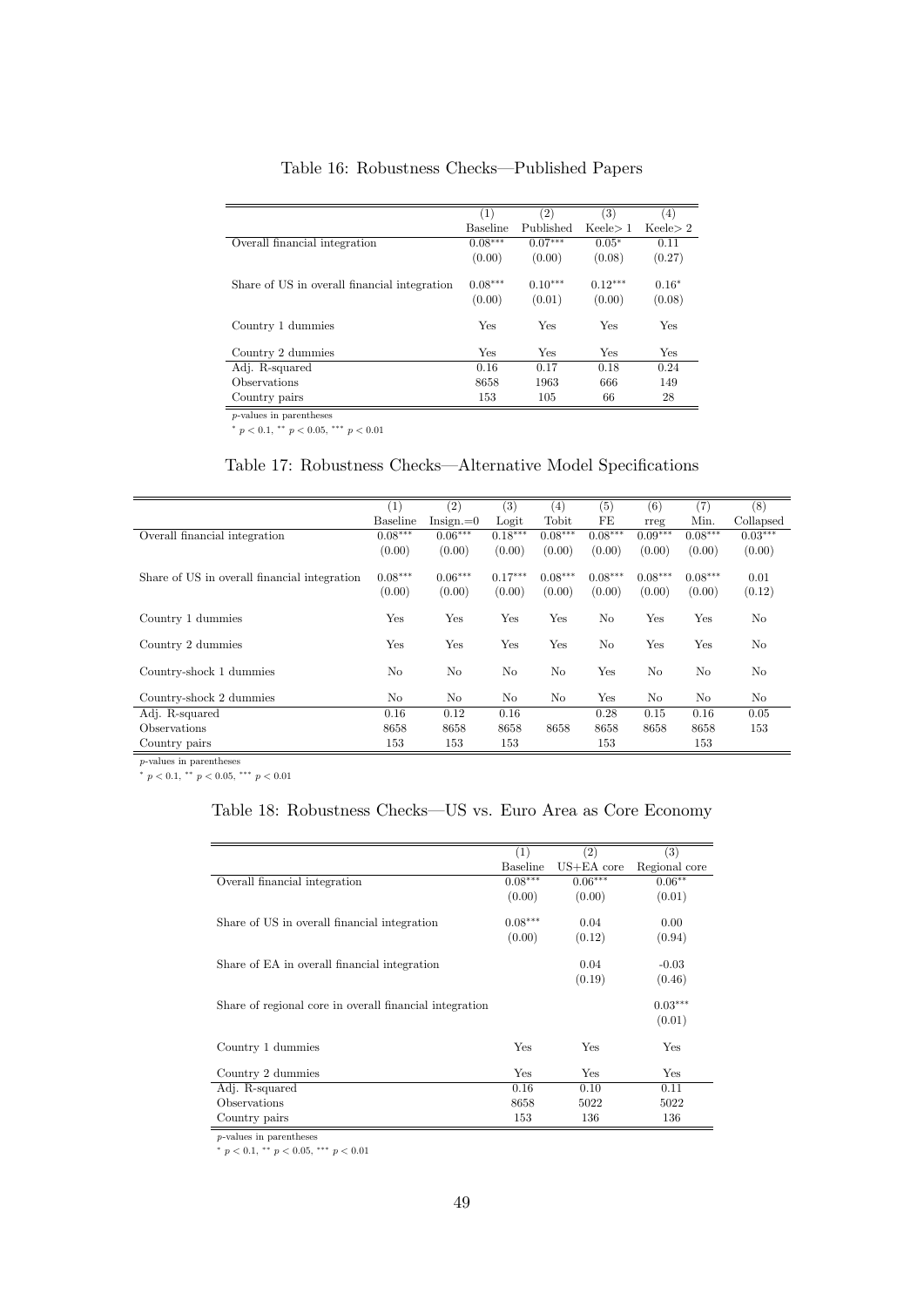Table 16: Robustness Checks—Published Papers

| | (1) Baseline | (2) Published | (3) Keele> 1 | (4) Keele> 2 |
|---|---|---|---|---|
| Overall financial integration | $0.08^{***}$ | $0.07^{***}$ | $0.05^{*}$ | 0.11 |
| | (0.00) | (0.00) | (0.08) | (0.27) |
| Share of US in overall financial integration | $0.08^{***}$ | $0.10^{***}$ | $0.12^{***}$ | $0.16^{*}$ |
| | (0.00) | (0.01) | (0.00) | (0.08) |
| Country 1 dummies | Yes | Yes | Yes | Yes |
| Country 2 dummies | Yes | Yes | Yes | Yes |
| Adj. R-squared | 0.16 | 0.17 | 0.18 | 0.24 |
| Observations | 8658 | 1963 | 666 | 149 |
| Country pairs | 153 | 105 | 66 | 28 |

*p*-values in parentheses

$^{*}$ $p < 0.1$, $^{**}$ $p < 0.05$, $^{***}$ $p < 0.01$

Table 17: Robustness Checks—Alternative Model Specifications

| | (1) Baseline | (2) Insign.=0 | (3) Logit | (4) Tobit | (5) FE | (6) rreg | (7) Min. | (8) Collapsed |
|---|---|---|---|---|---|---|---|---|
| Overall financial integration | $0.08^{***}$ | $0.06^{***}$ | $0.18^{***}$ | $0.08^{***}$ | $0.08^{***}$ | $0.09^{***}$ | $0.08^{***}$ | $0.03^{***}$ |
| | (0.00) | (0.00) | (0.00) | (0.00) | (0.00) | (0.00) | (0.00) | (0.00) |
| Share of US in overall financial integration | $0.08^{***}$ | $0.06^{***}$ | $0.17^{***}$ | $0.08^{***}$ | $0.08^{***}$ | $0.08^{***}$ | $0.08^{***}$ | 0.01 |
| | (0.00) | (0.00) | (0.00) | (0.00) | (0.00) | (0.00) | (0.00) | (0.12) |
| Country 1 dummies | Yes | Yes | Yes | Yes | No | Yes | Yes | No |
| Country 2 dummies | Yes | Yes | Yes | Yes | No | Yes | Yes | No |
| Country-shock 1 dummies | No | No | No | No | Yes | No | No | No |
| Country-shock 2 dummies | No | No | No | No | Yes | No | No | No |
| Adj. R-squared | 0.16 | 0.12 | 0.16 | | 0.28 | 0.15 | 0.16 | 0.05 |
| Observations | 8658 | 8658 | 8658 | 8658 | 8658 | 8658 | 8658 | 153 |
| Country pairs | 153 | 153 | 153 | | 153 | | 153 | |

*p*-values in parentheses

$^{*}$ $p < 0.1$, $^{**}$ $p < 0.05$, $^{***}$ $p < 0.01$

Table 18: Robustness Checks—US vs. Euro Area as Core Economy

| | (1) Baseline | (2) US+EA core | (3) Regional core |
|---|---|---|---|
| Overall financial integration | $0.08^{***}$ | $0.06^{***}$ | $0.06^{**}$ |
| | (0.00) | (0.00) | (0.01) |
| Share of US in overall financial integration | $0.08^{***}$ | 0.04 | 0.00 |
| | (0.00) | (0.12) | (0.94) |
| Share of EA in overall financial integration | | 0.04 | -0.03 |
| | | (0.19) | (0.46) |
| Share of regional core in overall financial integration | | | $0.03^{***}$ |
| | | | (0.01) |
| Country 1 dummies | Yes | Yes | Yes |
| Country 2 dummies | Yes | Yes | Yes |
| Adj. R-squared | 0.16 | 0.10 | 0.11 |
| Observations | 8658 | 5022 | 5022 |
| Country pairs | 153 | 136 | 136 |

*p*-values in parentheses

$^{*}$ $p < 0.1$, $^{**}$ $p < 0.05$, $^{***}$ $p < 0.01$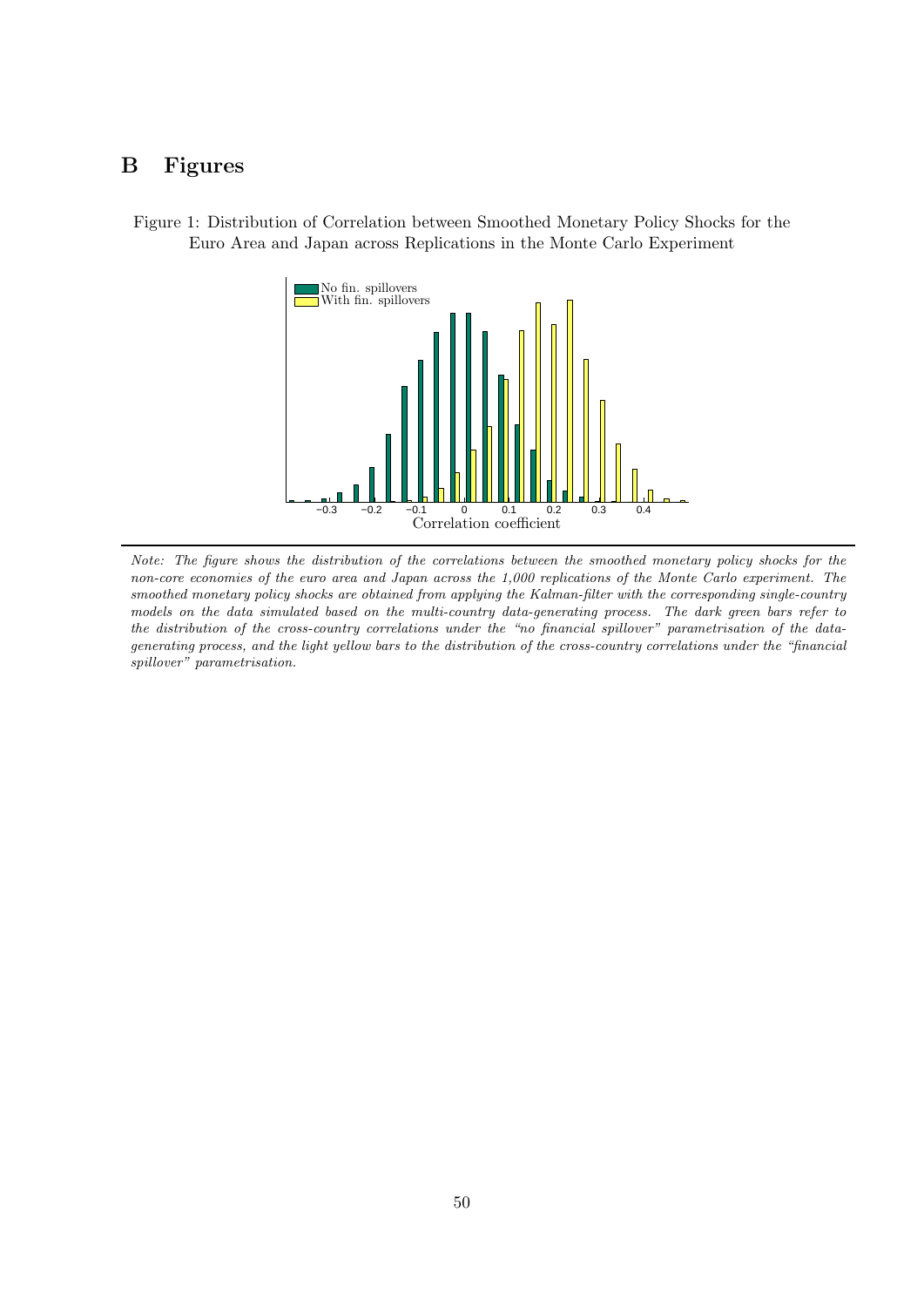# B Figures

Figure 1: Distribution of Correlation between Smoothed Monetary Policy Shocks for the Euro Area and Japan across Replications in the Monte Carlo Experiment

*Note: The figure shows the distribution of the correlations between the smoothed monetary policy shocks for the non-core economies of the euro area and Japan across the 1,000 replications of the Monte Carlo experiment. The smoothed monetary policy shocks are obtained from applying the Kalman-filter with the corresponding single-country models on the data simulated based on the multi-country data-generating process. The dark green bars refer to the distribution of the cross-country correlations under the "no financial spillover" parametrisation of the data-generating process, and the light yellow bars to the distribution of the cross-country correlations under the "financial spillover" parametrisation.*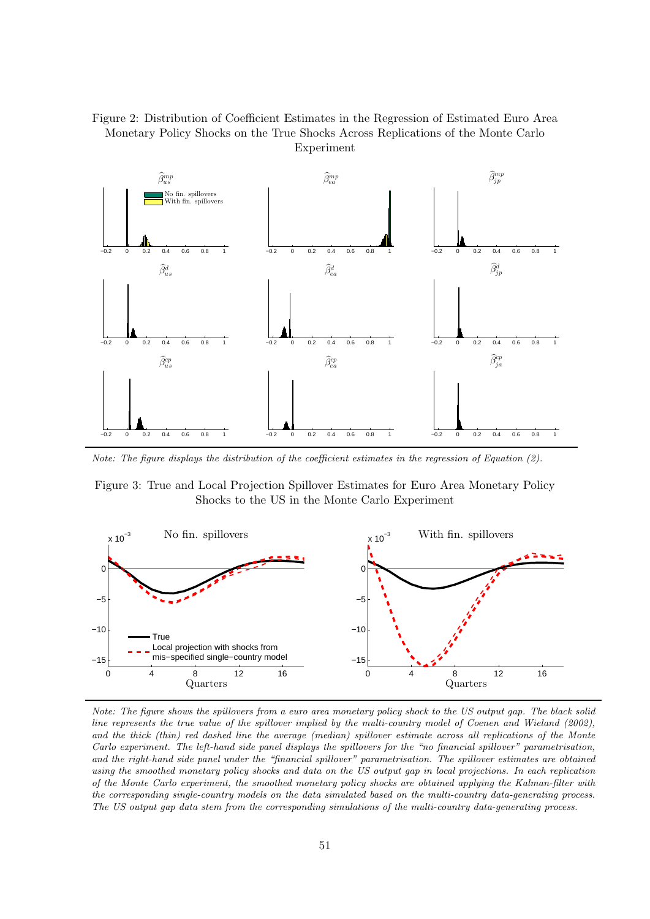Figure 2: Distribution of Coefficient Estimates in the Regression of Estimated Euro Area Monetary Policy Shocks on the True Shocks Across Replications of the Monte Carlo Experiment

*Note: The figure displays the distribution of the coefficient estimates in the regression of Equation (2).*

Figure 3: True and Local Projection Spillover Estimates for Euro Area Monetary Policy Shocks to the US in the Monte Carlo Experiment

*Note: The figure shows the spillovers from a euro area monetary policy shock to the US output gap. The black solid line represents the true value of the spillover implied by the multi-country model of Coenen and Wieland (2002), and the thick (thin) red dashed line the average (median) spillover estimate across all replications of the Monte Carlo experiment. The left-hand side panel displays the spillovers for the "no financial spillover" parametrisation, and the right-hand side panel under the "financial spillover" parametrisation. The spillover estimates are obtained using the smoothed monetary policy shocks and data on the US output gap in local projections. In each replication of the Monte Carlo experiment, the smoothed monetary policy shocks are obtained applying the Kalman-filter with the corresponding single-country models on the data simulated based on the multi-country data-generating process. The US output gap data stem from the corresponding simulations of the multi-country data-generating process.*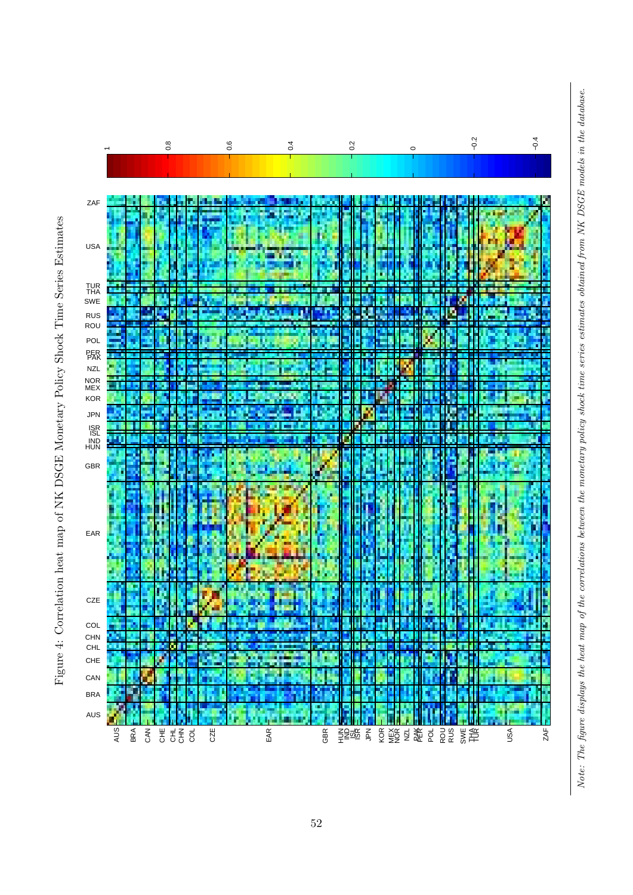Figure 4: Correlation heat map of NK DSGE Monetary Policy Shock Time Series Estimates

*Note: The figure displays the heat map of the correlations between the monetary policy shock time series estimates obtained from NK DSGE models in the database.*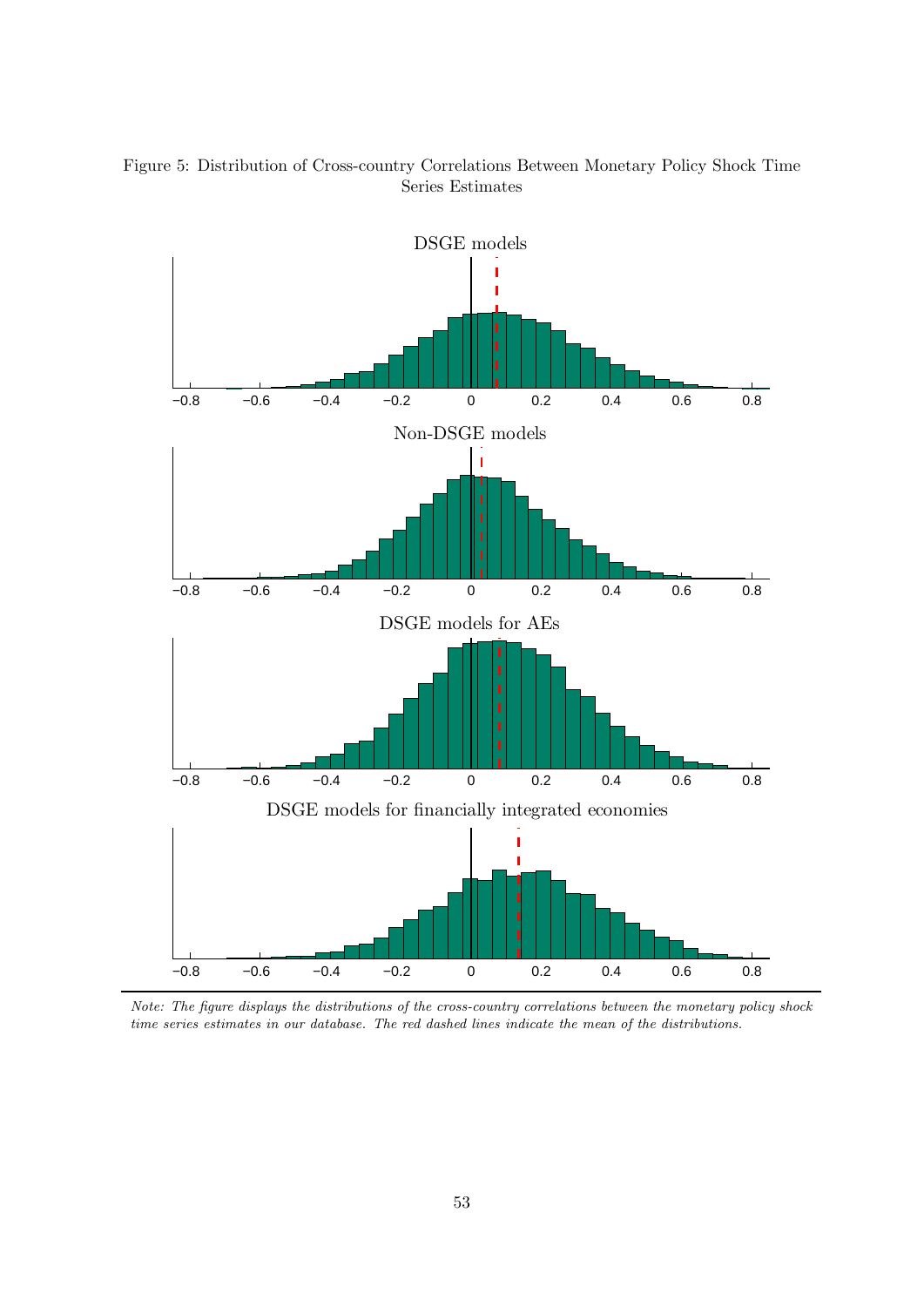Figure 5: Distribution of Cross-country Correlations Between Monetary Policy Shock Time Series Estimates

DSGE models

Non-DSGE models

DSGE models for AEs

DSGE models for financially integrated economies

*Note: The figure displays the distributions of the cross-country correlations between the monetary policy shock time series estimates in our database. The red dashed lines indicate the mean of the distributions.*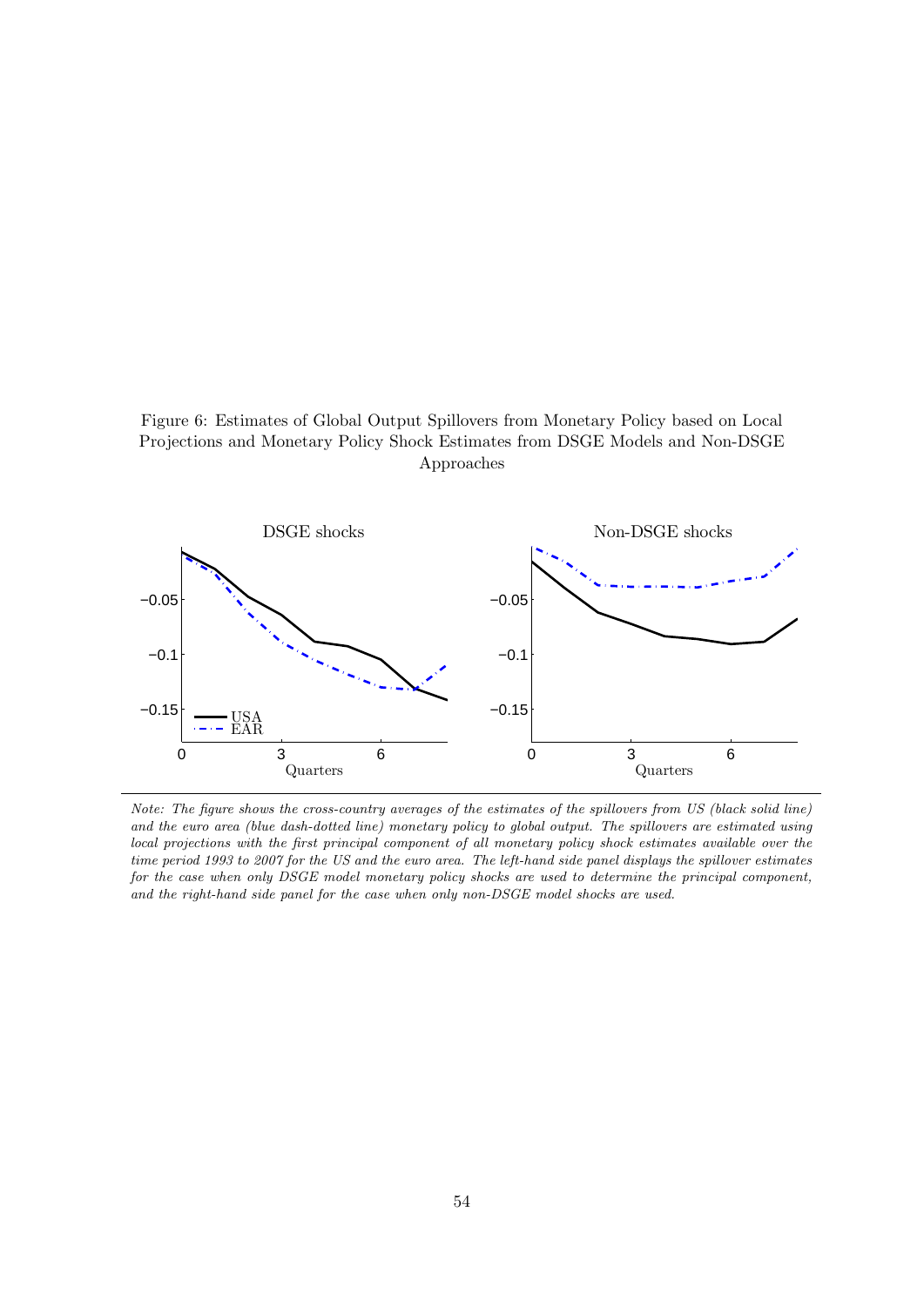Figure 6: Estimates of Global Output Spillovers from Monetary Policy based on Local Projections and Monetary Policy Shock Estimates from DSGE Models and Non-DSGE Approaches

*Note: The figure shows the cross-country averages of the estimates of the spillovers from US (black solid line) and the euro area (blue dash-dotted line) monetary policy to global output. The spillovers are estimated using local projections with the first principal component of all monetary policy shock estimates available over the time period 1993 to 2007 for the US and the euro area. The left-hand side panel displays the spillover estimates for the case when only DSGE model monetary policy shocks are used to determine the principal component, and the right-hand side panel for the case when only non-DSGE model shocks are used.*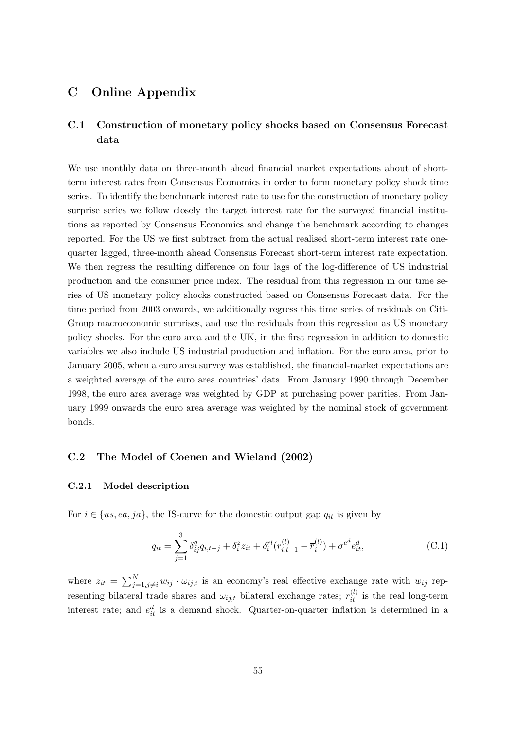# C Online Appendix

## C.1 Construction of monetary policy shocks based on Consensus Forecast data

We use monthly data on three-month ahead financial market expectations about of short-term interest rates from Consensus Economics in order to form monetary policy shock time series. To identify the benchmark interest rate to use for the construction of monetary policy surprise series we follow closely the target interest rate for the surveyed financial institutions as reported by Consensus Economics and change the benchmark according to changes reported. For the US we first subtract from the actual realised short-term interest rate one-quarter lagged, three-month ahead Consensus Forecast short-term interest rate expectation. We then regress the resulting difference on four lags of the log-difference of US industrial production and the consumer price index. The residual from this regression in our time series of US monetary policy shocks constructed based on Consensus Forecast data. For the time period from 2003 onwards, we additionally regress this time series of residuals on Citi-Group macroeconomic surprises, and use the residuals from this regression as US monetary policy shocks. For the euro area and the UK, in the first regression in addition to domestic variables we also include US industrial production and inflation. For the euro area, prior to January 2005, when a euro area survey was established, the financial-market expectations are a weighted average of the euro area countries' data. From January 1990 through December 1998, the euro area average was weighted by GDP at purchasing power parities. From January 1999 onwards the euro area average was weighted by the nominal stock of government bonds.

## C.2 The Model of Coenen and Wieland (2002)

### C.2.1 Model description

For $i \in \{us, ea, ja\}$, the IS-curve for the domestic output gap $q_{it}$ is given by

$$q_{it} = \sum_{j=1}^{3} \delta_{ij}^{q} q_{i,t-j} + \delta_i^z z_{it} + \delta_i^{rl}(r_{i,t-1}^{(l)} - \overline{r}_i^{(l)}) + \sigma^{e^d} e_{it}^d, \tag{C.1}$$

where $z_{it} = \sum_{j=1, j \neq i}^{N} w_{ij} \cdot \omega_{ij,t}$ is an economy's real effective exchange rate with $w_{ij}$ representing bilateral trade shares and $\omega_{ij,t}$ bilateral exchange rates; $r_{it}^{(l)}$ is the real long-term interest rate; and $e_{it}^d$ is a demand shock. Quarter-on-quarter inflation is determined in a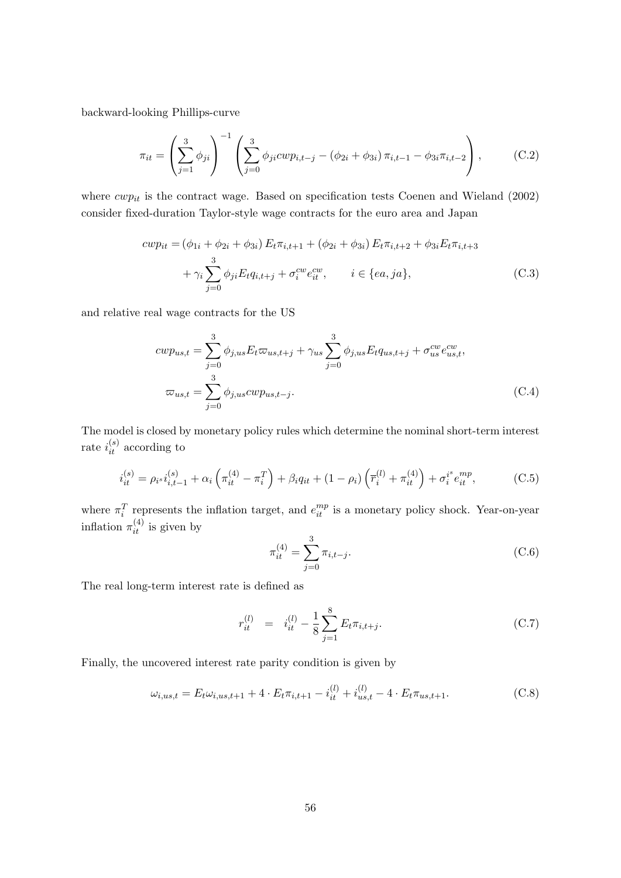backward-looking Phillips-curve

$$\pi_{it} = \left(\sum_{j=1}^{3} \phi_{ji}\right)^{-1} \left(\sum_{j=0}^{3} \phi_{ji} cwp_{i,t-j} - (\phi_{2i} + \phi_{3i})\, \pi_{i,t-1} - \phi_{3i} \pi_{i,t-2}\right), \tag{C.2}$$

where $cwp_{it}$ is the contract wage. Based on specification tests Coenen and Wieland (2002) consider fixed-duration Taylor-style wage contracts for the euro area and Japan

$$\begin{aligned} cwp_{it} =& \left(\phi_{1i} + \phi_{2i} + \phi_{3i}\right) E_t \pi_{i,t+1} + \left(\phi_{2i} + \phi_{3i}\right) E_t \pi_{i,t+2} + \phi_{3i} E_t \pi_{i,t+3} \\ &+ \gamma_i \sum_{j=0}^{3} \phi_{ji} E_t q_{i,t+j} + \sigma_i^{cw} e_{it}^{cw}, \qquad i \in \{ea, ja\}, \end{aligned} \tag{C.3}$$

and relative real wage contracts for the US

$$\begin{aligned} cwp_{us,t} &= \sum_{j=0}^{3} \phi_{j,us} E_t \varpi_{us,t+j} + \gamma_{us} \sum_{j=0}^{3} \phi_{j,us} E_t q_{us,t+j} + \sigma_{us}^{cw} e_{us,t}^{cw}, \\ \varpi_{us,t} &= \sum_{j=0}^{3} \phi_{j,us} cwp_{us,t-j}. \end{aligned} \tag{C.4}$$

The model is closed by monetary policy rules which determine the nominal short-term interest rate $i_{it}^{(s)}$ according to

$$i_{it}^{(s)} = \rho_{i^s} i_{i,t-1}^{(s)} + \alpha_i \left(\pi_{it}^{(4)} - \pi_i^T\right) + \beta_i q_{it} + (1 - \rho_i) \left(\overline{r}_i^{(l)} + \pi_{it}^{(4)}\right) + \sigma_i^{i^s} e_{it}^{mp}, \tag{C.5}$$

where $\pi_i^T$ represents the inflation target, and $e_{it}^{mp}$ is a monetary policy shock. Year-on-year inflation $\pi_{it}^{(4)}$ is given by

$$\pi_{it}^{(4)} = \sum_{j=0}^{3} \pi_{i,t-j}. \tag{C.6}$$

The real long-term interest rate is defined as

$$r_{it}^{(l)} \;\; = \;\; i_{it}^{(l)} - \frac{1}{8} \sum_{j=1}^{8} E_t \pi_{i,t+j}. \tag{C.7}$$

Finally, the uncovered interest rate parity condition is given by

$$\omega_{i,us,t} = E_t \omega_{i,us,t+1} + 4 \cdot E_t \pi_{i,t+1} - i_{it}^{(l)} + i_{us,t}^{(l)} - 4 \cdot E_t \pi_{us,t+1}. \tag{C.8}$$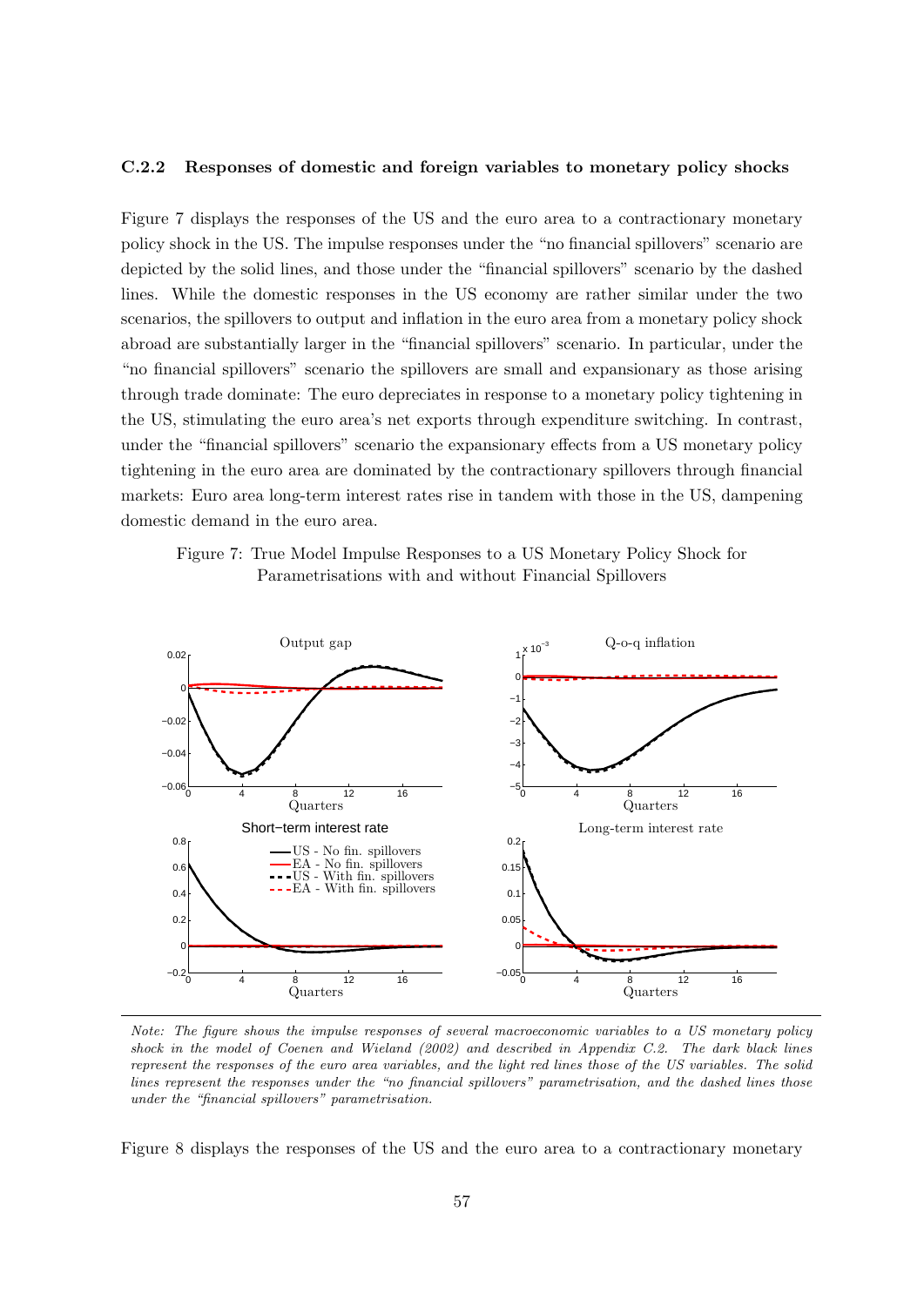### C.2.2 Responses of domestic and foreign variables to monetary policy shocks

Figure 7 displays the responses of the US and the euro area to a contractionary monetary policy shock in the US. The impulse responses under the "no financial spillovers" scenario are depicted by the solid lines, and those under the "financial spillovers" scenario by the dashed lines. While the domestic responses in the US economy are rather similar under the two scenarios, the spillovers to output and inflation in the euro area from a monetary policy shock abroad are substantially larger in the "financial spillovers" scenario. In particular, under the "no financial spillovers" scenario the spillovers are small and expansionary as those arising through trade dominate: The euro depreciates in response to a monetary policy tightening in the US, stimulating the euro area's net exports through expenditure switching. In contrast, under the "financial spillovers" scenario the expansionary effects from a US monetary policy tightening in the euro area are dominated by the contractionary spillovers through financial markets: Euro area long-term interest rates rise in tandem with those in the US, dampening domestic demand in the euro area.

Figure 7: True Model Impulse Responses to a US Monetary Policy Shock for Parametrisations with and without Financial Spillovers

*Note: The figure shows the impulse responses of several macroeconomic variables to a US monetary policy shock in the model of Coenen and Wieland (2002) and described in Appendix C.2. The dark black lines represent the responses of the euro area variables, and the light red lines those of the US variables. The solid lines represent the responses under the "no financial spillovers" parametrisation, and the dashed lines those under the "financial spillovers" parametrisation.*

Figure 8 displays the responses of the US and the euro area to a contractionary monetary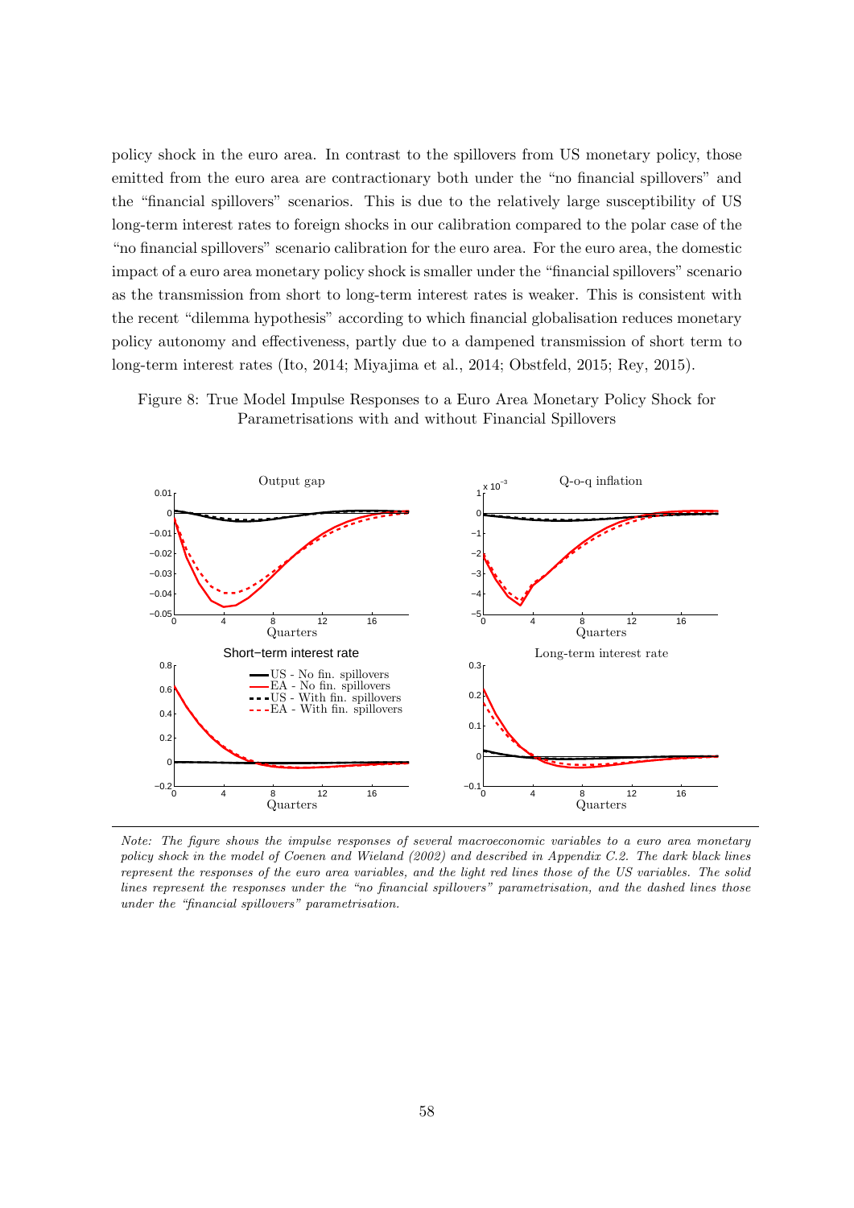policy shock in the euro area. In contrast to the spillovers from US monetary policy, those emitted from the euro area are contractionary both under the "no financial spillovers" and the "financial spillovers" scenarios. This is due to the relatively large susceptibility of US long-term interest rates to foreign shocks in our calibration compared to the polar case of the "no financial spillovers" scenario calibration for the euro area. For the euro area, the domestic impact of a euro area monetary policy shock is smaller under the "financial spillovers" scenario as the transmission from short to long-term interest rates is weaker. This is consistent with the recent "dilemma hypothesis" according to which financial globalisation reduces monetary policy autonomy and effectiveness, partly due to a dampened transmission of short term to long-term interest rates (Ito, 2014; Miyajima et al., 2014; Obstfeld, 2015; Rey, 2015).

Figure 8: True Model Impulse Responses to a Euro Area Monetary Policy Shock for Parametrisations with and without Financial Spillovers

*Note: The figure shows the impulse responses of several macroeconomic variables to a euro area monetary policy shock in the model of Coenen and Wieland (2002) and described in Appendix C.2. The dark black lines represent the responses of the euro area variables, and the light red lines those of the US variables. The solid lines represent the responses under the "no financial spillovers" parametrisation, and the dashed lines those under the "financial spillovers" parametrisation.*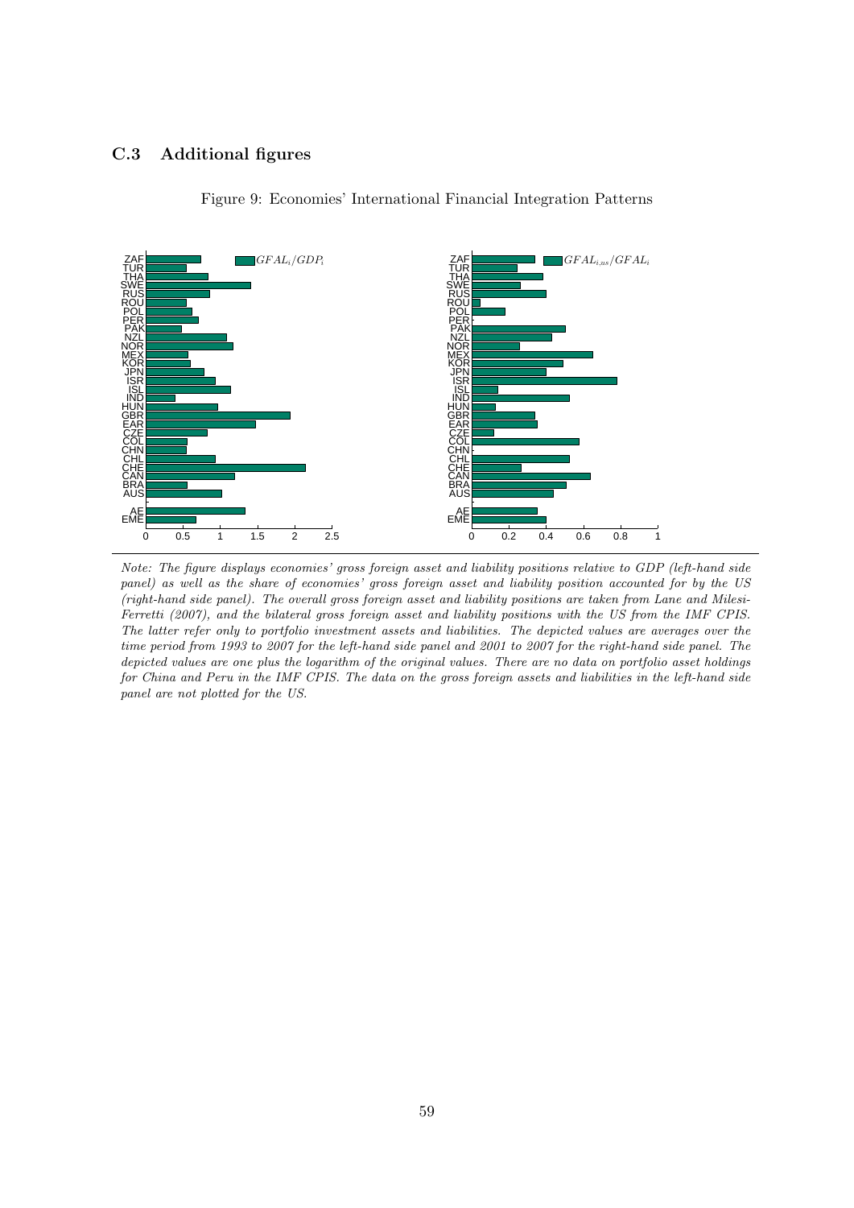### C.3 Additional figures

Figure 9: Economies' International Financial Integration Patterns

$GFAL_i/GDP_i$

ZAF
TUR
THA
SWE
RUS
ROU
POL
PER
PAK
NZL
NOR
MEX
KOR
JPN
ISR
ISL
IND
HUN
GBR
EAR
CZE
COL
CHN
CHL
CHE
CAN
BRA
AUS

AE
EME

0 0.5 1 1.5 2 2.5

$GFAL_{i,us}/GFAL_i$

ZAF
TUR
THA
SWE
RUS
ROU
POL
PER
PAK
NZL
NOR
MEX
KOR
JPN
ISR
ISL
IND
HUN
GBR
EAR
CZE
COL
CHN
CHL
CHE
CAN
BRA
AUS

AE
EME

0 0.2 0.4 0.6 0.8 1

*Note: The figure displays economies' gross foreign asset and liability positions relative to GDP (left-hand side panel) as well as the share of economies' gross foreign asset and liability position accounted for by the US (right-hand side panel). The overall gross foreign asset and liability positions are taken from Lane and Milesi-Ferretti (2007), and the bilateral gross foreign asset and liability positions with the US from the IMF CPIS. The latter refer only to portfolio investment assets and liabilities. The depicted values are averages over the time period from 1993 to 2007 for the left-hand side panel and 2001 to 2007 for the right-hand side panel. The depicted values are one plus the logarithm of the original values. There are no data on portfolio asset holdings for China and Peru in the IMF CPIS. The data on the gross foreign assets and liabilities in the left-hand side panel are not plotted for the US.*